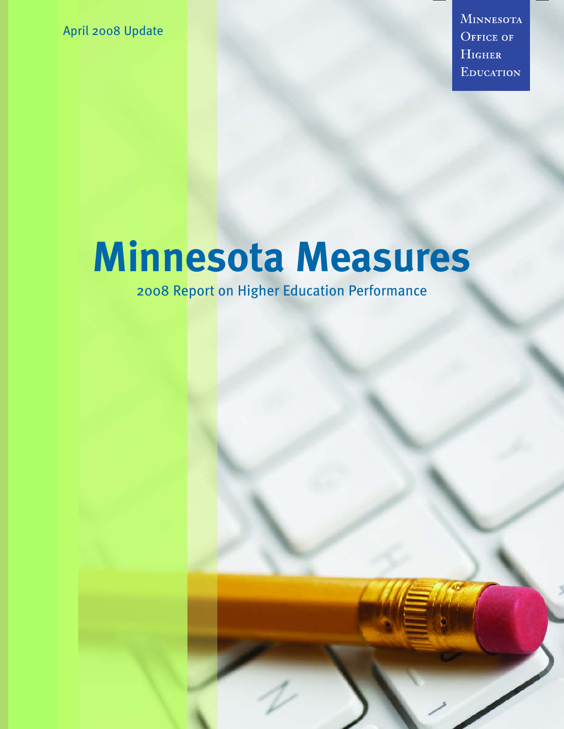April 2008 Update

Minnesota Office of Higher Education

# Minnesota Measures

2008 Report on Higher Education Performance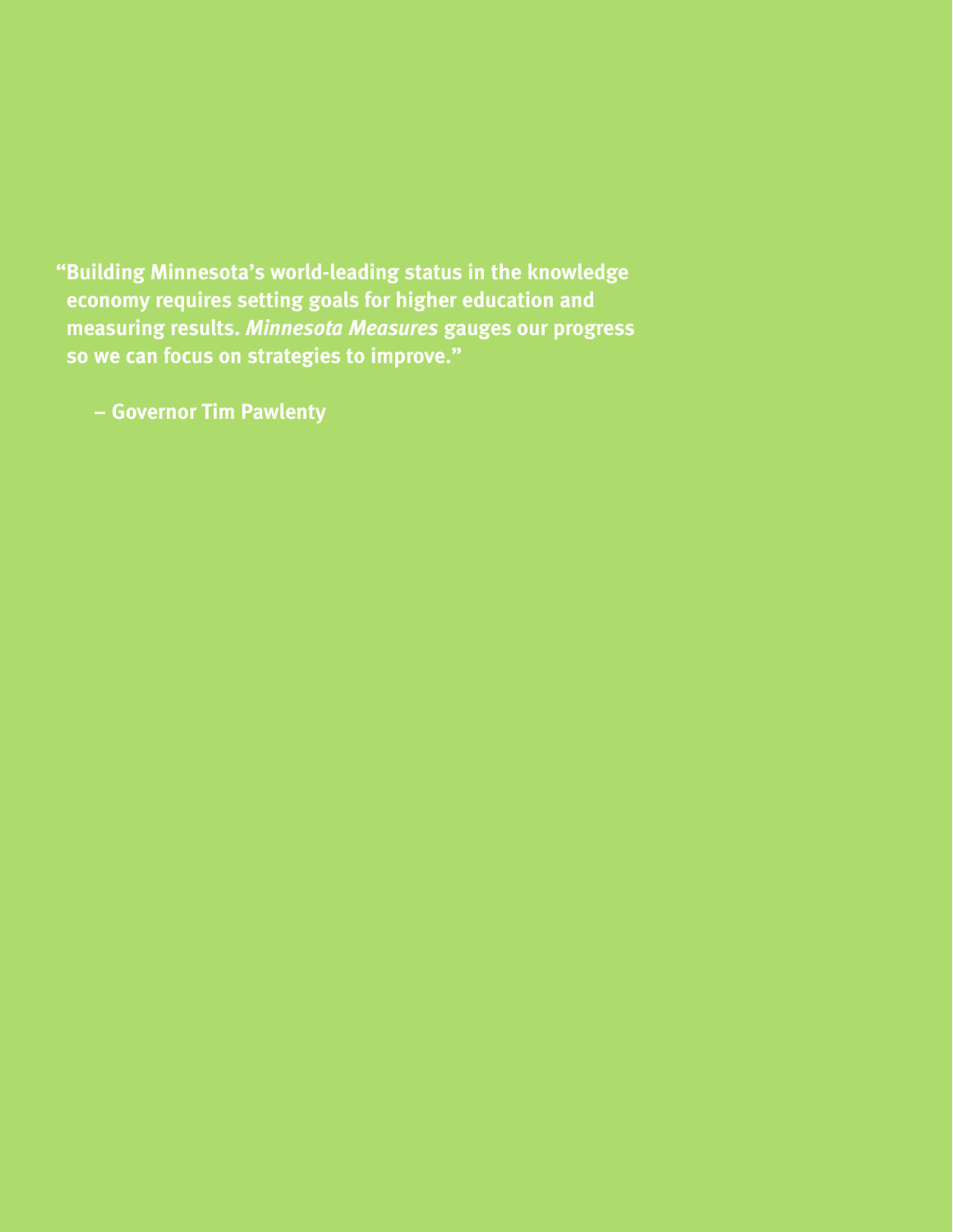**"Building Minnesota's world-leading status in the knowledge economy requires setting goals for higher education and measuring results. *Minnesota Measures* gauges our progress so we can focus on strategies to improve."**

**– Governor Tim Pawlenty**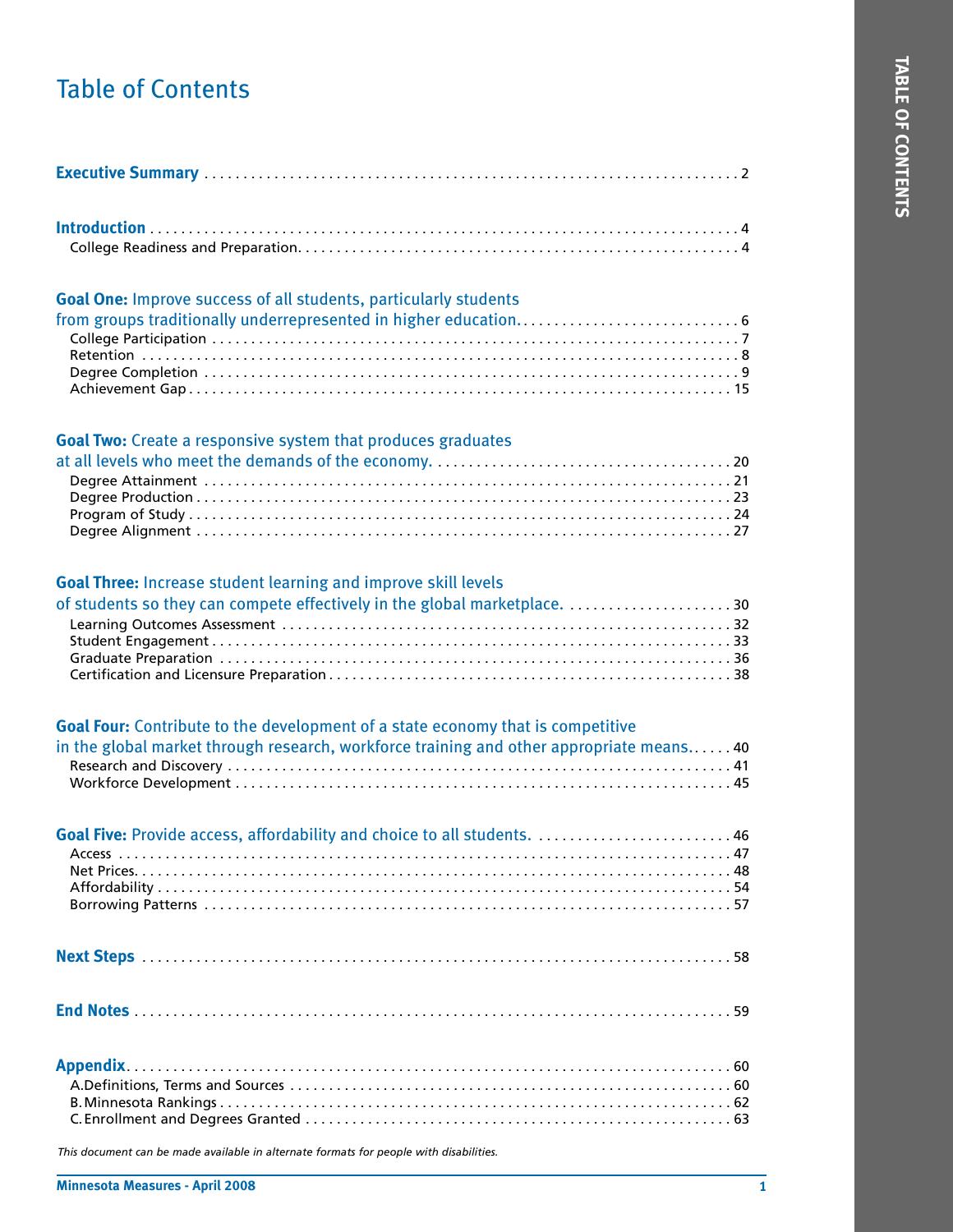# Table of Contents

**Executive Summary** . . . . . . . . . . 2

**Introduction** . . . . . . . . . . 4
- College Readiness and Preparation . . . . . . . . . . 4

**Goal One:** Improve success of all students, particularly students from groups traditionally underrepresented in higher education . . . . . . . . . . 6
- College Participation . . . . . . . . . . 7
- Retention . . . . . . . . . . 8
- Degree Completion . . . . . . . . . . 9
- Achievement Gap . . . . . . . . . . 15

**Goal Two:** Create a responsive system that produces graduates at all levels who meet the demands of the economy . . . . . . . . . . 20
- Degree Attainment . . . . . . . . . . 21
- Degree Production . . . . . . . . . . 23
- Program of Study . . . . . . . . . . 24
- Degree Alignment . . . . . . . . . . 27

**Goal Three:** Increase student learning and improve skill levels of students so they can compete effectively in the global marketplace . . . . . . . . . . 30
- Learning Outcomes Assessment . . . . . . . . . . 32
- Student Engagement . . . . . . . . . . 33
- Graduate Preparation . . . . . . . . . . 36
- Certification and Licensure Preparation . . . . . . . . . . 38

**Goal Four:** Contribute to the development of a state economy that is competitive in the global market through research, workforce training and other appropriate means . . . . . . . . . . 40
- Research and Discovery . . . . . . . . . . 41
- Workforce Development . . . . . . . . . . 45

**Goal Five:** Provide access, affordability and choice to all students . . . . . . . . . . 46
- Access . . . . . . . . . . 47
- Net Prices . . . . . . . . . . 48
- Affordability . . . . . . . . . . 54
- Borrowing Patterns . . . . . . . . . . 57

**Next Steps** . . . . . . . . . . 58

**End Notes** . . . . . . . . . . 59

**Appendix** . . . . . . . . . . 60
- A. Definitions, Terms and Sources . . . . . . . . . . 60
- B. Minnesota Rankings . . . . . . . . . . 62
- C. Enrollment and Degrees Granted . . . . . . . . . . 63

*This document can be made available in alternate formats for people with disabilities.*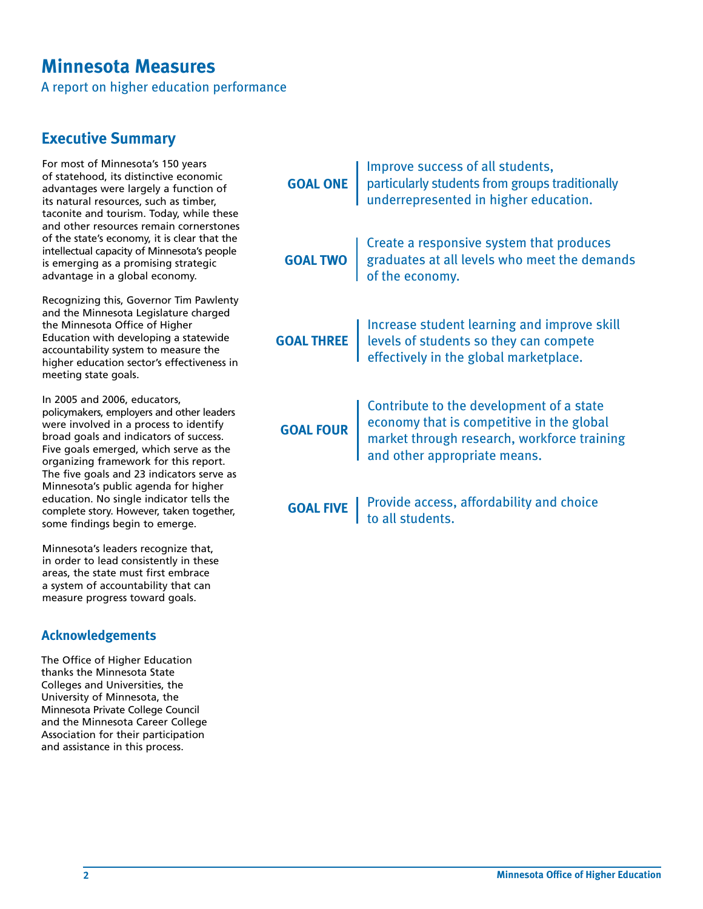# Minnesota Measures

A report on higher education performance

## Executive Summary

For most of Minnesota's 150 years of statehood, its distinctive economic advantages were largely a function of its natural resources, such as timber, taconite and tourism. Today, while these and other resources remain cornerstones of the state's economy, it is clear that the intellectual capacity of Minnesota's people is emerging as a promising strategic advantage in a global economy.

Recognizing this, Governor Tim Pawlenty and the Minnesota Legislature charged the Minnesota Office of Higher Education with developing a statewide accountability system to measure the higher education sector's effectiveness in meeting state goals.

In 2005 and 2006, educators, policymakers, employers and other leaders were involved in a process to identify broad goals and indicators of success. Five goals emerged, which serve as the organizing framework for this report. The five goals and 23 indicators serve as Minnesota's public agenda for higher education. No single indicator tells the complete story. However, taken together, some findings begin to emerge.

Minnesota's leaders recognize that, in order to lead consistently in these areas, the state must first embrace a system of accountability that can measure progress toward goals.

### Acknowledgements

The Office of Higher Education thanks the Minnesota State Colleges and Universities, the University of Minnesota, the Minnesota Private College Council and the Minnesota Career College Association for their participation and assistance in this process.

**GOAL ONE** — Improve success of all students, particularly students from groups traditionally underrepresented in higher education.

**GOAL TWO** — Create a responsive system that produces graduates at all levels who meet the demands of the economy.

**GOAL THREE** — Increase student learning and improve skill levels of students so they can compete effectively in the global marketplace.

**GOAL FOUR** — Contribute to the development of a state economy that is competitive in the global market through research, workforce training and other appropriate means.

**GOAL FIVE** — Provide access, affordability and choice to all students.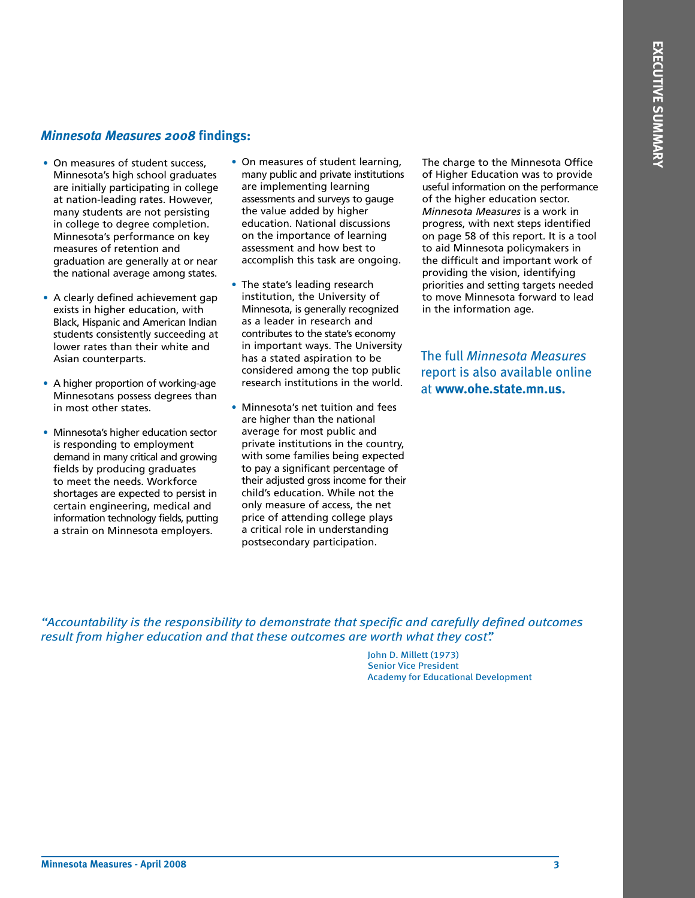## *Minnesota Measures 2008* findings:

- On measures of student success, Minnesota's high school graduates are initially participating in college at nation-leading rates. However, many students are not persisting in college to degree completion. Minnesota's performance on key measures of retention and graduation are generally at or near the national average among states.
- A clearly defined achievement gap exists in higher education, with Black, Hispanic and American Indian students consistently succeeding at lower rates than their white and Asian counterparts.
- A higher proportion of working-age Minnesotans possess degrees than in most other states.
- Minnesota's higher education sector is responding to employment demand in many critical and growing fields by producing graduates to meet the needs. Workforce shortages are expected to persist in certain engineering, medical and information technology fields, putting a strain on Minnesota employers.
- On measures of student learning, many public and private institutions are implementing learning assessments and surveys to gauge the value added by higher education. National discussions on the importance of learning assessment and how best to accomplish this task are ongoing.
- The state's leading research institution, the University of Minnesota, is generally recognized as a leader in research and contributes to the state's economy in important ways. The University has a stated aspiration to be considered among the top public research institutions in the world.
- Minnesota's net tuition and fees are higher than the national average for most public and private institutions in the country, with some families being expected to pay a significant percentage of their adjusted gross income for their child's education. While not the only measure of access, the net price of attending college plays a critical role in understanding postsecondary participation.

The charge to the Minnesota Office of Higher Education was to provide useful information on the performance of the higher education sector. *Minnesota Measures* is a work in progress, with next steps identified on page 58 of this report. It is a tool to aid Minnesota policymakers in the difficult and important work of providing the vision, identifying priorities and setting targets needed to move Minnesota forward to lead in the information age.

The full *Minnesota Measures* report is also available online at **www.ohe.state.mn.us.**

*"Accountability is the responsibility to demonstrate that specific and carefully defined outcomes result from higher education and that these outcomes are worth what they cost".*

John D. Millett (1973)
Senior Vice President
Academy for Educational Development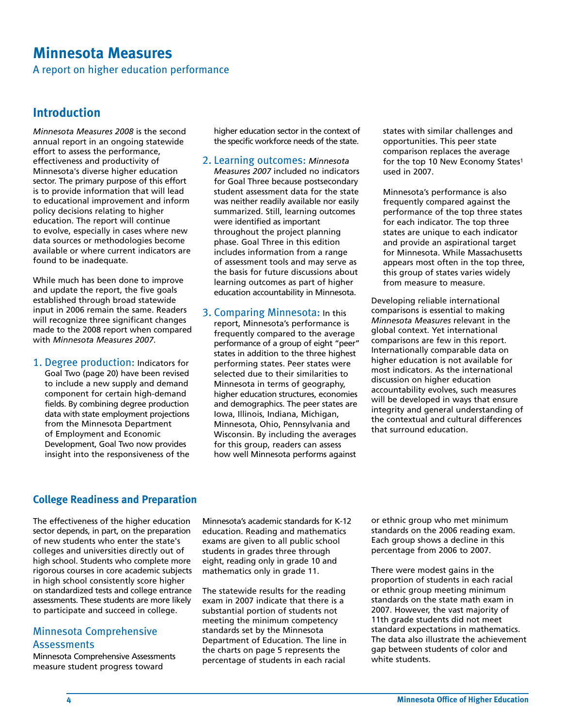# Minnesota Measures

A report on higher education performance

## Introduction

*Minnesota Measures 2008* is the second annual report in an ongoing statewide effort to assess the performance, effectiveness and productivity of Minnesota's diverse higher education sector. The primary purpose of this effort is to provide information that will lead to educational improvement and inform policy decisions relating to higher education. The report will continue to evolve, especially in cases where new data sources or methodologies become available or where current indicators are found to be inadequate.

While much has been done to improve and update the report, the five goals established through broad statewide input in 2006 remain the same. Readers will recognize three significant changes made to the 2008 report when compared with *Minnesota Measures 2007*.

1. Degree production: Indicators for Goal Two (page 20) have been revised to include a new supply and demand component for certain high-demand fields. By combining degree production data with state employment projections from the Minnesota Department of Employment and Economic Development, Goal Two now provides insight into the responsiveness of the higher education sector in the context of the specific workforce needs of the state.

2. Learning outcomes: *Minnesota Measures 2007* included no indicators for Goal Three because postsecondary student assessment data for the state was neither readily available nor easily summarized. Still, learning outcomes were identified as important throughout the project planning phase. Goal Three in this edition includes information from a range of assessment tools and may serve as the basis for future discussions about learning outcomes as part of higher education accountability in Minnesota.

3. Comparing Minnesota: In this report, Minnesota's performance is frequently compared to the average performance of a group of eight "peer" states in addition to the three highest performing states. Peer states were selected due to their similarities to Minnesota in terms of geography, higher education structures, economies and demographics. The peer states are Iowa, Illinois, Indiana, Michigan, Minnesota, Ohio, Pennsylvania and Wisconsin. By including the averages for this group, readers can assess how well Minnesota performs against states with similar challenges and opportunities. This peer state comparison replaces the average for the top 10 New Economy States[1] used in 2007.

   Minnesota's performance is also frequently compared against the performance of the top three states for each indicator. The top three states are unique to each indicator and provide an aspirational target for Minnesota. While Massachusetts appears most often in the top three, this group of states varies widely from measure to measure.

Developing reliable international comparisons is essential to making *Minnesota Measures* relevant in the global context. Yet international comparisons are few in this report. Internationally comparable data on higher education is not available for most indicators. As the international discussion on higher education accountability evolves, such measures will be developed in ways that ensure integrity and general understanding of the contextual and cultural differences that surround education.

## College Readiness and Preparation

The effectiveness of the higher education sector depends, in part, on the preparation of new students who enter the state's colleges and universities directly out of high school. Students who complete more rigorous courses in core academic subjects in high school consistently score higher on standardized tests and college entrance assessments. These students are more likely to participate and succeed in college.

### Minnesota Comprehensive Assessments

Minnesota Comprehensive Assessments measure student progress toward Minnesota's academic standards for K-12 education. Reading and mathematics exams are given to all public school students in grades three through eight, reading only in grade 10 and mathematics only in grade 11.

The statewide results for the reading exam in 2007 indicate that there is a substantial portion of students not meeting the minimum competency standards set by the Minnesota Department of Education. The line in the charts on page 5 represents the percentage of students in each racial or ethnic group who met minimum standards on the 2006 reading exam. Each group shows a decline in this percentage from 2006 to 2007.

There were modest gains in the proportion of students in each racial or ethnic group meeting minimum standards on the state math exam in 2007. However, the vast majority of 11th grade students did not meet standard expectations in mathematics. The data also illustrate the achievement gap between students of color and white students.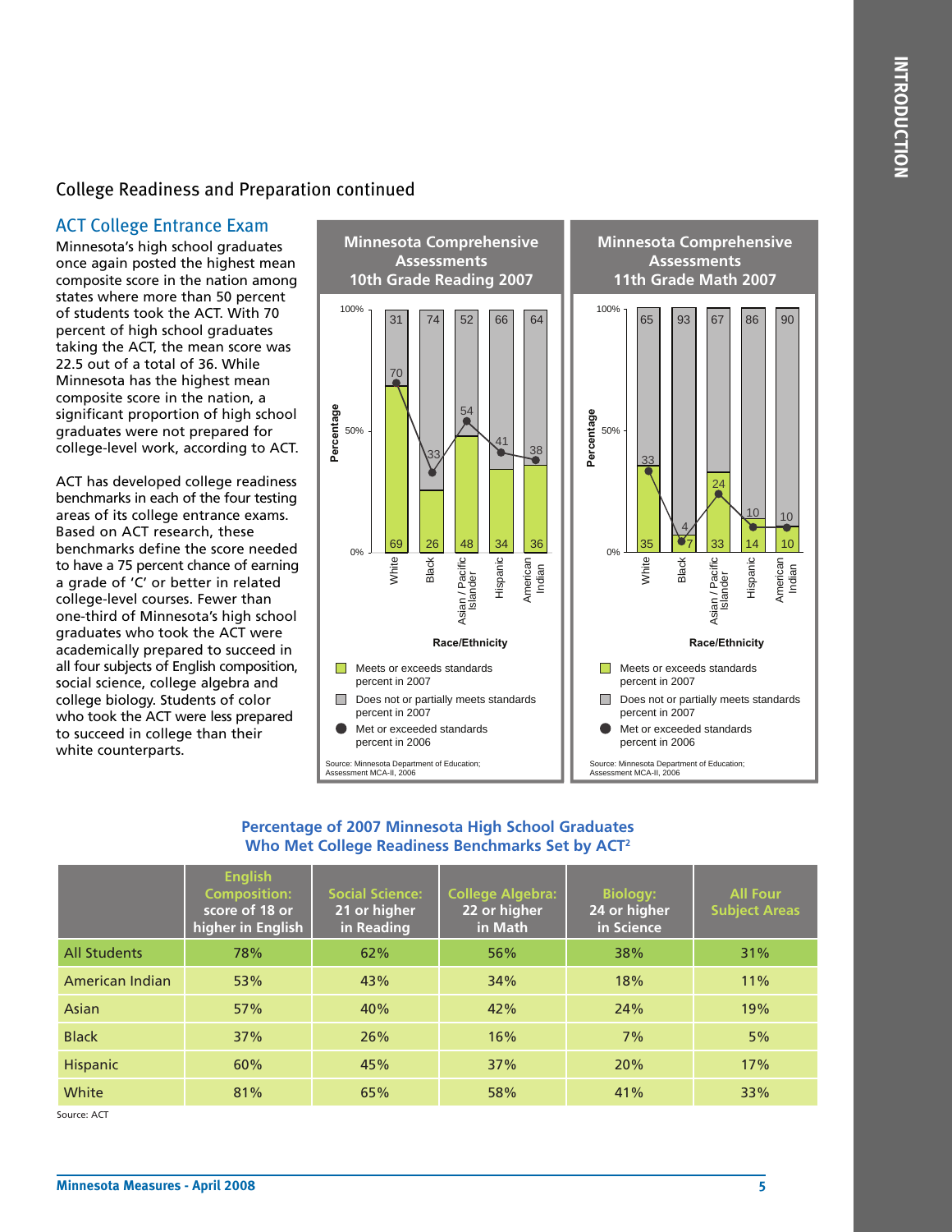## College Readiness and Preparation continued

### ACT College Entrance Exam

Minnesota's high school graduates once again posted the highest mean composite score in the nation among states where more than 50 percent of students took the ACT. With 70 percent of high school graduates taking the ACT, the mean score was 22.5 out of a total of 36. While Minnesota has the highest mean composite score in the nation, a significant proportion of high school graduates were not prepared for college-level work, according to ACT.

ACT has developed college readiness benchmarks in each of the four testing areas of its college entrance exams. Based on ACT research, these benchmarks define the score needed to have a 75 percent chance of earning a grade of 'C' or better in related college-level courses. Fewer than one-third of Minnesota's high school graduates who took the ACT were academically prepared to succeed in all four subjects of English composition, social science, college algebra and college biology. Students of color who took the ACT were less prepared to succeed in college than their white counterparts.

**Minnesota Comprehensive Assessments 10th Grade Reading 2007**

| Race/Ethnicity | Meets or exceeds standards percent in 2007 | Does not or partially meets standards percent in 2007 | Met or exceeded standards percent in 2006 |
|---|---|---|---|
| White | 69 | 31 | 70 |
| Black | 26 | 74 | 33 |
| Asian / Pacific Islander | 48 | 52 | 54 |
| Hispanic | 34 | 66 | 41 |
| American Indian | 36 | 64 | 38 |

Source: Minnesota Department of Education; Assessment MCA-II, 2006

**Minnesota Comprehensive Assessments 11th Grade Math 2007**

| Race/Ethnicity | Meets or exceeds standards percent in 2007 | Does not or partially meets standards percent in 2007 | Met or exceeded standards percent in 2006 |
|---|---|---|---|
| White | 35 | 65 | 33 |
| Black | 7 | 93 | 4 |
| Asian / Pacific Islander | 33 | 67 | 24 |
| Hispanic | 14 | 86 | 10 |
| American Indian | 10 | 90 | 10 |

Source: Minnesota Department of Education; Assessment MCA-II, 2006

**Percentage of 2007 Minnesota High School Graduates Who Met College Readiness Benchmarks Set by ACT[2]**

| | English Composition: score of 18 or higher in English | Social Science: 21 or higher in Reading | College Algebra: 22 or higher in Math | Biology: 24 or higher in Science | All Four Subject Areas |
|---|---|---|---|---|---|
| All Students | 78% | 62% | 56% | 38% | 31% |
| American Indian | 53% | 43% | 34% | 18% | 11% |
| Asian | 57% | 40% | 42% | 24% | 19% |
| Black | 37% | 26% | 16% | 7% | 5% |
| Hispanic | 60% | 45% | 37% | 20% | 17% |
| White | 81% | 65% | 58% | 41% | 33% |

Source: ACT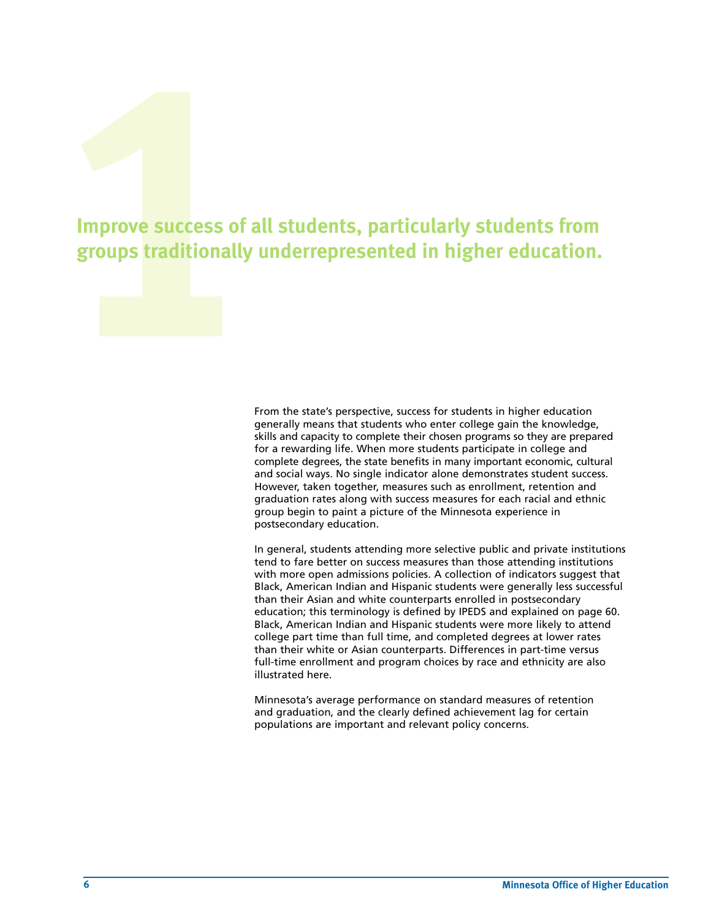# 1 Improve success of all students, particularly students from groups traditionally underrepresented in higher education.

From the state's perspective, success for students in higher education generally means that students who enter college gain the knowledge, skills and capacity to complete their chosen programs so they are prepared for a rewarding life. When more students participate in college and complete degrees, the state benefits in many important economic, cultural and social ways. No single indicator alone demonstrates student success. However, taken together, measures such as enrollment, retention and graduation rates along with success measures for each racial and ethnic group begin to paint a picture of the Minnesota experience in postsecondary education.

In general, students attending more selective public and private institutions tend to fare better on success measures than those attending institutions with more open admissions policies. A collection of indicators suggest that Black, American Indian and Hispanic students were generally less successful than their Asian and white counterparts enrolled in postsecondary education; this terminology is defined by IPEDS and explained on page 60. Black, American Indian and Hispanic students were more likely to attend college part time than full time, and completed degrees at lower rates than their white or Asian counterparts. Differences in part-time versus full-time enrollment and program choices by race and ethnicity are also illustrated here.

Minnesota's average performance on standard measures of retention and graduation, and the clearly defined achievement lag for certain populations are important and relevant policy concerns.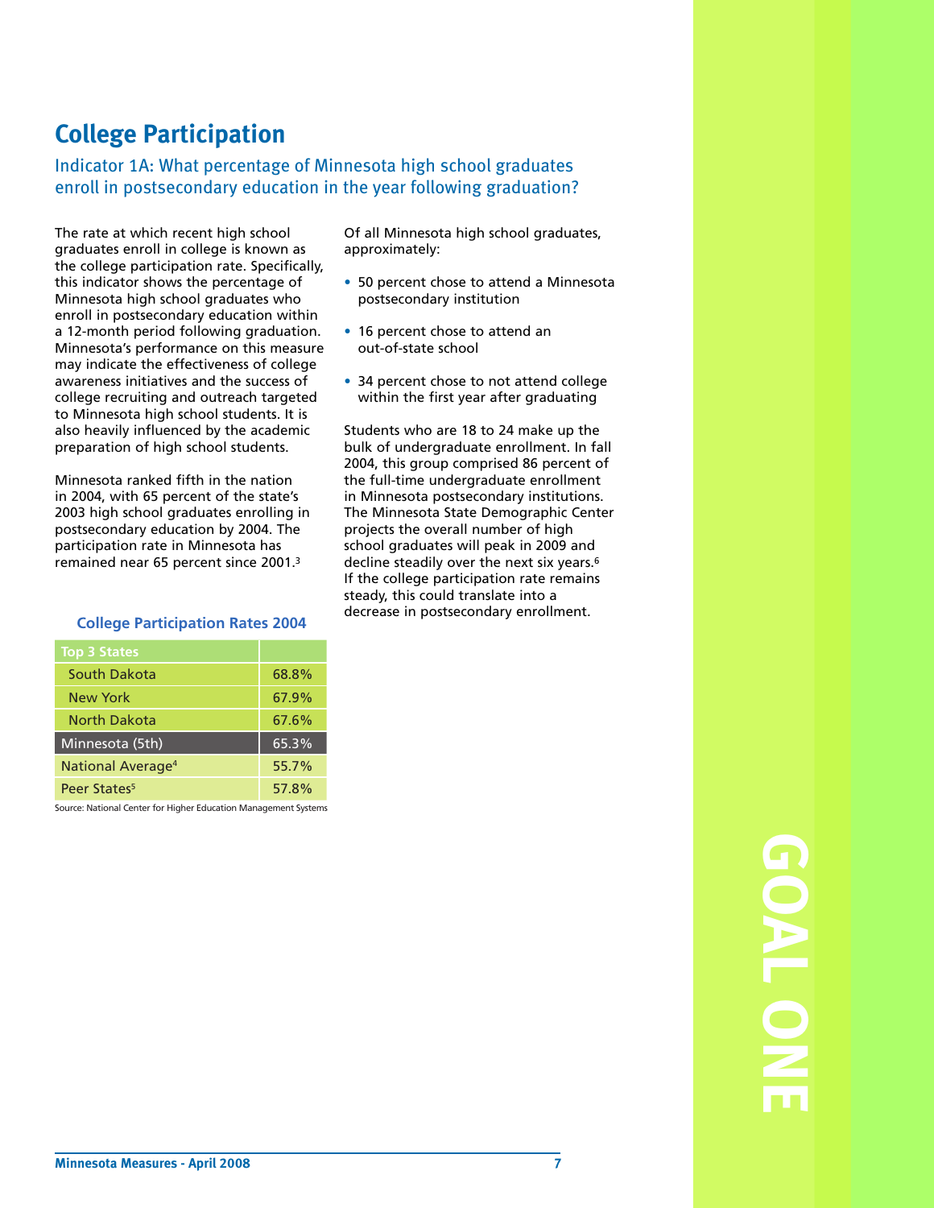## College Participation

### Indicator 1A: What percentage of Minnesota high school graduates enroll in postsecondary education in the year following graduation?

The rate at which recent high school graduates enroll in college is known as the college participation rate. Specifically, this indicator shows the percentage of Minnesota high school graduates who enroll in postsecondary education within a 12-month period following graduation. Minnesota's performance on this measure may indicate the effectiveness of college awareness initiatives and the success of college recruiting and outreach targeted to Minnesota high school students. It is also heavily influenced by the academic preparation of high school students.

Minnesota ranked fifth in the nation in 2004, with 65 percent of the state's 2003 high school graduates enrolling in postsecondary education by 2004. The participation rate in Minnesota has remained near 65 percent since 2001.[3]

**College Participation Rates 2004**

| Top 3 States | |
|---|---|
| South Dakota | 68.8% |
| New York | 67.9% |
| North Dakota | 67.6% |
| Minnesota (5th) | 65.3% |
| National Average[4] | 55.7% |
| Peer States[5] | 57.8% |

Source: National Center for Higher Education Management Systems

Of all Minnesota high school graduates, approximately:

- 50 percent chose to attend a Minnesota postsecondary institution
- 16 percent chose to attend an out-of-state school
- 34 percent chose to not attend college within the first year after graduating

Students who are 18 to 24 make up the bulk of undergraduate enrollment. In fall 2004, this group comprised 86 percent of the full-time undergraduate enrollment in Minnesota postsecondary institutions. The Minnesota State Demographic Center projects the overall number of high school graduates will peak in 2009 and decline steadily over the next six years.[6] If the college participation rate remains steady, this could translate into a decrease in postsecondary enrollment.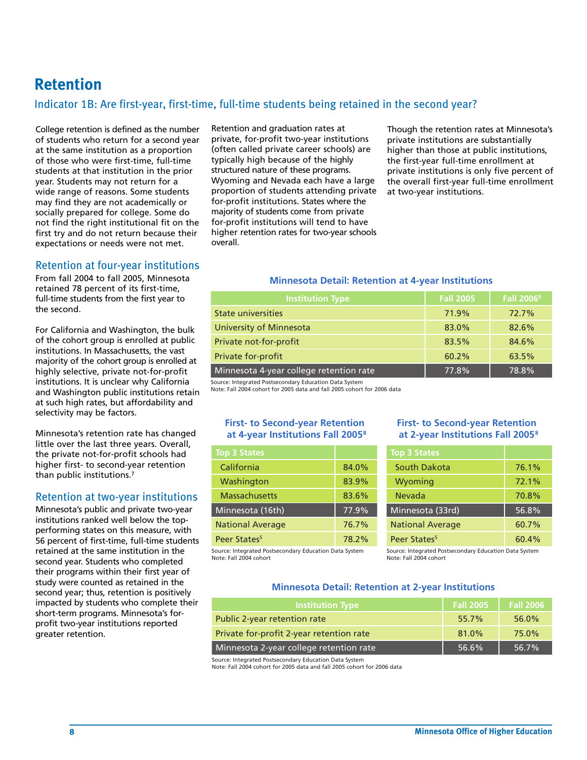# Retention

## Indicator 1B: Are first-year, first-time, full-time students being retained in the second year?

College retention is defined as the number of students who return for a second year at the same institution as a proportion of those who were first-time, full-time students at that institution in the prior year. Students may not return for a wide range of reasons. Some students may find they are not academically or socially prepared for college. Some do not find the right institutional fit on the first try and do not return because their expectations or needs were not met.

Retention and graduation rates at private, for-profit two-year institutions (often called private career schools) are typically high because of the highly structured nature of these programs. Wyoming and Nevada each have a large proportion of students attending private for-profit institutions. States where the majority of students come from private for-profit institutions will tend to have higher retention rates for two-year schools overall.

Though the retention rates at Minnesota's private institutions are substantially higher than those at public institutions, the first-year full-time enrollment at private institutions is only five percent of the overall first-year full-time enrollment at two-year institutions.

### Retention at four-year institutions

From fall 2004 to fall 2005, Minnesota retained 78 percent of its first-time, full-time students from the first year to the second.

For California and Washington, the bulk of the cohort group is enrolled at public institutions. In Massachusetts, the vast majority of the cohort group is enrolled at highly selective, private not-for-profit institutions. It is unclear why California and Washington public institutions retain at such high rates, but affordability and selectivity may be factors.

Minnesota's retention rate has changed little over the last three years. Overall, the private not-for-profit schools had higher first- to second-year retention than public institutions.[7]

**Minnesota Detail: Retention at 4-year Institutions**

| Institution Type | Fall 2005 | Fall 2006[8] |
|---|---|---|
| State universities | 71.9% | 72.7% |
| University of Minnesota | 83.0% | 82.6% |
| Private not-for-profit | 83.5% | 84.6% |
| Private for-profit | 60.2% | 63.5% |
| Minnesota 4-year college retention rate | 77.8% | 78.8% |

Source: Integrated Postsecondary Education Data System
Note: Fall 2004 cohort for 2005 data and fall 2005 cohort for 2006 data

**First- to Second-year Retention at 4-year Institutions Fall 2005[8]**

| Top 3 States | |
|---|---|
| California | 84.0% |
| Washington | 83.9% |
| Massachusetts | 83.6% |
| Minnesota (16th) | 77.9% |
| National Average | 76.7% |
| Peer States[5] | 78.2% |

Source: Integrated Postsecondary Education Data System
Note: Fall 2004 cohort

### Retention at two-year institutions

Minnesota's public and private two-year institutions ranked well below the top-performing states on this measure, with 56 percent of first-time, full-time students retained at the same institution in the second year. Students who completed their programs within their first year of study were counted as retained in the second year; thus, retention is positively impacted by students who complete their short-term programs. Minnesota's for-profit two-year institutions reported greater retention.

**First- to Second-year Retention at 2-year Institutions Fall 2005[8]**

| Top 3 States | |
|---|---|
| South Dakota | 76.1% |
| Wyoming | 72.1% |
| Nevada | 70.8% |
| Minnesota (33rd) | 56.8% |
| National Average | 60.7% |
| Peer States[5] | 60.4% |

Source: Integrated Postsecondary Education Data System
Note: Fall 2004 cohort

**Minnesota Detail: Retention at 2-year Institutions**

| Institution Type | Fall 2005 | Fall 2006 |
|---|---|---|
| Public 2-year retention rate | 55.7% | 56.0% |
| Private for-profit 2-year retention rate | 81.0% | 75.0% |
| Minnesota 2-year college retention rate | 56.6% | 56.7% |

Source: Integrated Postsecondary Education Data System
Note: Fall 2004 cohort for 2005 data and fall 2005 cohort for 2006 data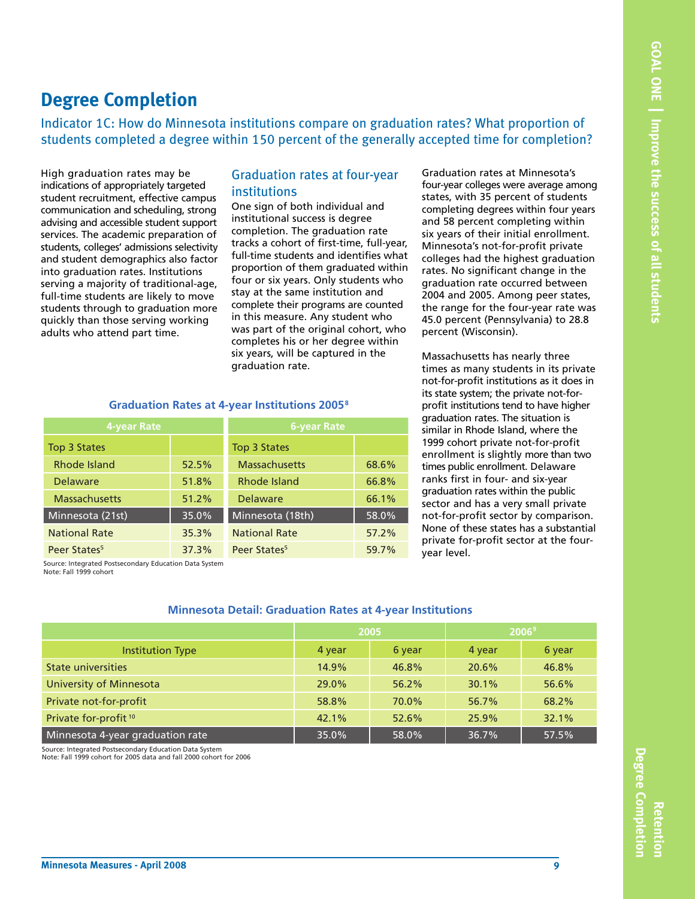# Degree Completion

## Indicator 1C: How do Minnesota institutions compare on graduation rates? What proportion of students completed a degree within 150 percent of the generally accepted time for completion?

High graduation rates may be indications of appropriately targeted student recruitment, effective campus communication and scheduling, strong advising and accessible student support services. The academic preparation of students, colleges' admissions selectivity and student demographics also factor into graduation rates. Institutions serving a majority of traditional-age, full-time students are likely to move students through to graduation more quickly than those serving working adults who attend part time.

### Graduation rates at four-year institutions

One sign of both individual and institutional success is degree completion. The graduation rate tracks a cohort of first-time, full-year, full-time students and identifies what proportion of them graduated within four or six years. Only students who stay at the same institution and complete their programs are counted in this measure. Any student who was part of the original cohort, who completes his or her degree within six years, will be captured in the graduation rate.

Graduation rates at Minnesota's four-year colleges were average among states, with 35 percent of students completing degrees within four years and 58 percent completing within six years of their initial enrollment. Minnesota's not-for-profit private colleges had the highest graduation rates. No significant change in the graduation rate occurred between 2004 and 2005. Among peer states, the range for the four-year rate was 45.0 percent (Pennsylvania) to 28.8 percent (Wisconsin).

Massachusetts has nearly three times as many students in its private not-for-profit institutions as it does in its state system; the private not-for-profit institutions tend to have higher graduation rates. The situation is similar in Rhode Island, where the 1999 cohort private not-for-profit enrollment is slightly more than two times public enrollment. Delaware ranks first in four- and six-year graduation rates within the public sector and has a very small private not-for-profit sector by comparison. None of these states has a substantial private for-profit sector at the four-year level.

**Graduation Rates at 4-year Institutions 2005[8]**

| 4-year Rate | | 6-year Rate | |
|---|---|---|---|
| Top 3 States | | Top 3 States | |
| Rhode Island | 52.5% | Massachusetts | 68.6% |
| Delaware | 51.8% | Rhode Island | 66.8% |
| Massachusetts | 51.2% | Delaware | 66.1% |
| Minnesota (21st) | 35.0% | Minnesota (18th) | 58.0% |
| National Rate | 35.3% | National Rate | 57.2% |
| Peer States[5] | 37.3% | Peer States[5] | 59.7% |

Source: Integrated Postsecondary Education Data System
Note: Fall 1999 cohort

**Minnesota Detail: Graduation Rates at 4-year Institutions**

| | 2005 | | 2006[9] | |
|---|---|---|---|---|
| Institution Type | 4 year | 6 year | 4 year | 6 year |
| State universities | 14.9% | 46.8% | 20.6% | 46.8% |
| University of Minnesota | 29.0% | 56.2% | 30.1% | 56.6% |
| Private not-for-profit | 58.8% | 70.0% | 56.7% | 68.2% |
| Private for-profit[10] | 42.1% | 52.6% | 25.9% | 32.1% |
| Minnesota 4-year graduation rate | 35.0% | 58.0% | 36.7% | 57.5% |

Source: Integrated Postsecondary Education Data System
Note: Fall 1999 cohort for 2005 data and fall 2000 cohort for 2006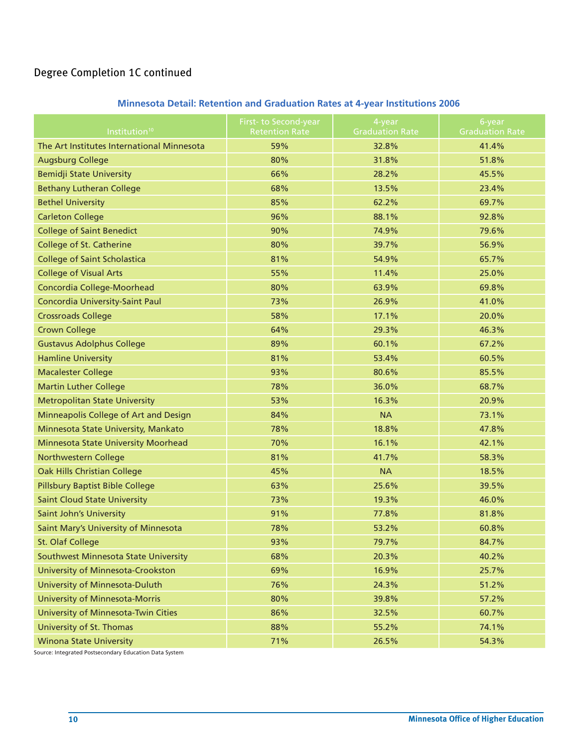## Degree Completion 1C continued

**Minnesota Detail: Retention and Graduation Rates at 4-year Institutions 2006**

| Institution[10] | First- to Second-year Retention Rate | 4-year Graduation Rate | 6-year Graduation Rate |
|---|---|---|---|
| The Art Institutes International Minnesota | 59% | 32.8% | 41.4% |
| Augsburg College | 80% | 31.8% | 51.8% |
| Bemidji State University | 66% | 28.2% | 45.5% |
| Bethany Lutheran College | 68% | 13.5% | 23.4% |
| Bethel University | 85% | 62.2% | 69.7% |
| Carleton College | 96% | 88.1% | 92.8% |
| College of Saint Benedict | 90% | 74.9% | 79.6% |
| College of St. Catherine | 80% | 39.7% | 56.9% |
| College of Saint Scholastica | 81% | 54.9% | 65.7% |
| College of Visual Arts | 55% | 11.4% | 25.0% |
| Concordia College-Moorhead | 80% | 63.9% | 69.8% |
| Concordia University-Saint Paul | 73% | 26.9% | 41.0% |
| Crossroads College | 58% | 17.1% | 20.0% |
| Crown College | 64% | 29.3% | 46.3% |
| Gustavus Adolphus College | 89% | 60.1% | 67.2% |
| Hamline University | 81% | 53.4% | 60.5% |
| Macalester College | 93% | 80.6% | 85.5% |
| Martin Luther College | 78% | 36.0% | 68.7% |
| Metropolitan State University | 53% | 16.3% | 20.9% |
| Minneapolis College of Art and Design | 84% | NA | 73.1% |
| Minnesota State University, Mankato | 78% | 18.8% | 47.8% |
| Minnesota State University Moorhead | 70% | 16.1% | 42.1% |
| Northwestern College | 81% | 41.7% | 58.3% |
| Oak Hills Christian College | 45% | NA | 18.5% |
| Pillsbury Baptist Bible College | 63% | 25.6% | 39.5% |
| Saint Cloud State University | 73% | 19.3% | 46.0% |
| Saint John's University | 91% | 77.8% | 81.8% |
| Saint Mary's University of Minnesota | 78% | 53.2% | 60.8% |
| St. Olaf College | 93% | 79.7% | 84.7% |
| Southwest Minnesota State University | 68% | 20.3% | 40.2% |
| University of Minnesota-Crookston | 69% | 16.9% | 25.7% |
| University of Minnesota-Duluth | 76% | 24.3% | 51.2% |
| University of Minnesota-Morris | 80% | 39.8% | 57.2% |
| University of Minnesota-Twin Cities | 86% | 32.5% | 60.7% |
| University of St. Thomas | 88% | 55.2% | 74.1% |
| Winona State University | 71% | 26.5% | 54.3% |

Source: Integrated Postsecondary Education Data System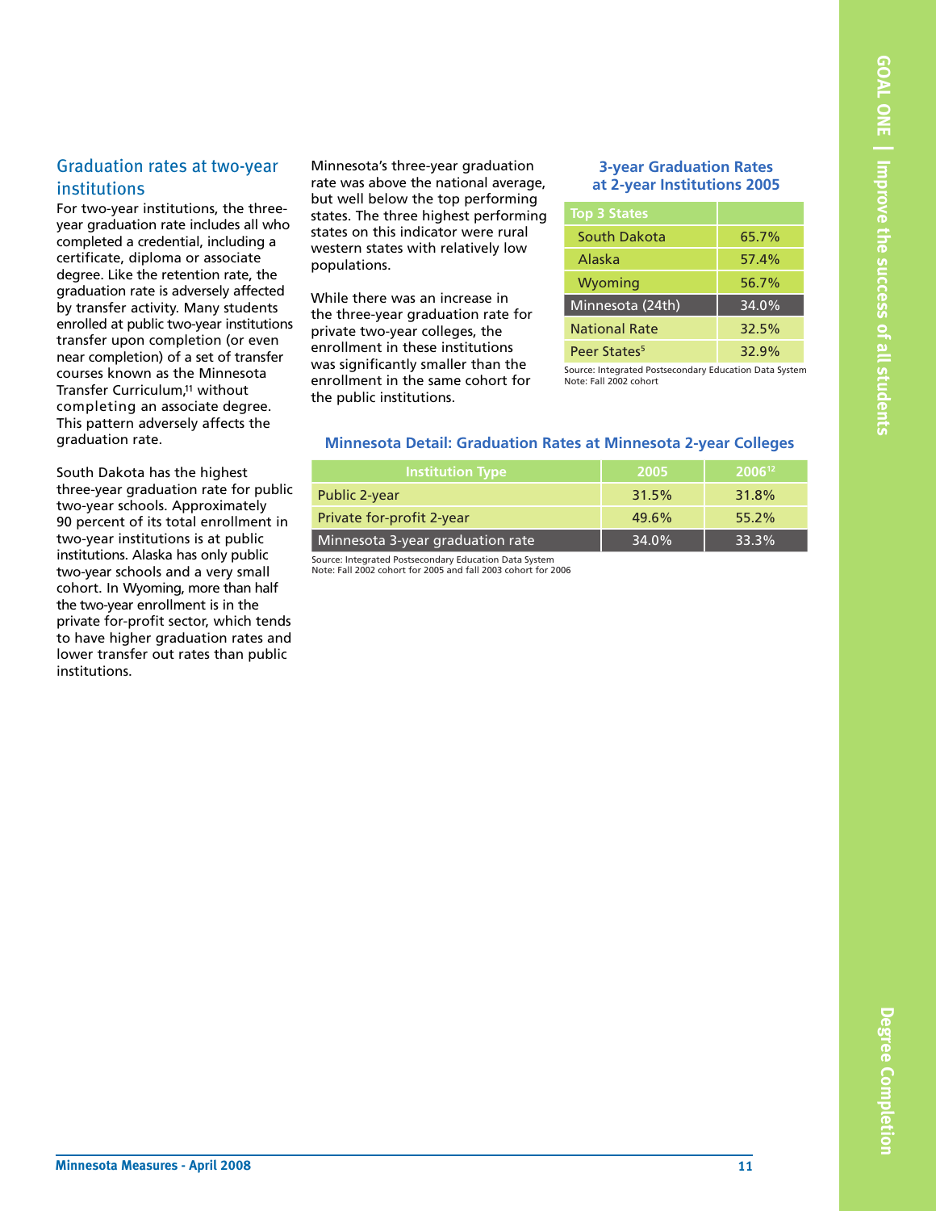## Graduation rates at two-year institutions

For two-year institutions, the three-year graduation rate includes all who completed a credential, including a certificate, diploma or associate degree. Like the retention rate, the graduation rate is adversely affected by transfer activity. Many students enrolled at public two-year institutions transfer upon completion (or even near completion) of a set of transfer courses known as the Minnesota Transfer Curriculum,[11] without completing an associate degree. This pattern adversely affects the graduation rate.

South Dakota has the highest three-year graduation rate for public two-year schools. Approximately 90 percent of its total enrollment in two-year institutions is at public institutions. Alaska has only public two-year schools and a very small cohort. In Wyoming, more than half the two-year enrollment is in the private for-profit sector, which tends to have higher graduation rates and lower transfer out rates than public institutions.

Minnesota's three-year graduation rate was above the national average, but well below the top performing states. The three highest performing states on this indicator were rural western states with relatively low populations.

While there was an increase in the three-year graduation rate for private two-year colleges, the enrollment in these institutions was significantly smaller than the enrollment in the same cohort for the public institutions.

### 3-year Graduation Rates at 2-year Institutions 2005

| Top 3 States | |
|---|---|
| South Dakota | 65.7% |
| Alaska | 57.4% |
| Wyoming | 56.7% |
| Minnesota (24th) | 34.0% |
| National Rate | 32.5% |
| Peer States[5] | 32.9% |

Source: Integrated Postsecondary Education Data System
Note: Fall 2002 cohort

### Minnesota Detail: Graduation Rates at Minnesota 2-year Colleges

| Institution Type | 2005 | 2006[12] |
|---|---|---|
| Public 2-year | 31.5% | 31.8% |
| Private for-profit 2-year | 49.6% | 55.2% |
| Minnesota 3-year graduation rate | 34.0% | 33.3% |

Source: Integrated Postsecondary Education Data System
Note: Fall 2002 cohort for 2005 and fall 2003 cohort for 2006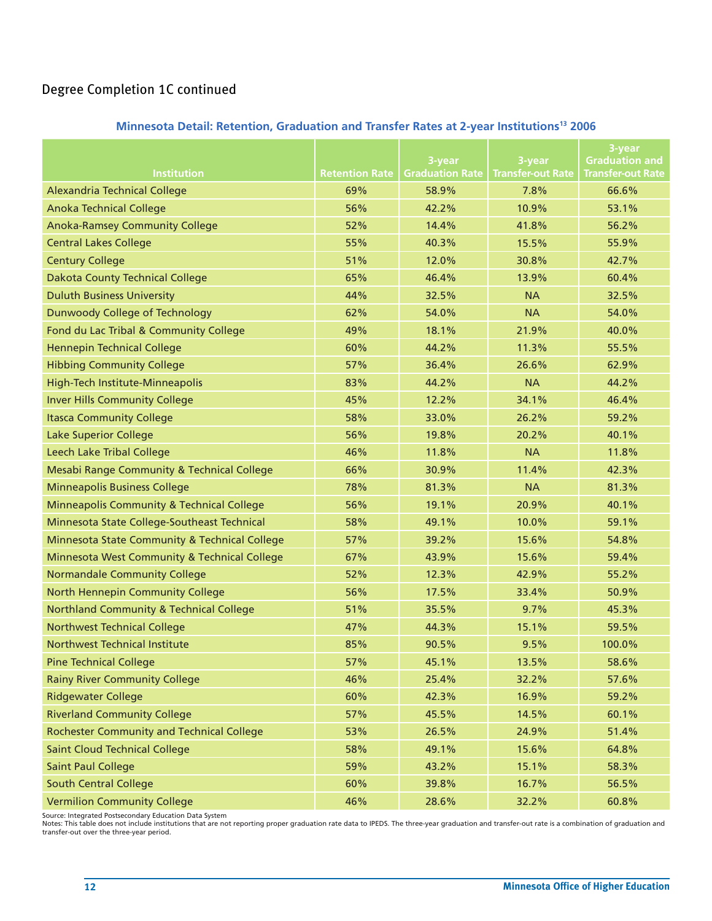## Degree Completion 1C continued

### Minnesota Detail: Retention, Graduation and Transfer Rates at 2-year Institutions[13] 2006

| Institution | Retention Rate | 3-year Graduation Rate | 3-year Transfer-out Rate | 3-year Graduation and Transfer-out Rate |
|---|---|---|---|---|
| Alexandria Technical College | 69% | 58.9% | 7.8% | 66.6% |
| Anoka Technical College | 56% | 42.2% | 10.9% | 53.1% |
| Anoka-Ramsey Community College | 52% | 14.4% | 41.8% | 56.2% |
| Central Lakes College | 55% | 40.3% | 15.5% | 55.9% |
| Century College | 51% | 12.0% | 30.8% | 42.7% |
| Dakota County Technical College | 65% | 46.4% | 13.9% | 60.4% |
| Duluth Business University | 44% | 32.5% | NA | 32.5% |
| Dunwoody College of Technology | 62% | 54.0% | NA | 54.0% |
| Fond du Lac Tribal & Community College | 49% | 18.1% | 21.9% | 40.0% |
| Hennepin Technical College | 60% | 44.2% | 11.3% | 55.5% |
| Hibbing Community College | 57% | 36.4% | 26.6% | 62.9% |
| High-Tech Institute-Minneapolis | 83% | 44.2% | NA | 44.2% |
| Inver Hills Community College | 45% | 12.2% | 34.1% | 46.4% |
| Itasca Community College | 58% | 33.0% | 26.2% | 59.2% |
| Lake Superior College | 56% | 19.8% | 20.2% | 40.1% |
| Leech Lake Tribal College | 46% | 11.8% | NA | 11.8% |
| Mesabi Range Community & Technical College | 66% | 30.9% | 11.4% | 42.3% |
| Minneapolis Business College | 78% | 81.3% | NA | 81.3% |
| Minneapolis Community & Technical College | 56% | 19.1% | 20.9% | 40.1% |
| Minnesota State College-Southeast Technical | 58% | 49.1% | 10.0% | 59.1% |
| Minnesota State Community & Technical College | 57% | 39.2% | 15.6% | 54.8% |
| Minnesota West Community & Technical College | 67% | 43.9% | 15.6% | 59.4% |
| Normandale Community College | 52% | 12.3% | 42.9% | 55.2% |
| North Hennepin Community College | 56% | 17.5% | 33.4% | 50.9% |
| Northland Community & Technical College | 51% | 35.5% | 9.7% | 45.3% |
| Northwest Technical College | 47% | 44.3% | 15.1% | 59.5% |
| Northwest Technical Institute | 85% | 90.5% | 9.5% | 100.0% |
| Pine Technical College | 57% | 45.1% | 13.5% | 58.6% |
| Rainy River Community College | 46% | 25.4% | 32.2% | 57.6% |
| Ridgewater College | 60% | 42.3% | 16.9% | 59.2% |
| Riverland Community College | 57% | 45.5% | 14.5% | 60.1% |
| Rochester Community and Technical College | 53% | 26.5% | 24.9% | 51.4% |
| Saint Cloud Technical College | 58% | 49.1% | 15.6% | 64.8% |
| Saint Paul College | 59% | 43.2% | 15.1% | 58.3% |
| South Central College | 60% | 39.8% | 16.7% | 56.5% |
| Vermilion Community College | 46% | 28.6% | 32.2% | 60.8% |

Source: Integrated Postsecondary Education Data System
Notes: This table does not include institutions that are not reporting proper graduation rate data to IPEDS. The three-year graduation and transfer-out rate is a combination of graduation and transfer-out over the three-year period.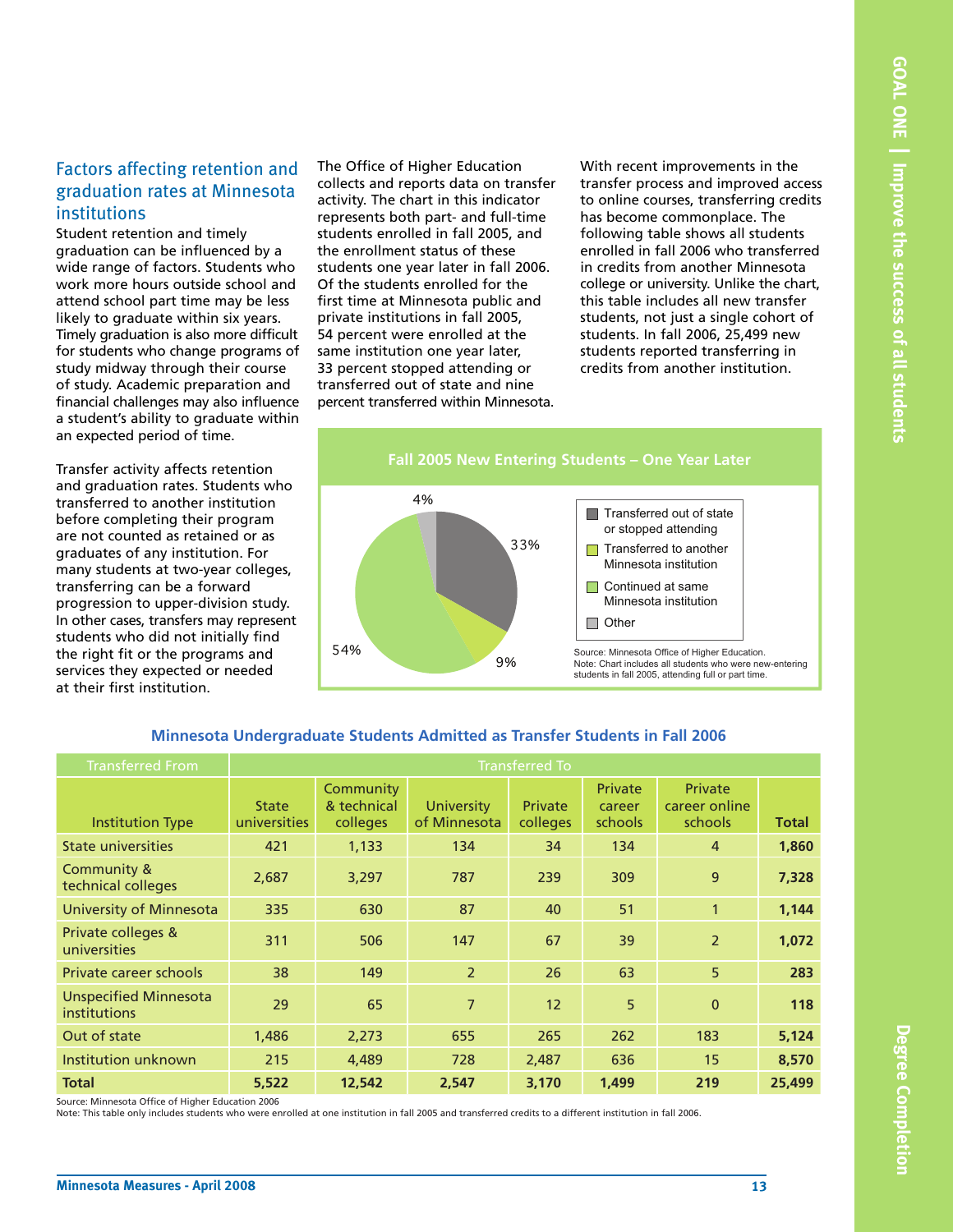## Factors affecting retention and graduation rates at Minnesota institutions

Student retention and timely graduation can be influenced by a wide range of factors. Students who work more hours outside school and attend school part time may be less likely to graduate within six years. Timely graduation is also more difficult for students who change programs of study midway through their course of study. Academic preparation and financial challenges may also influence a student's ability to graduate within an expected period of time.

Transfer activity affects retention and graduation rates. Students who transferred to another institution before completing their program are not counted as retained or as graduates of any institution. For many students at two-year colleges, transferring can be a forward progression to upper-division study. In other cases, transfers may represent students who did not initially find the right fit or the programs and services they expected or needed at their first institution.

The Office of Higher Education collects and reports data on transfer activity. The chart in this indicator represents both part- and full-time students enrolled in fall 2005, and the enrollment status of these students one year later in fall 2006. Of the students enrolled for the first time at Minnesota public and private institutions in fall 2005, 54 percent were enrolled at the same institution one year later, 33 percent stopped attending or transferred out of state and nine percent transferred within Minnesota.

With recent improvements in the transfer process and improved access to online courses, transferring credits has become commonplace. The following table shows all students enrolled in fall 2006 who transferred in credits from another Minnesota college or university. Unlike the chart, this table includes all new transfer students, not just a single cohort of students. In fall 2006, 25,499 new students reported transferring in credits from another institution.

**Fall 2005 New Entering Students – One Year Later**

| Status | Percent |
|---|---|
| Transferred out of state or stopped attending | 33% |
| Transferred to another Minnesota institution | 9% |
| Continued at same Minnesota institution | 54% |
| Other | 4% |

Source: Minnesota Office of Higher Education.
Note: Chart includes all students who were new-entering students in fall 2005, attending full or part time.

**Minnesota Undergraduate Students Admitted as Transfer Students in Fall 2006**

| Transferred From | Transferred To | | | | | | |
|---|---|---|---|---|---|---|---|
| Institution Type | State universities | Community & technical colleges | University of Minnesota | Private colleges | Private career schools | Private career online schools | Total |
| State universities | 421 | 1,133 | 134 | 34 | 134 | 4 | **1,860** |
| Community & technical colleges | 2,687 | 3,297 | 787 | 239 | 309 | 9 | **7,328** |
| University of Minnesota | 335 | 630 | 87 | 40 | 51 | 1 | **1,144** |
| Private colleges & universities | 311 | 506 | 147 | 67 | 39 | 2 | **1,072** |
| Private career schools | 38 | 149 | 2 | 26 | 63 | 5 | **283** |
| Unspecified Minnesota institutions | 29 | 65 | 7 | 12 | 5 | 0 | **118** |
| Out of state | 1,486 | 2,273 | 655 | 265 | 262 | 183 | **5,124** |
| Institution unknown | 215 | 4,489 | 728 | 2,487 | 636 | 15 | **8,570** |
| **Total** | **5,522** | **12,542** | **2,547** | **3,170** | **1,499** | **219** | **25,499** |

Source: Minnesota Office of Higher Education 2006
Note: This table only includes students who were enrolled at one institution in fall 2005 and transferred credits to a different institution in fall 2006.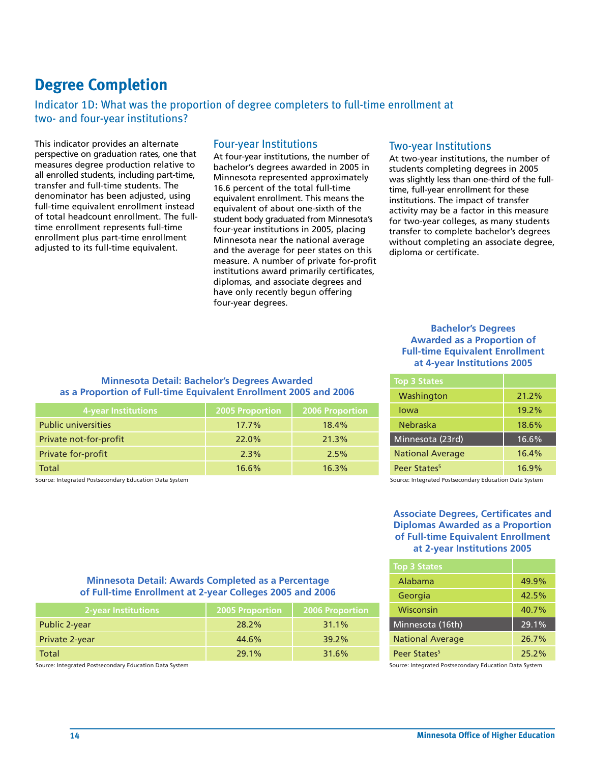# Degree Completion

## Indicator 1D: What was the proportion of degree completers to full-time enrollment at two- and four-year institutions?

This indicator provides an alternate perspective on graduation rates, one that measures degree production relative to all enrolled students, including part-time, transfer and full-time students. The denominator has been adjusted, using full-time equivalent enrollment instead of total headcount enrollment. The full-time enrollment represents full-time enrollment plus part-time enrollment adjusted to its full-time equivalent.

### Four-year Institutions

At four-year institutions, the number of bachelor's degrees awarded in 2005 in Minnesota represented approximately 16.6 percent of the total full-time equivalent enrollment. This means the equivalent of about one-sixth of the student body graduated from Minnesota's four-year institutions in 2005, placing Minnesota near the national average and the average for peer states on this measure. A number of private for-profit institutions award primarily certificates, diplomas, and associate degrees and have only recently begun offering four-year degrees.

### Two-year Institutions

At two-year institutions, the number of students completing degrees in 2005 was slightly less than one-third of the full-time, full-year enrollment for these institutions. The impact of transfer activity may be a factor in this measure for two-year colleges, as many students transfer to complete bachelor's degrees without completing an associate degree, diploma or certificate.

**Bachelor's Degrees Awarded as a Proportion of Full-time Equivalent Enrollment at 4-year Institutions 2005**

| Top 3 States | |
|---|---|
| Washington | 21.2% |
| Iowa | 19.2% |
| Nebraska | 18.6% |
| Minnesota (23rd) | 16.6% |
| National Average | 16.4% |
| Peer States[5] | 16.9% |

Source: Integrated Postsecondary Education Data System

**Minnesota Detail: Bachelor's Degrees Awarded as a Proportion of Full-time Equivalent Enrollment 2005 and 2006**

| 4-year Institutions | 2005 Proportion | 2006 Proportion |
|---|---|---|
| Public universities | 17.7% | 18.4% |
| Private not-for-profit | 22.0% | 21.3% |
| Private for-profit | 2.3% | 2.5% |
| Total | 16.6% | 16.3% |

Source: Integrated Postsecondary Education Data System

**Associate Degrees, Certificates and Diplomas Awarded as a Proportion of Full-time Equivalent Enrollment at 2-year Institutions 2005**

| Top 3 States | |
|---|---|
| Alabama | 49.9% |
| Georgia | 42.5% |
| Wisconsin | 40.7% |
| Minnesota (16th) | 29.1% |
| National Average | 26.7% |
| Peer States[5] | 25.2% |

Source: Integrated Postsecondary Education Data System

**Minnesota Detail: Awards Completed as a Percentage of Full-time Enrollment at 2-year Colleges 2005 and 2006**

| 2-year Institutions | 2005 Proportion | 2006 Proportion |
|---|---|---|
| Public 2-year | 28.2% | 31.1% |
| Private 2-year | 44.6% | 39.2% |
| Total | 29.1% | 31.6% |

Source: Integrated Postsecondary Education Data System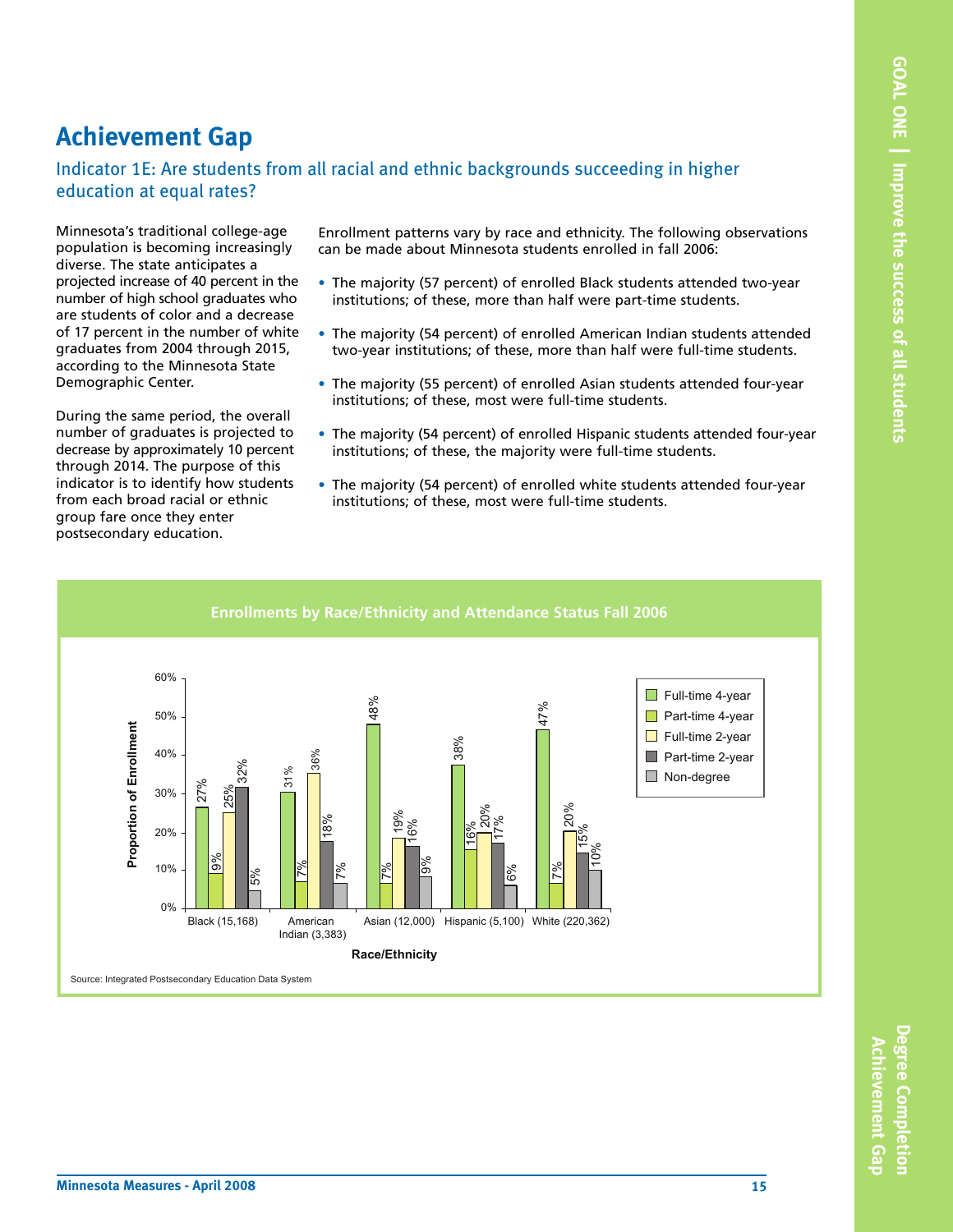# Achievement Gap

## Indicator 1E: Are students from all racial and ethnic backgrounds succeeding in higher education at equal rates?

Minnesota's traditional college-age population is becoming increasingly diverse. The state anticipates a projected increase of 40 percent in the number of high school graduates who are students of color and a decrease of 17 percent in the number of white graduates from 2004 through 2015, according to the Minnesota State Demographic Center.

During the same period, the overall number of graduates is projected to decrease by approximately 10 percent through 2014. The purpose of this indicator is to identify how students from each broad racial or ethnic group fare once they enter postsecondary education.

Enrollment patterns vary by race and ethnicity. The following observations can be made about Minnesota students enrolled in fall 2006:

- The majority (57 percent) of enrolled Black students attended two-year institutions; of these, more than half were part-time students.
- The majority (54 percent) of enrolled American Indian students attended two-year institutions; of these, more than half were full-time students.
- The majority (55 percent) of enrolled Asian students attended four-year institutions; of these, most were full-time students.
- The majority (54 percent) of enrolled Hispanic students attended four-year institutions; of these, the majority were full-time students.
- The majority (54 percent) of enrolled white students attended four-year institutions; of these, most were full-time students.

**Enrollments by Race/Ethnicity and Attendance Status Fall 2006**

| Race/Ethnicity | Full-time 4-year | Part-time 4-year | Full-time 2-year | Part-time 2-year | Non-degree |
|---|---|---|---|---|---|
| Black (15,168) | 27% | 9% | 25% | 32% | 5% |
| American Indian (3,383) | 31% | 7% | 36% | 18% | 7% |
| Asian (12,000) | 48% | 7% | 19% | 16% | 9% |
| Hispanic (5,100) | 38% | 16% | 20% | 17% | 6% |
| White (220,362) | 47% | 7% | 20% | 15% | 10% |

Source: Integrated Postsecondary Education Data System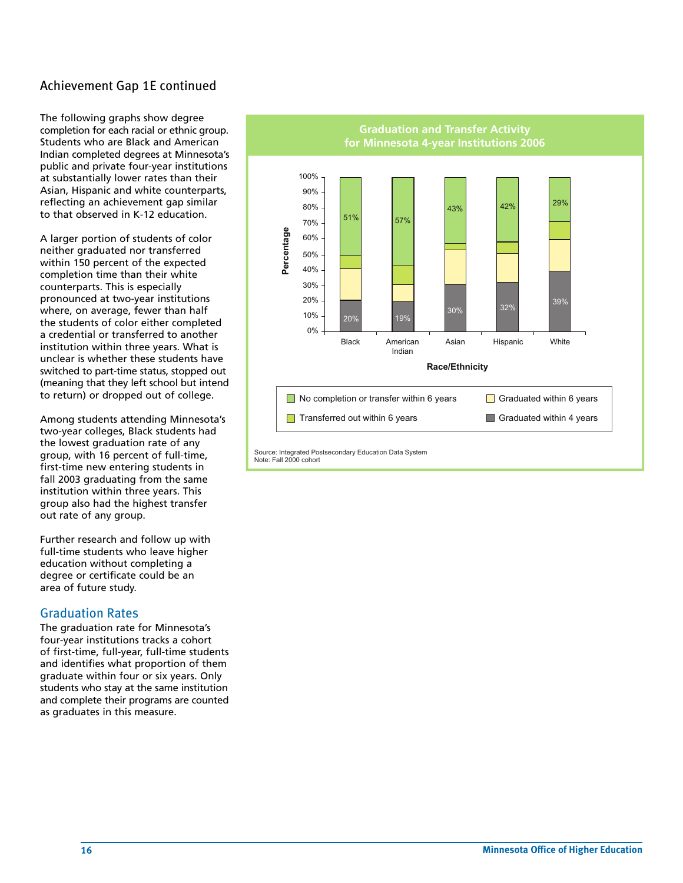## Achievement Gap 1E continued

The following graphs show degree completion for each racial or ethnic group. Students who are Black and American Indian completed degrees at Minnesota's public and private four-year institutions at substantially lower rates than their Asian, Hispanic and white counterparts, reflecting an achievement gap similar to that observed in K-12 education.

A larger portion of students of color neither graduated nor transferred within 150 percent of the expected completion time than their white counterparts. This is especially pronounced at two-year institutions where, on average, fewer than half the students of color either completed a credential or transferred to another institution within three years. What is unclear is whether these students have switched to part-time status, stopped out (meaning that they left school but intend to return) or dropped out of college.

Among students attending Minnesota's two-year colleges, Black students had the lowest graduation rate of any group, with 16 percent of full-time, first-time new entering students in fall 2003 graduating from the same institution within three years. This group also had the highest transfer out rate of any group.

Further research and follow up with full-time students who leave higher education without completing a degree or certificate could be an area of future study.

### Graduation Rates

The graduation rate for Minnesota's four-year institutions tracks a cohort of first-time, full-year, full-time students and identifies what proportion of them graduate within four or six years. Only students who stay at the same institution and complete their programs are counted as graduates in this measure.

**Graduation and Transfer Activity for Minnesota 4-year Institutions 2006**

| Race/Ethnicity | Graduated within 4 years | No completion or transfer within 6 years |
|---|---|---|
| Black | 20% | 51% |
| American Indian | 19% | 57% |
| Asian | 30% | 43% |
| Hispanic | 32% | 42% |
| White | 39% | 29% |

Legend: No completion or transfer within 6 years; Graduated within 6 years; Transferred out within 6 years; Graduated within 4 years

Source: Integrated Postsecondary Education Data System
Note: Fall 2000 cohort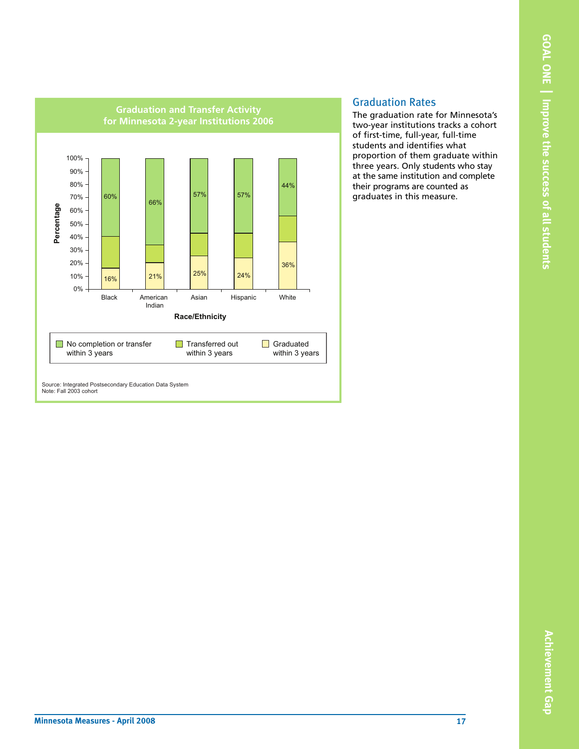## Graduation and Transfer Activity for Minnesota 2-year Institutions 2006

| Race/Ethnicity | No completion or transfer within 3 years | Transferred out within 3 years | Graduated within 3 years |
| --- | --- | --- | --- |
| Black | 60% | | 16% |
| American Indian | 66% | | 21% |
| Asian | 57% | | 25% |
| Hispanic | 57% | | 24% |
| White | 44% | | 36% |

Source: Integrated Postsecondary Education Data System
Note: Fall 2003 cohort

## Graduation Rates

The graduation rate for Minnesota's two-year institutions tracks a cohort of first-time, full-year, full-time students and identifies what proportion of them graduate within three years. Only students who stay at the same institution and complete their programs are counted as graduates in this measure.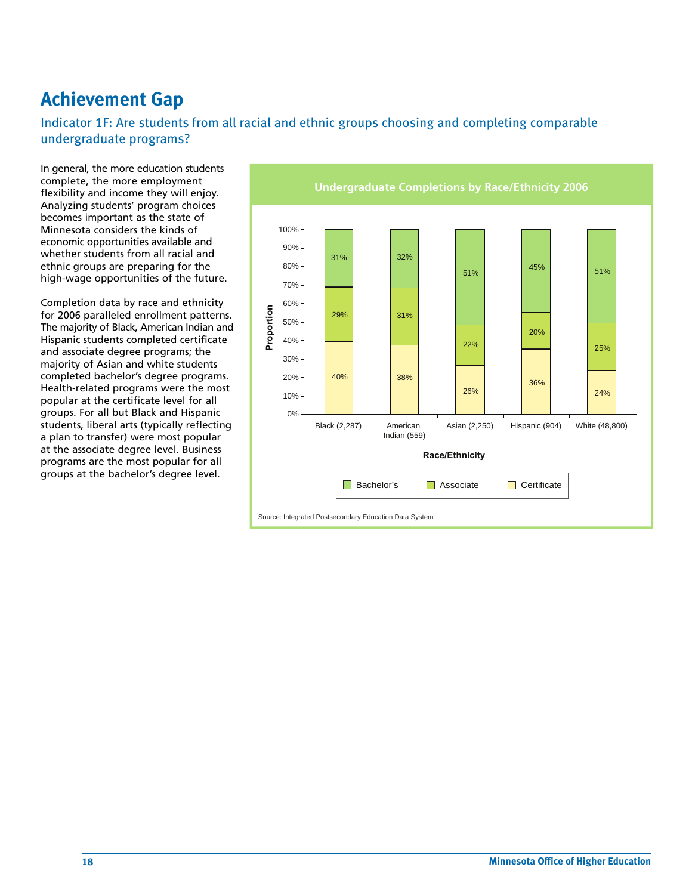# Achievement Gap

## Indicator 1F: Are students from all racial and ethnic groups choosing and completing comparable undergraduate programs?

In general, the more education students complete, the more employment flexibility and income they will enjoy. Analyzing students' program choices becomes important as the state of Minnesota considers the kinds of economic opportunities available and whether students from all racial and ethnic groups are preparing for the high-wage opportunities of the future.

Completion data by race and ethnicity for 2006 paralleled enrollment patterns. The majority of Black, American Indian and Hispanic students completed certificate and associate degree programs; the majority of Asian and white students completed bachelor's degree programs. Health-related programs were the most popular at the certificate level for all groups. For all but Black and Hispanic students, liberal arts (typically reflecting a plan to transfer) were most popular at the associate degree level. Business programs are the most popular for all groups at the bachelor's degree level.

**Undergraduate Completions by Race/Ethnicity 2006**

| Race/Ethnicity | Bachelor's | Associate | Certificate |
|---|---|---|---|
| Black (2,287) | 31% | 29% | 40% |
| American Indian (559) | 32% | 31% | 38% |
| Asian (2,250) | 51% | 22% | 26% |
| Hispanic (904) | 45% | 20% | 36% |
| White (48,800) | 51% | 25% | 24% |

Source: Integrated Postsecondary Education Data System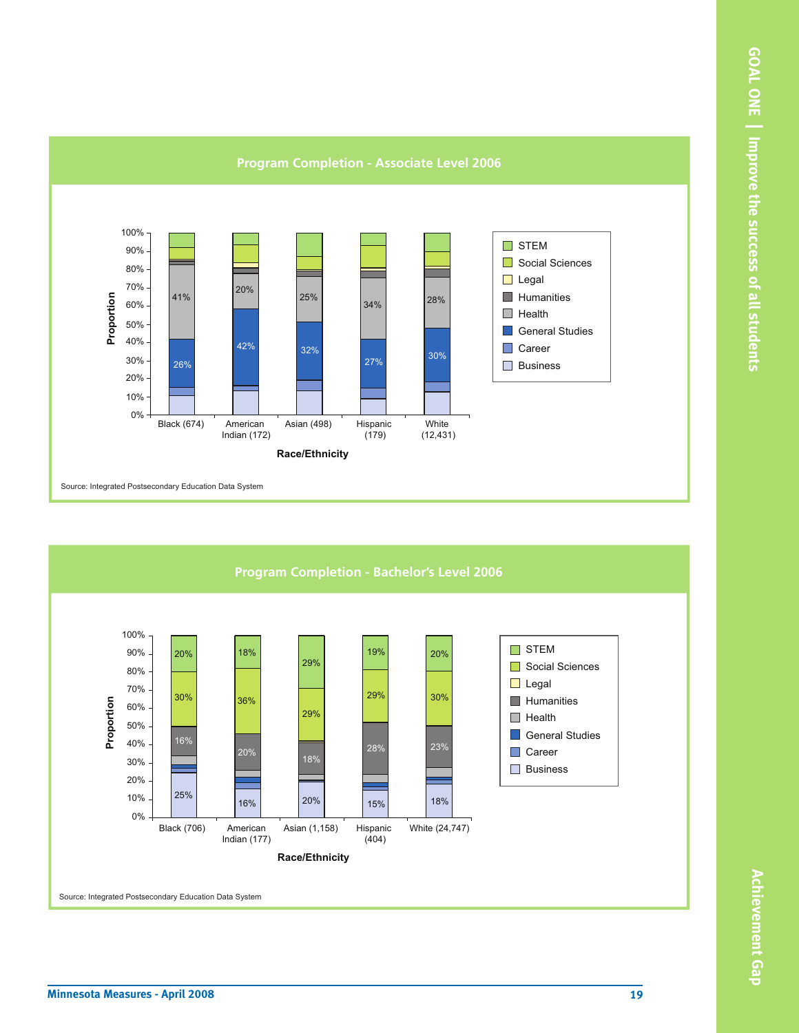## Program Completion - Associate Level 2006

| Race/Ethnicity | Health | General Studies |
|---|---|---|
| Black (674) | 41% | 26% |
| American Indian (172) | 20% | 42% |
| Asian (498) | 25% | 32% |
| Hispanic (179) | 34% | 27% |
| White (12,431) | 28% | 30% |

Legend: STEM, Social Sciences, Legal, Humanities, Health, General Studies, Career, Business

Proportion (0%–100%) by Race/Ethnicity

Source: Integrated Postsecondary Education Data System

## Program Completion - Bachelor's Level 2006

| Race/Ethnicity | STEM | Social Sciences | Humanities | Business |
|---|---|---|---|---|
| Black (706) | 20% | 30% | 16% | 25% |
| American Indian (177) | 18% | 36% | 20% | 16% |
| Asian (1,158) | 29% | 29% | 18% | 20% |
| Hispanic (404) | 19% | 29% | 28% | 15% |
| White (24,747) | 20% | 30% | 23% | 18% |

Legend: STEM, Social Sciences, Legal, Humanities, Health, General Studies, Career, Business

Proportion (0%–100%) by Race/Ethnicity

Source: Integrated Postsecondary Education Data System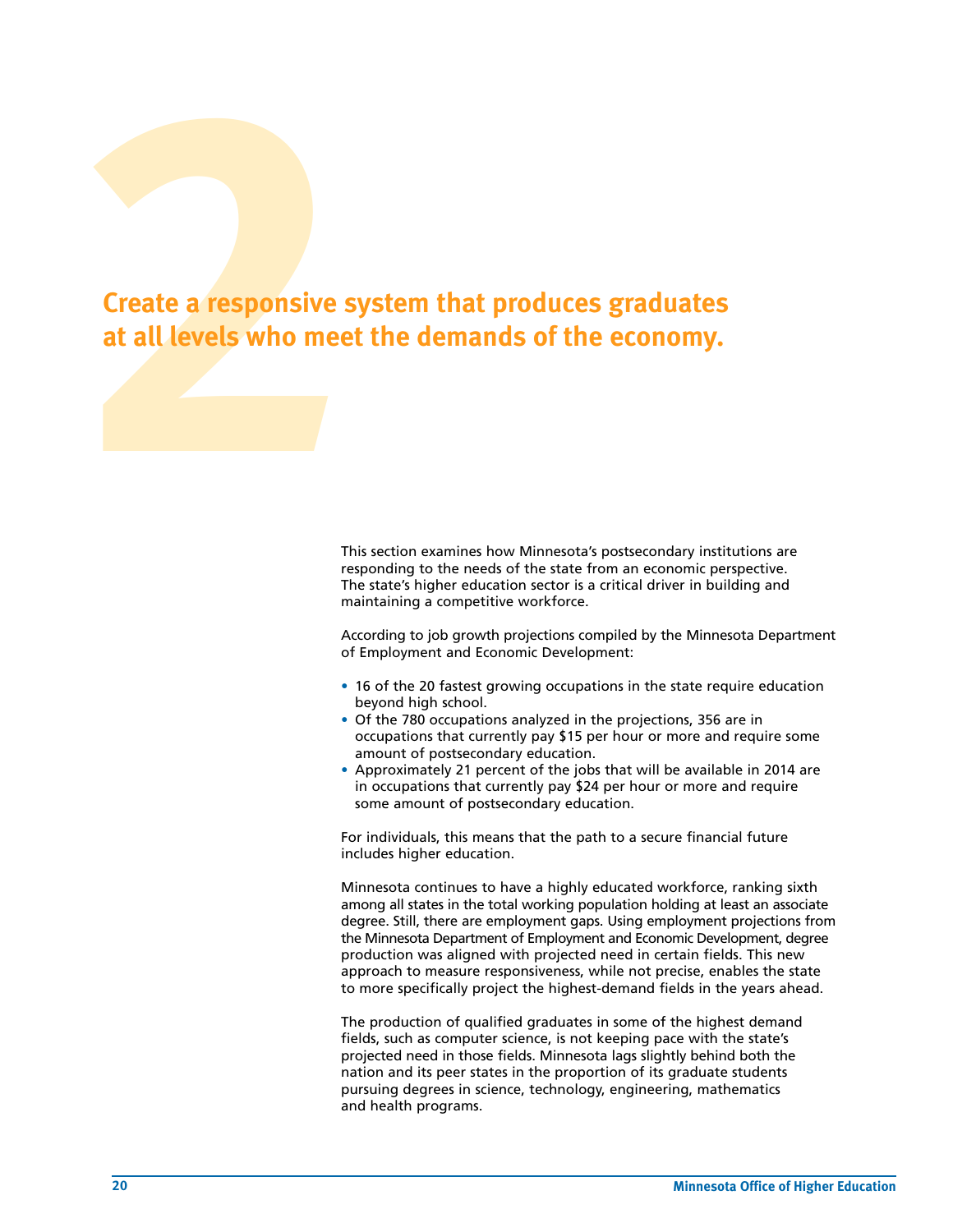# Create a responsive system that produces graduates at all levels who meet the demands of the economy.

This section examines how Minnesota's postsecondary institutions are responding to the needs of the state from an economic perspective. The state's higher education sector is a critical driver in building and maintaining a competitive workforce.

According to job growth projections compiled by the Minnesota Department of Employment and Economic Development:

- 16 of the 20 fastest growing occupations in the state require education beyond high school.
- Of the 780 occupations analyzed in the projections, 356 are in occupations that currently pay $15 per hour or more and require some amount of postsecondary education.
- Approximately 21 percent of the jobs that will be available in 2014 are in occupations that currently pay $24 per hour or more and require some amount of postsecondary education.

For individuals, this means that the path to a secure financial future includes higher education.

Minnesota continues to have a highly educated workforce, ranking sixth among all states in the total working population holding at least an associate degree. Still, there are employment gaps. Using employment projections from the Minnesota Department of Employment and Economic Development, degree production was aligned with projected need in certain fields. This new approach to measure responsiveness, while not precise, enables the state to more specifically project the highest-demand fields in the years ahead.

The production of qualified graduates in some of the highest demand fields, such as computer science, is not keeping pace with the state's projected need in those fields. Minnesota lags slightly behind both the nation and its peer states in the proportion of its graduate students pursuing degrees in science, technology, engineering, mathematics and health programs.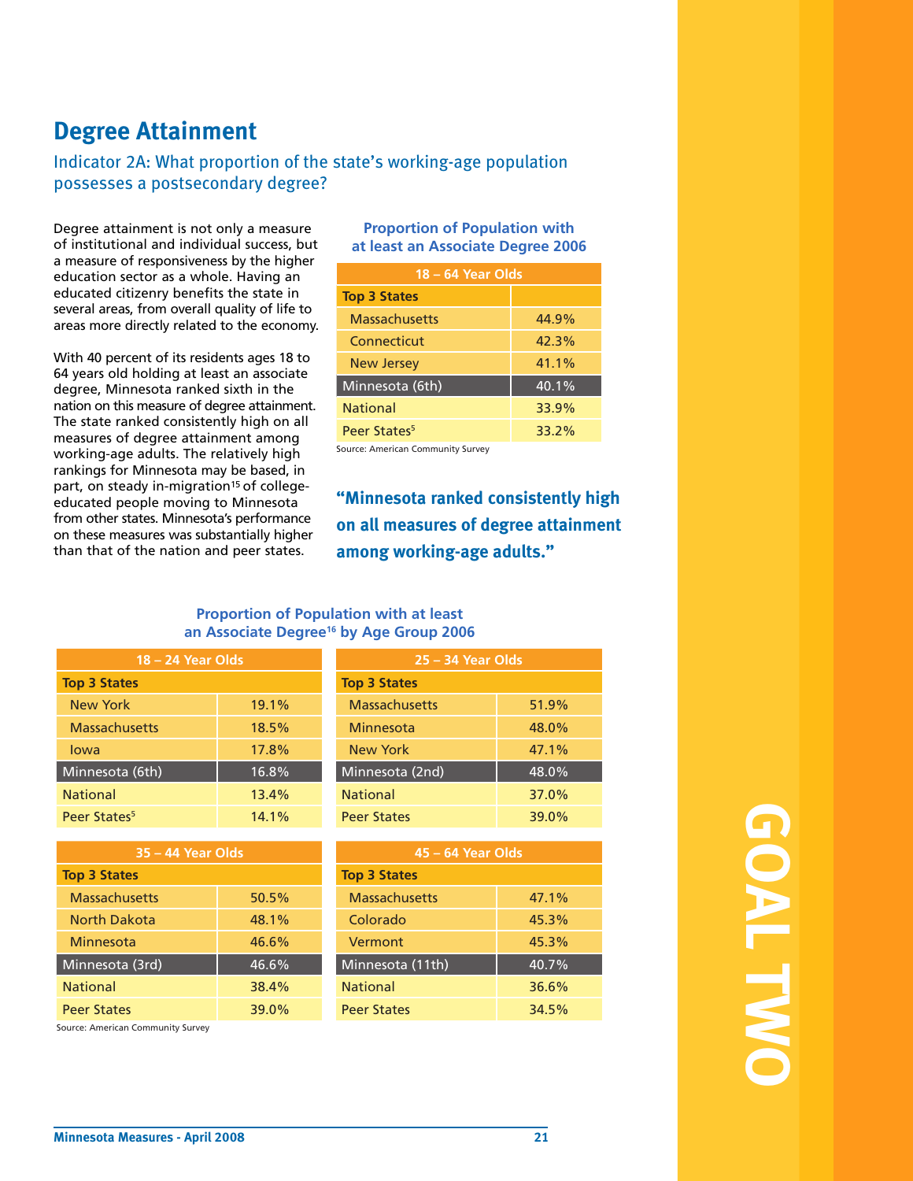# Degree Attainment

## Indicator 2A: What proportion of the state's working-age population possesses a postsecondary degree?

Degree attainment is not only a measure of institutional and individual success, but a measure of responsiveness by the higher education sector as a whole. Having an educated citizenry benefits the state in several areas, from overall quality of life to areas more directly related to the economy.

With 40 percent of its residents ages 18 to 64 years old holding at least an associate degree, Minnesota ranked sixth in the nation on this measure of degree attainment. The state ranked consistently high on all measures of degree attainment among working-age adults. The relatively high rankings for Minnesota may be based, in part, on steady in-migration[15] of college-educated people moving to Minnesota from other states. Minnesota's performance on these measures was substantially higher than that of the nation and peer states.

**Proportion of Population with at least an Associate Degree 2006**

| 18 – 64 Year Olds | |
|---|---|
| **Top 3 States** | |
| Massachusetts | 44.9% |
| Connecticut | 42.3% |
| New Jersey | 41.1% |
| Minnesota (6th) | 40.1% |
| National | 33.9% |
| Peer States[5] | 33.2% |

Source: American Community Survey

**"Minnesota ranked consistently high on all measures of degree attainment among working-age adults."**

**Proportion of Population with at least an Associate Degree[16] by Age Group 2006**

| 18 – 24 Year Olds | |
|---|---|
| **Top 3 States** | |
| New York | 19.1% |
| Massachusetts | 18.5% |
| Iowa | 17.8% |
| Minnesota (6th) | 16.8% |
| National | 13.4% |
| Peer States[5] | 14.1% |

| 25 – 34 Year Olds | |
|---|---|
| **Top 3 States** | |
| Massachusetts | 51.9% |
| Minnesota | 48.0% |
| New York | 47.1% |
| Minnesota (2nd) | 48.0% |
| National | 37.0% |
| Peer States | 39.0% |

| 35 – 44 Year Olds | |
|---|---|
| **Top 3 States** | |
| Massachusetts | 50.5% |
| North Dakota | 48.1% |
| Minnesota | 46.6% |
| Minnesota (3rd) | 46.6% |
| National | 38.4% |
| Peer States | 39.0% |

| 45 – 64 Year Olds | |
|---|---|
| **Top 3 States** | |
| Massachusetts | 47.1% |
| Colorado | 45.3% |
| Vermont | 45.3% |
| Minnesota (11th) | 40.7% |
| National | 36.6% |
| Peer States | 34.5% |

Source: American Community Survey

GOAL TWO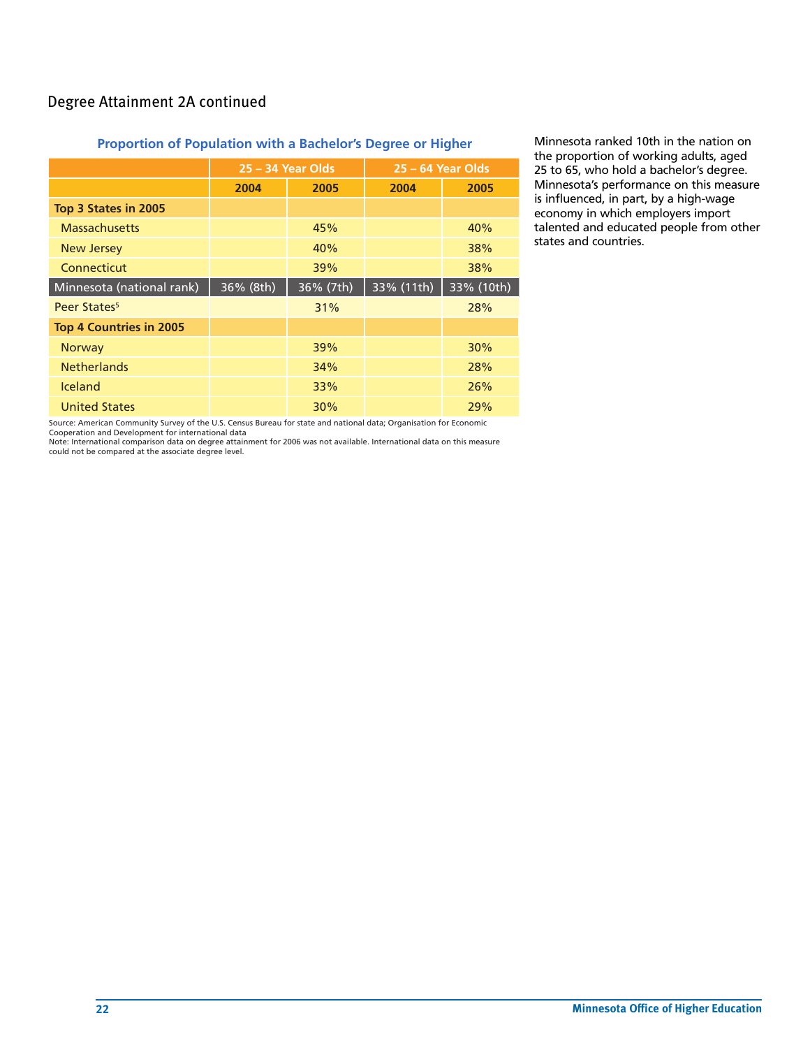## Degree Attainment 2A continued

**Proportion of Population with a Bachelor's Degree or Higher**

| | 25 – 34 Year Olds | | 25 – 64 Year Olds | |
|---|---|---|---|---|
| | 2004 | 2005 | 2004 | 2005 |
| **Top 3 States in 2005** | | | | |
| Massachusetts | | 45% | | 40% |
| New Jersey | | 40% | | 38% |
| Connecticut | | 39% | | 38% |
| Minnesota (national rank) | 36% (8th) | 36% (7th) | 33% (11th) | 33% (10th) |
| Peer States[5] | | 31% | | 28% |
| **Top 4 Countries in 2005** | | | | |
| Norway | | 39% | | 30% |
| Netherlands | | 34% | | 28% |
| Iceland | | 33% | | 26% |
| United States | | 30% | | 29% |

Source: American Community Survey of the U.S. Census Bureau for state and national data; Organisation for Economic Cooperation and Development for international data

Note: International comparison data on degree attainment for 2006 was not available. International data on this measure could not be compared at the associate degree level.

Minnesota ranked 10th in the nation on the proportion of working adults, aged 25 to 65, who hold a bachelor's degree. Minnesota's performance on this measure is influenced, in part, by a high-wage economy in which employers import talented and educated people from other states and countries.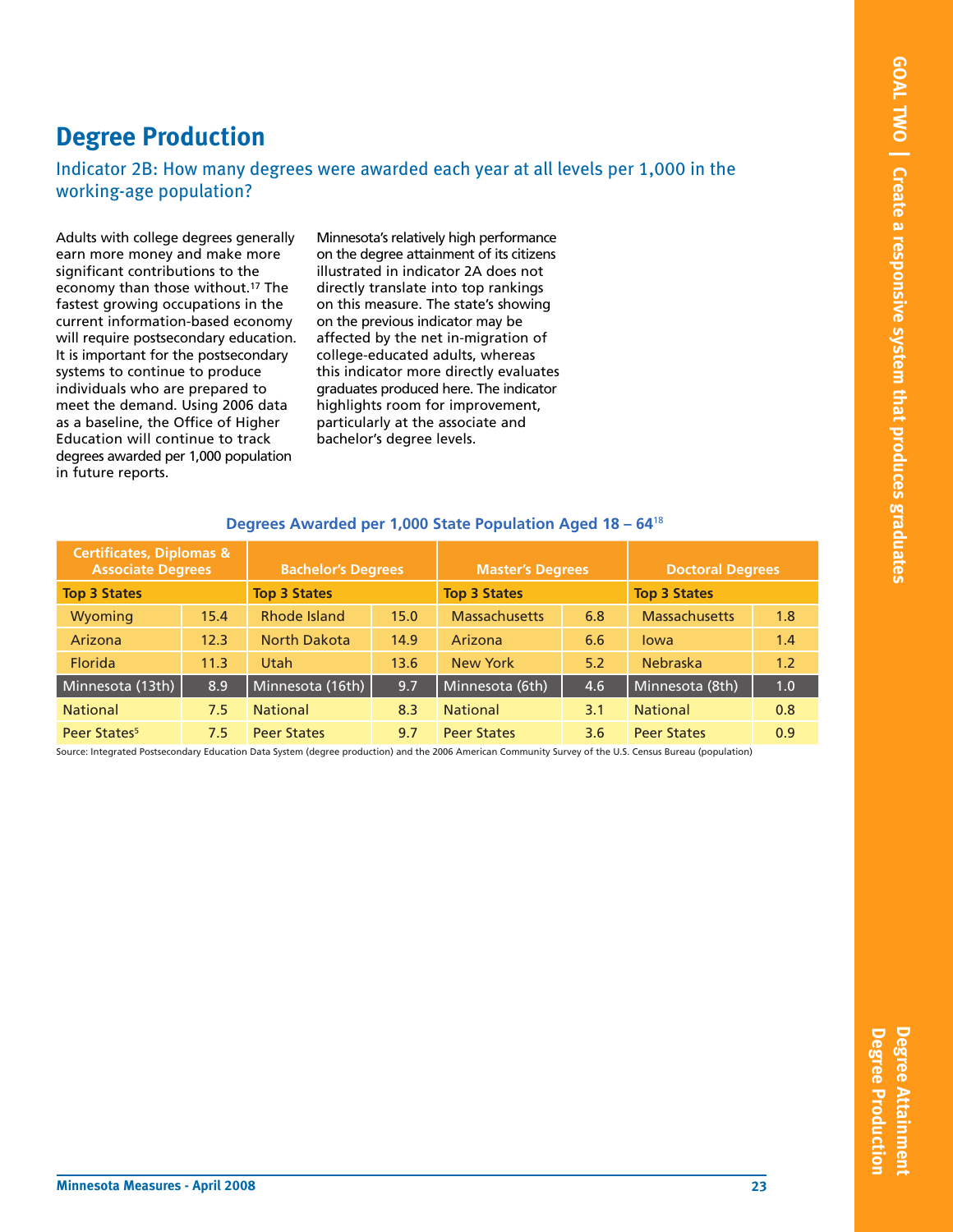## Degree Production

### Indicator 2B: How many degrees were awarded each year at all levels per 1,000 in the working-age population?

Adults with college degrees generally earn more money and make more significant contributions to the economy than those without.[17] The fastest growing occupations in the current information-based economy will require postsecondary education. It is important for the postsecondary systems to continue to produce individuals who are prepared to meet the demand. Using 2006 data as a baseline, the Office of Higher Education will continue to track degrees awarded per 1,000 population in future reports.

Minnesota's relatively high performance on the degree attainment of its citizens illustrated in indicator 2A does not directly translate into top rankings on this measure. The state's showing on the previous indicator may be affected by the net in-migration of college-educated adults, whereas this indicator more directly evaluates graduates produced here. The indicator highlights room for improvement, particularly at the associate and bachelor's degree levels.

**Degrees Awarded per 1,000 State Population Aged 18 – 64**[18]

| Certificates, Diplomas & Associate Degrees | | Bachelor's Degrees | | Master's Degrees | | Doctoral Degrees | |
|---|---|---|---|---|---|---|---|
| **Top 3 States** | | **Top 3 States** | | **Top 3 States** | | **Top 3 States** | |
| Wyoming | 15.4 | Rhode Island | 15.0 | Massachusetts | 6.8 | Massachusetts | 1.8 |
| Arizona | 12.3 | North Dakota | 14.9 | Arizona | 6.6 | Iowa | 1.4 |
| Florida | 11.3 | Utah | 13.6 | New York | 5.2 | Nebraska | 1.2 |
| Minnesota (13th) | 8.9 | Minnesota (16th) | 9.7 | Minnesota (6th) | 4.6 | Minnesota (8th) | 1.0 |
| National | 7.5 | National | 8.3 | National | 3.1 | National | 0.8 |
| Peer States[5] | 7.5 | Peer States | 9.7 | Peer States | 3.6 | Peer States | 0.9 |

Source: Integrated Postsecondary Education Data System (degree production) and the 2006 American Community Survey of the U.S. Census Bureau (population)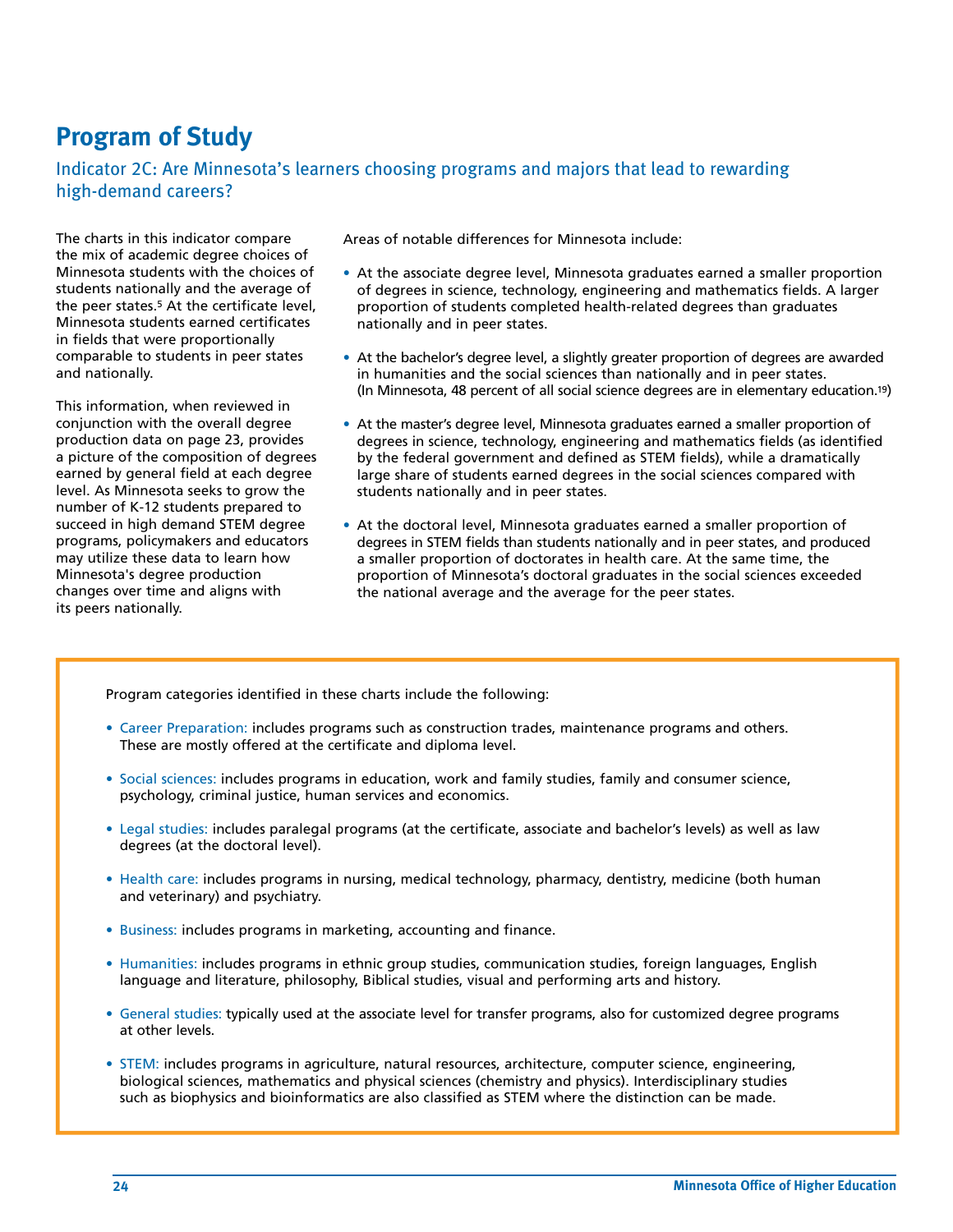# Program of Study

## Indicator 2C: Are Minnesota's learners choosing programs and majors that lead to rewarding high-demand careers?

The charts in this indicator compare the mix of academic degree choices of Minnesota students with the choices of students nationally and the average of the peer states.[5] At the certificate level, Minnesota students earned certificates in fields that were proportionally comparable to students in peer states and nationally.

This information, when reviewed in conjunction with the overall degree production data on page 23, provides a picture of the composition of degrees earned by general field at each degree level. As Minnesota seeks to grow the number of K-12 students prepared to succeed in high demand STEM degree programs, policymakers and educators may utilize these data to learn how Minnesota's degree production changes over time and aligns with its peers nationally.

Areas of notable differences for Minnesota include:

- At the associate degree level, Minnesota graduates earned a smaller proportion of degrees in science, technology, engineering and mathematics fields. A larger proportion of students completed health-related degrees than graduates nationally and in peer states.
- At the bachelor's degree level, a slightly greater proportion of degrees are awarded in humanities and the social sciences than nationally and in peer states. (In Minnesota, 48 percent of all social science degrees are in elementary education.[19])
- At the master's degree level, Minnesota graduates earned a smaller proportion of degrees in science, technology, engineering and mathematics fields (as identified by the federal government and defined as STEM fields), while a dramatically large share of students earned degrees in the social sciences compared with students nationally and in peer states.
- At the doctoral level, Minnesota graduates earned a smaller proportion of degrees in STEM fields than students nationally and in peer states, and produced a smaller proportion of doctorates in health care. At the same time, the proportion of Minnesota's doctoral graduates in the social sciences exceeded the national average and the average for the peer states.

Program categories identified in these charts include the following:

- Career Preparation: includes programs such as construction trades, maintenance programs and others. These are mostly offered at the certificate and diploma level.
- Social sciences: includes programs in education, work and family studies, family and consumer science, psychology, criminal justice, human services and economics.
- Legal studies: includes paralegal programs (at the certificate, associate and bachelor's levels) as well as law degrees (at the doctoral level).
- Health care: includes programs in nursing, medical technology, pharmacy, dentistry, medicine (both human and veterinary) and psychiatry.
- Business: includes programs in marketing, accounting and finance.
- Humanities: includes programs in ethnic group studies, communication studies, foreign languages, English language and literature, philosophy, Biblical studies, visual and performing arts and history.
- General studies: typically used at the associate level for transfer programs, also for customized degree programs at other levels.
- STEM: includes programs in agriculture, natural resources, architecture, computer science, engineering, biological sciences, mathematics and physical sciences (chemistry and physics). Interdisciplinary studies such as biophysics and bioinformatics are also classified as STEM where the distinction can be made.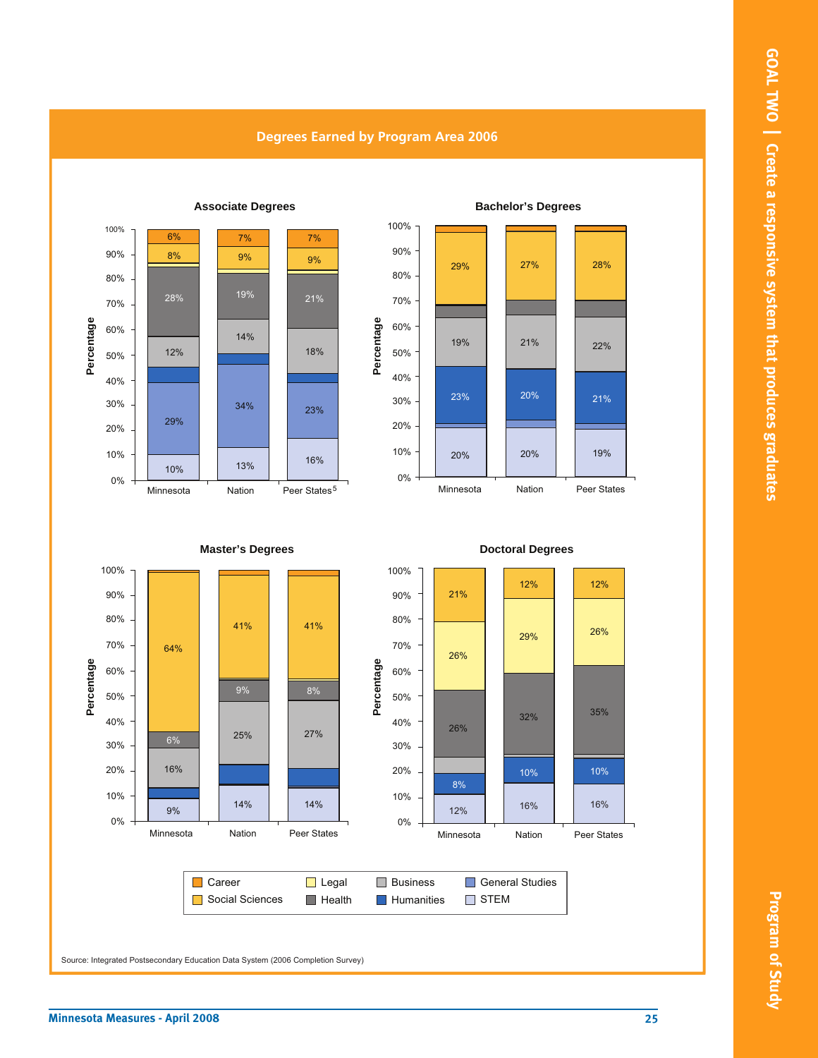## Degrees Earned by Program Area 2006

### Associate Degrees

| Program Area | Minnesota | Nation | Peer States[5] |
|---|---|---|---|
| Career | 6% | 7% | 7% |
| Social Sciences | 8% | 9% | 9% |
| Health | 28% | 19% | 21% |
| Business | 12% | 14% | 18% |
| General Studies | 29% | 34% | 23% |
| STEM | 10% | 13% | 16% |

### Bachelor's Degrees

| Program Area | Minnesota | Nation | Peer States |
|---|---|---|---|
| Social Sciences | 29% | 27% | 28% |
| Business | 19% | 21% | 22% |
| Humanities | 23% | 20% | 21% |
| STEM | 20% | 20% | 19% |

### Master's Degrees

| Program Area | Minnesota | Nation | Peer States |
|---|---|---|---|
| Social Sciences | 64% | 41% | 41% |
| Health | 6% | 9% | 8% |
| Business | 16% | 25% | 27% |
| STEM | 9% | 14% | 14% |

### Doctoral Degrees

| Program Area | Minnesota | Nation | Peer States |
|---|---|---|---|
| Social Sciences | 21% | 12% | 12% |
| Legal | 26% | 29% | 26% |
| Health | 26% | 32% | 35% |
| Humanities | 8% | 10% | 10% |
| STEM | 12% | 16% | 16% |

Legend: Career, Social Sciences, Legal, Health, Business, Humanities, General Studies, STEM

Source: Integrated Postsecondary Education Data System (2006 Completion Survey)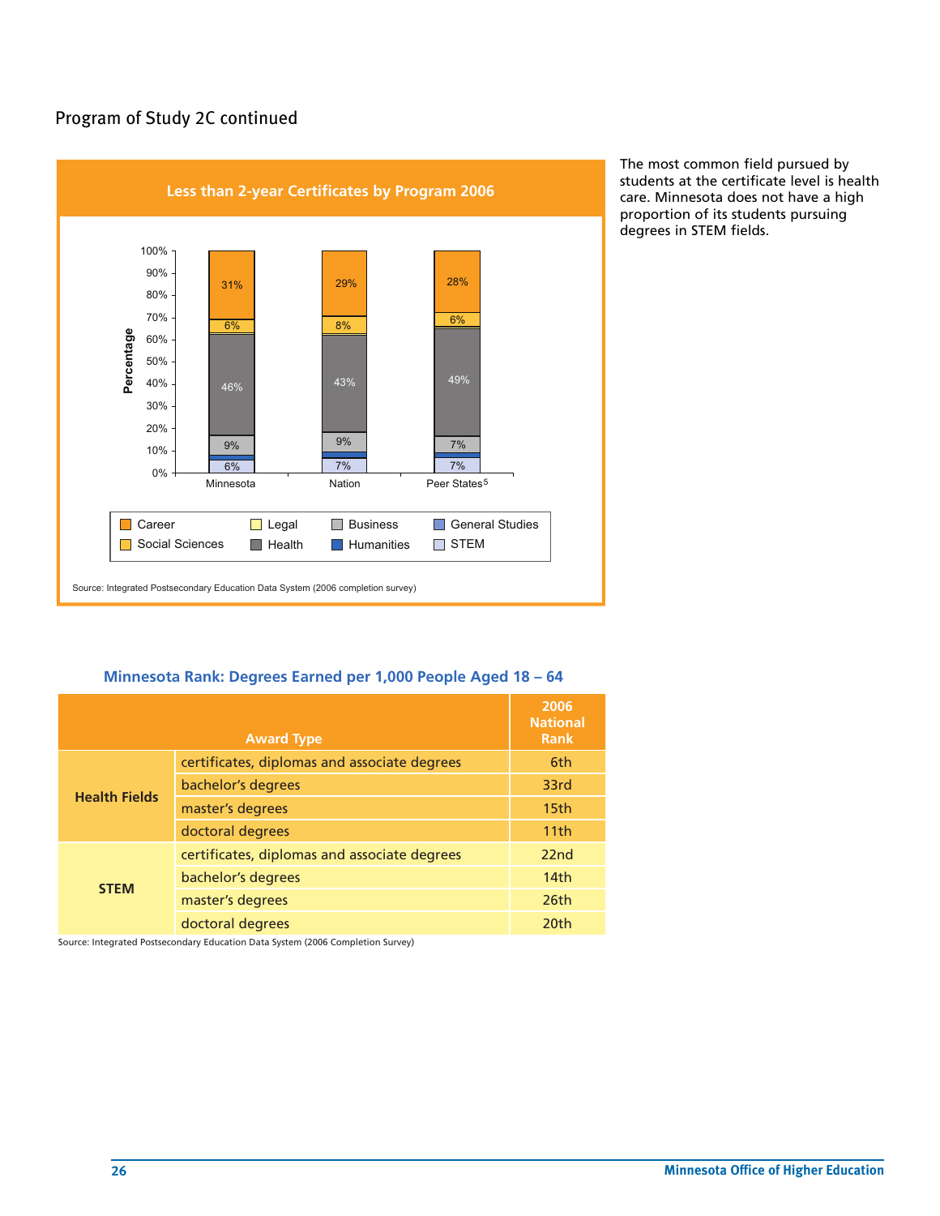## Program of Study 2C continued

**Less than 2-year Certificates by Program 2006**

| | Minnesota | Nation | Peer States[5] |
|---|---|---|---|
| Career | 31% | 29% | 28% |
| Social Sciences | 6% | 8% | 6% |
| Health | 46% | 43% | 49% |
| Business | 9% | 9% | 7% |
| STEM | 6% | 7% | 7% |

Legend: Career, Social Sciences, Legal, Health, Business, Humanities, General Studies, STEM

Source: Integrated Postsecondary Education Data System (2006 completion survey)

The most common field pursued by students at the certificate level is health care. Minnesota does not have a high proportion of its students pursuing degrees in STEM fields.

### Minnesota Rank: Degrees Earned per 1,000 People Aged 18 – 64

| Award Type | | 2006 National Rank |
|---|---|---|
| **Health Fields** | certificates, diplomas and associate degrees | 6th |
| | bachelor's degrees | 33rd |
| | master's degrees | 15th |
| | doctoral degrees | 11th |
| **STEM** | certificates, diplomas and associate degrees | 22nd |
| | bachelor's degrees | 14th |
| | master's degrees | 26th |
| | doctoral degrees | 20th |

Source: Integrated Postsecondary Education Data System (2006 Completion Survey)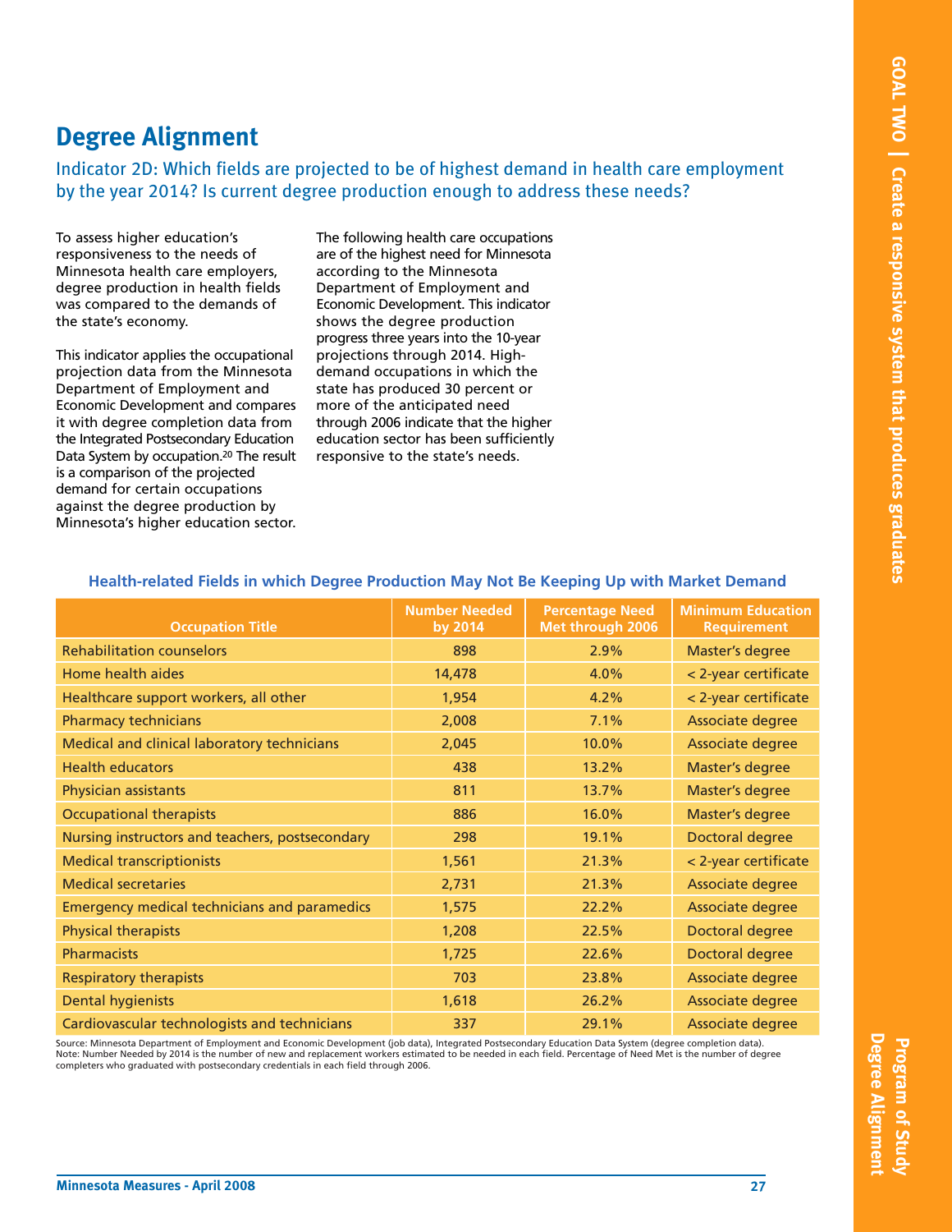# Degree Alignment

## Indicator 2D: Which fields are projected to be of highest demand in health care employment by the year 2014? Is current degree production enough to address these needs?

To assess higher education's responsiveness to the needs of Minnesota health care employers, degree production in health fields was compared to the demands of the state's economy.

This indicator applies the occupational projection data from the Minnesota Department of Employment and Economic Development and compares it with degree completion data from the Integrated Postsecondary Education Data System by occupation.[20] The result is a comparison of the projected demand for certain occupations against the degree production by Minnesota's higher education sector.

The following health care occupations are of the highest need for Minnesota according to the Minnesota Department of Employment and Economic Development. This indicator shows the degree production progress three years into the 10-year projections through 2014. High-demand occupations in which the state has produced 30 percent or more of the anticipated need through 2006 indicate that the higher education sector has been sufficiently responsive to the state's needs.

**Health-related Fields in which Degree Production May Not Be Keeping Up with Market Demand**

| Occupation Title | Number Needed by 2014 | Percentage Need Met through 2006 | Minimum Education Requirement |
|---|---|---|---|
| Rehabilitation counselors | 898 | 2.9% | Master's degree |
| Home health aides | 14,478 | 4.0% | < 2-year certificate |
| Healthcare support workers, all other | 1,954 | 4.2% | < 2-year certificate |
| Pharmacy technicians | 2,008 | 7.1% | Associate degree |
| Medical and clinical laboratory technicians | 2,045 | 10.0% | Associate degree |
| Health educators | 438 | 13.2% | Master's degree |
| Physician assistants | 811 | 13.7% | Master's degree |
| Occupational therapists | 886 | 16.0% | Master's degree |
| Nursing instructors and teachers, postsecondary | 298 | 19.1% | Doctoral degree |
| Medical transcriptionists | 1,561 | 21.3% | < 2-year certificate |
| Medical secretaries | 2,731 | 21.3% | Associate degree |
| Emergency medical technicians and paramedics | 1,575 | 22.2% | Associate degree |
| Physical therapists | 1,208 | 22.5% | Doctoral degree |
| Pharmacists | 1,725 | 22.6% | Doctoral degree |
| Respiratory therapists | 703 | 23.8% | Associate degree |
| Dental hygienists | 1,618 | 26.2% | Associate degree |
| Cardiovascular technologists and technicians | 337 | 29.1% | Associate degree |

Source: Minnesota Department of Employment and Economic Development (job data), Integrated Postsecondary Education Data System (degree completion data).
Note: Number Needed by 2014 is the number of new and replacement workers estimated to be needed in each field. Percentage of Need Met is the number of degree completers who graduated with postsecondary credentials in each field through 2006.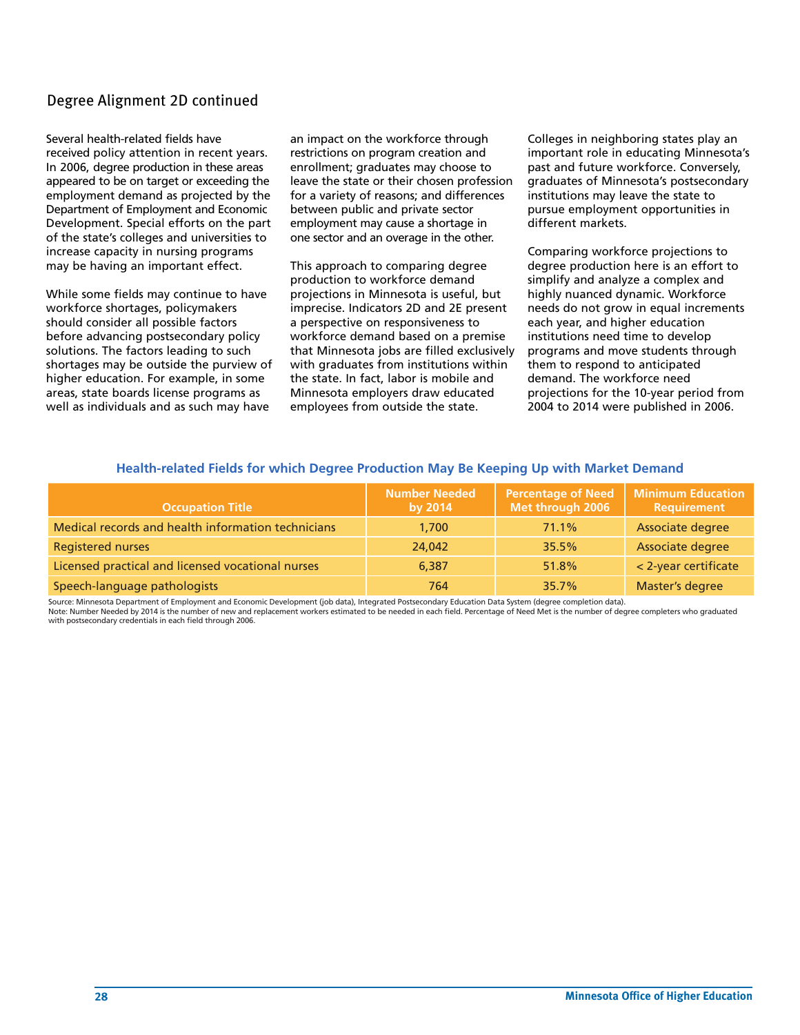## Degree Alignment 2D continued

Several health-related fields have received policy attention in recent years. In 2006, degree production in these areas appeared to be on target or exceeding the employment demand as projected by the Department of Employment and Economic Development. Special efforts on the part of the state's colleges and universities to increase capacity in nursing programs may be having an important effect.

While some fields may continue to have workforce shortages, policymakers should consider all possible factors before advancing postsecondary policy solutions. The factors leading to such shortages may be outside the purview of higher education. For example, in some areas, state boards license programs as well as individuals and as such may have an impact on the workforce through restrictions on program creation and enrollment; graduates may choose to leave the state or their chosen profession for a variety of reasons; and differences between public and private sector employment may cause a shortage in one sector and an overage in the other.

This approach to comparing degree production to workforce demand projections in Minnesota is useful, but imprecise. Indicators 2D and 2E present a perspective on responsiveness to workforce demand based on a premise that Minnesota jobs are filled exclusively with graduates from institutions within the state. In fact, labor is mobile and Minnesota employers draw educated employees from outside the state. Colleges in neighboring states play an important role in educating Minnesota's past and future workforce. Conversely, graduates of Minnesota's postsecondary institutions may leave the state to pursue employment opportunities in different markets.

Comparing workforce projections to degree production here is an effort to simplify and analyze a complex and highly nuanced dynamic. Workforce needs do not grow in equal increments each year, and higher education institutions need time to develop programs and move students through them to respond to anticipated demand. The workforce need projections for the 10-year period from 2004 to 2014 were published in 2006.

### Health-related Fields for which Degree Production May Be Keeping Up with Market Demand

| Occupation Title | Number Needed by 2014 | Percentage of Need Met through 2006 | Minimum Education Requirement |
|---|---|---|---|
| Medical records and health information technicians | 1,700 | 71.1% | Associate degree |
| Registered nurses | 24,042 | 35.5% | Associate degree |
| Licensed practical and licensed vocational nurses | 6,387 | 51.8% | < 2-year certificate |
| Speech-language pathologists | 764 | 35.7% | Master's degree |

Source: Minnesota Department of Employment and Economic Development (job data), Integrated Postsecondary Education Data System (degree completion data).
Note: Number Needed by 2014 is the number of new and replacement workers estimated to be needed in each field. Percentage of Need Met is the number of degree completers who graduated with postsecondary credentials in each field through 2006.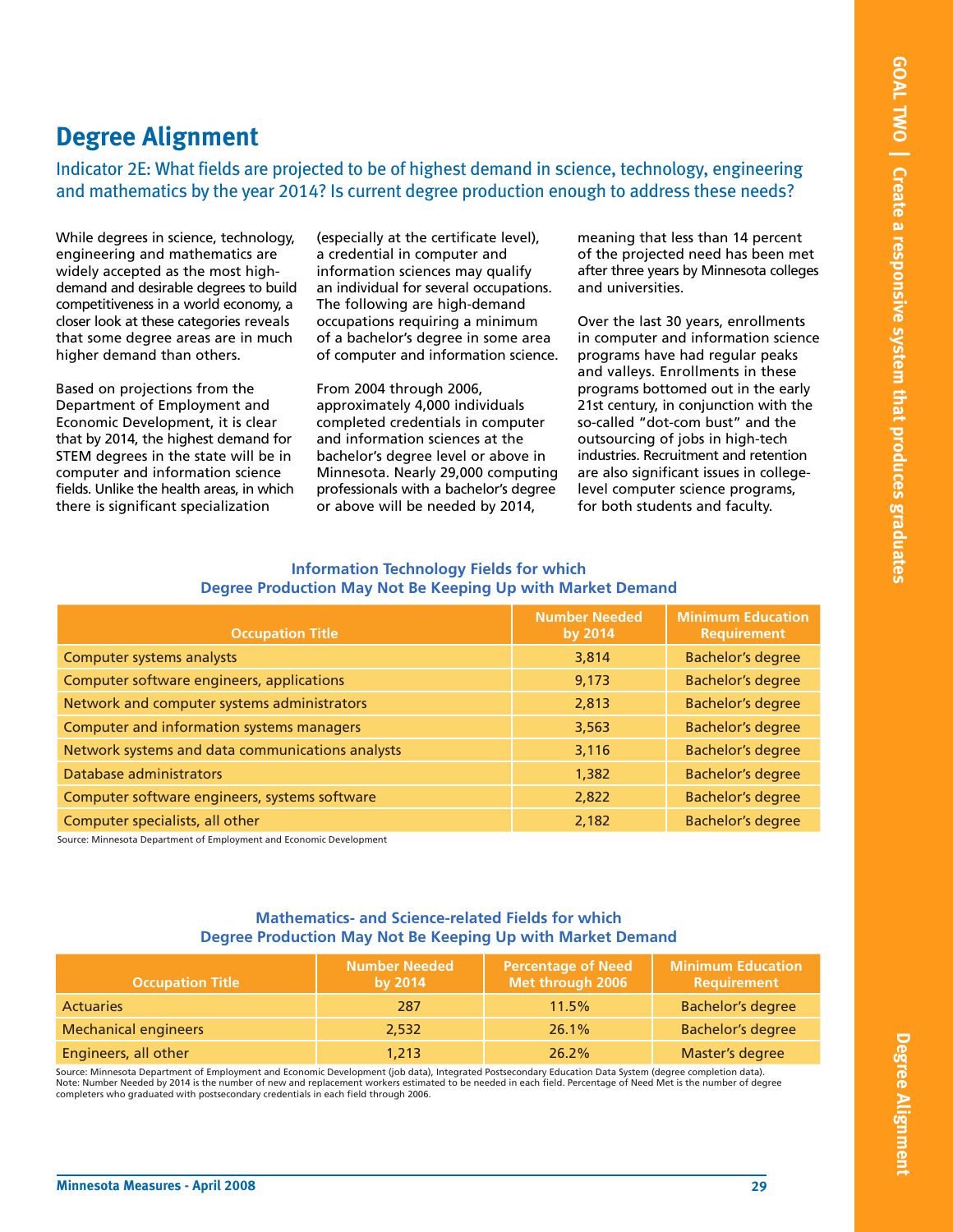## Degree Alignment

### Indicator 2E: What fields are projected to be of highest demand in science, technology, engineering and mathematics by the year 2014? Is current degree production enough to address these needs?

While degrees in science, technology, engineering and mathematics are widely accepted as the most high-demand and desirable degrees to build competitiveness in a world economy, a closer look at these categories reveals that some degree areas are in much higher demand than others.

Based on projections from the Department of Employment and Economic Development, it is clear that by 2014, the highest demand for STEM degrees in the state will be in computer and information science fields. Unlike the health areas, in which there is significant specialization (especially at the certificate level), a credential in computer and information sciences may qualify an individual for several occupations. The following are high-demand occupations requiring a minimum of a bachelor's degree in some area of computer and information science.

From 2004 through 2006, approximately 4,000 individuals completed credentials in computer and information sciences at the bachelor's degree level or above in Minnesota. Nearly 29,000 computing professionals with a bachelor's degree or above will be needed by 2014, meaning that less than 14 percent of the projected need has been met after three years by Minnesota colleges and universities.

Over the last 30 years, enrollments in computer and information science programs have had regular peaks and valleys. Enrollments in these programs bottomed out in the early 21st century, in conjunction with the so-called "dot-com bust" and the outsourcing of jobs in high-tech industries. Recruitment and retention are also significant issues in college-level computer science programs, for both students and faculty.

**Information Technology Fields for which Degree Production May Not Be Keeping Up with Market Demand**

| Occupation Title | Number Needed by 2014 | Minimum Education Requirement |
|---|---|---|
| Computer systems analysts | 3,814 | Bachelor's degree |
| Computer software engineers, applications | 9,173 | Bachelor's degree |
| Network and computer systems administrators | 2,813 | Bachelor's degree |
| Computer and information systems managers | 3,563 | Bachelor's degree |
| Network systems and data communications analysts | 3,116 | Bachelor's degree |
| Database administrators | 1,382 | Bachelor's degree |
| Computer software engineers, systems software | 2,822 | Bachelor's degree |
| Computer specialists, all other | 2,182 | Bachelor's degree |

Source: Minnesota Department of Employment and Economic Development

**Mathematics- and Science-related Fields for which Degree Production May Not Be Keeping Up with Market Demand**

| Occupation Title | Number Needed by 2014 | Percentage of Need Met through 2006 | Minimum Education Requirement |
|---|---|---|---|
| Actuaries | 287 | 11.5% | Bachelor's degree |
| Mechanical engineers | 2,532 | 26.1% | Bachelor's degree |
| Engineers, all other | 1,213 | 26.2% | Master's degree |

Source: Minnesota Department of Employment and Economic Development (job data), Integrated Postsecondary Education Data System (degree completion data).
Note: Number Needed by 2014 is the number of new and replacement workers estimated to be needed in each field. Percentage of Need Met is the number of degree completers who graduated with postsecondary credentials in each field through 2006.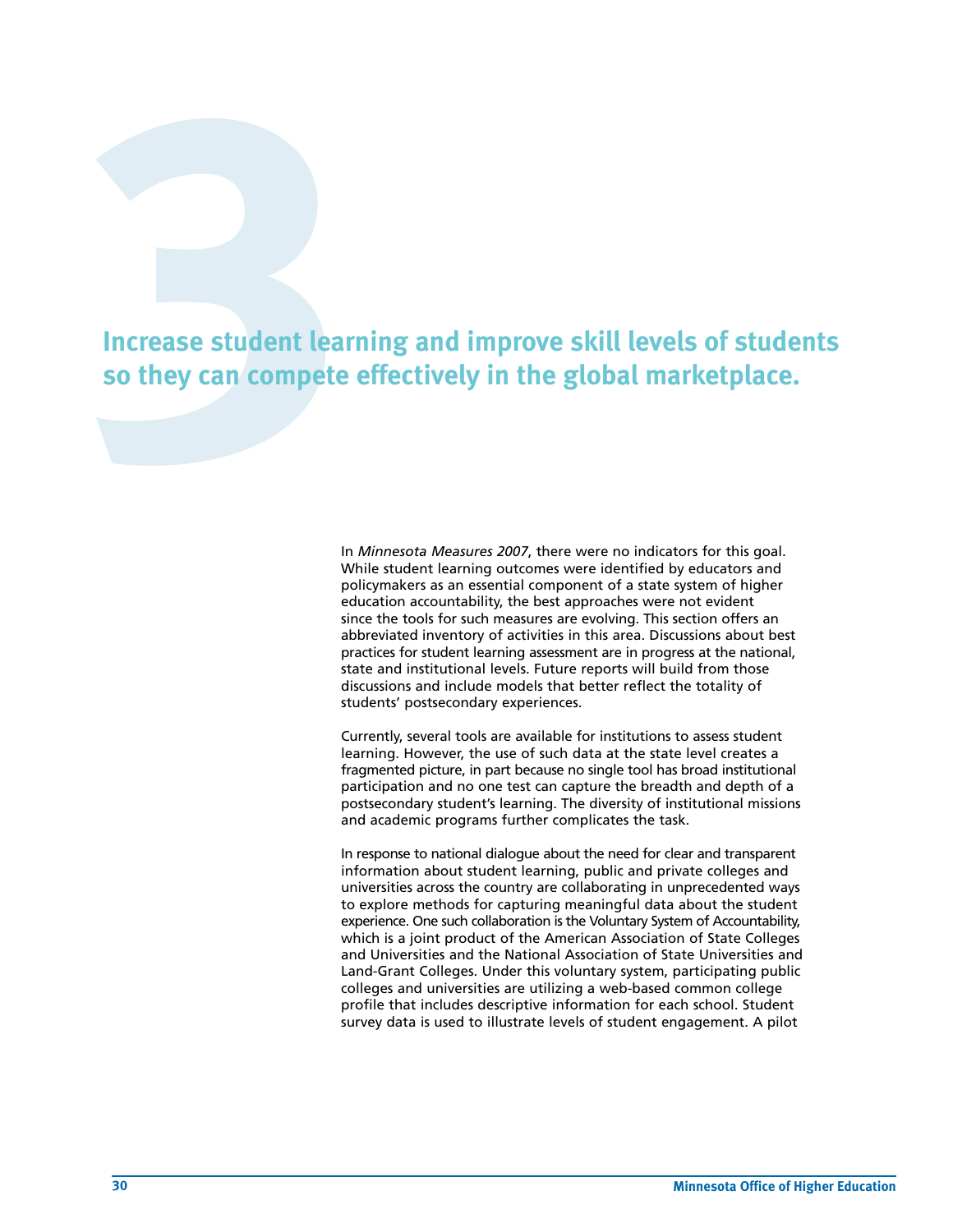# 3 Increase student learning and improve skill levels of students so they can compete effectively in the global marketplace.

In *Minnesota Measures 2007*, there were no indicators for this goal. While student learning outcomes were identified by educators and policymakers as an essential component of a state system of higher education accountability, the best approaches were not evident since the tools for such measures are evolving. This section offers an abbreviated inventory of activities in this area. Discussions about best practices for student learning assessment are in progress at the national, state and institutional levels. Future reports will build from those discussions and include models that better reflect the totality of students' postsecondary experiences.

Currently, several tools are available for institutions to assess student learning. However, the use of such data at the state level creates a fragmented picture, in part because no single tool has broad institutional participation and no one test can capture the breadth and depth of a postsecondary student's learning. The diversity of institutional missions and academic programs further complicates the task.

In response to national dialogue about the need for clear and transparent information about student learning, public and private colleges and universities across the country are collaborating in unprecedented ways to explore methods for capturing meaningful data about the student experience. One such collaboration is the Voluntary System of Accountability, which is a joint product of the American Association of State Colleges and Universities and the National Association of State Universities and Land-Grant Colleges. Under this voluntary system, participating public colleges and universities are utilizing a web-based common college profile that includes descriptive information for each school. Student survey data is used to illustrate levels of student engagement. A pilot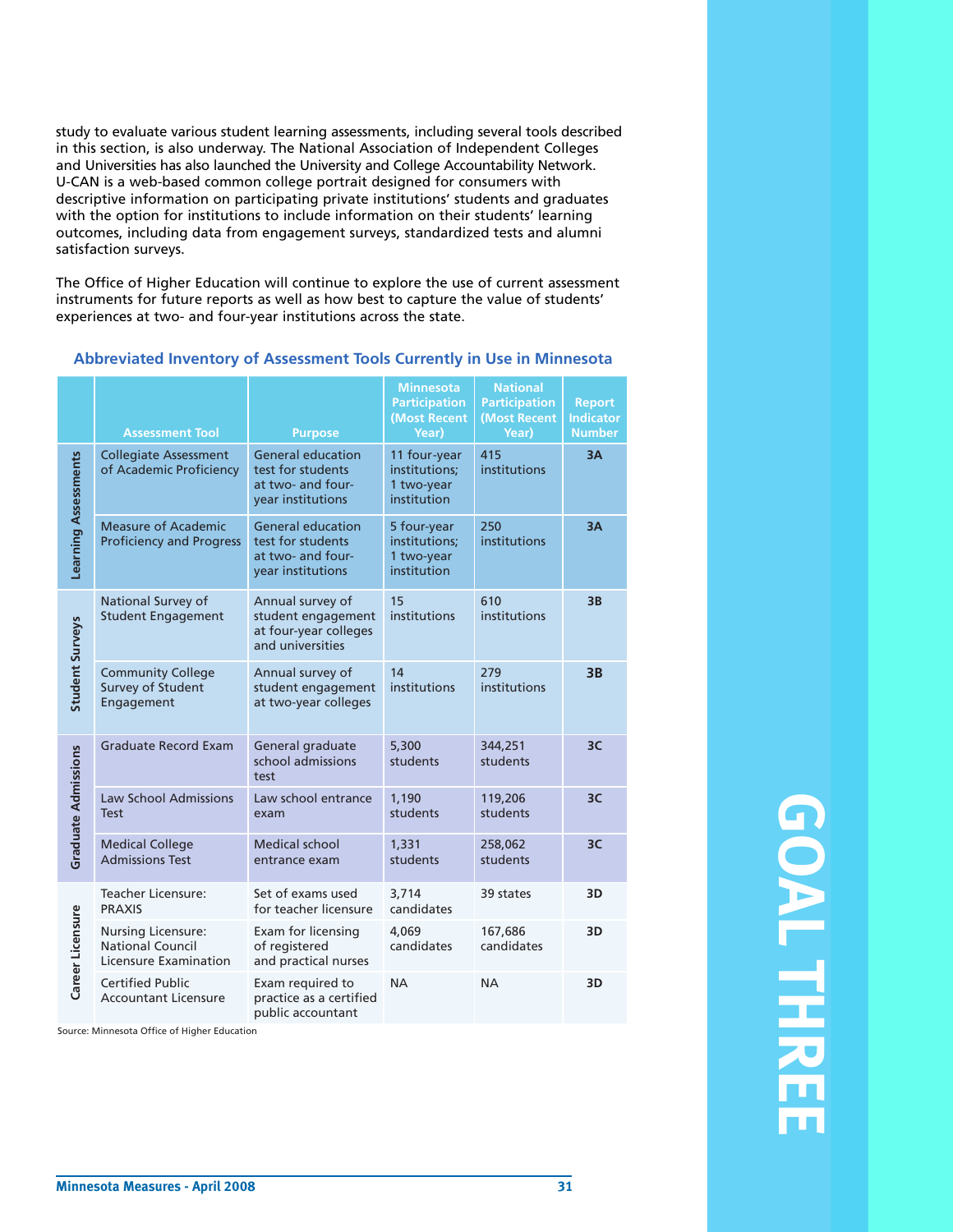study to evaluate various student learning assessments, including several tools described in this section, is also underway. The National Association of Independent Colleges and Universities has also launched the University and College Accountability Network. U-CAN is a web-based common college portrait designed for consumers with descriptive information on participating private institutions' students and graduates with the option for institutions to include information on their students' learning outcomes, including data from engagement surveys, standardized tests and alumni satisfaction surveys.

The Office of Higher Education will continue to explore the use of current assessment instruments for future reports as well as how best to capture the value of students' experiences at two- and four-year institutions across the state.

### Abbreviated Inventory of Assessment Tools Currently in Use in Minnesota

| | Assessment Tool | Purpose | Minnesota Participation (Most Recent Year) | National Participation (Most Recent Year) | Report Indicator Number |
|---|---|---|---|---|---|
| Learning Assessments | Collegiate Assessment of Academic Proficiency | General education test for students at two- and four-year institutions | 11 four-year institutions; 1 two-year institution | 415 institutions | 3A |
| | Measure of Academic Proficiency and Progress | General education test for students at two- and four-year institutions | 5 four-year institutions; 1 two-year institution | 250 institutions | 3A |
| Student Surveys | National Survey of Student Engagement | Annual survey of student engagement at four-year colleges and universities | 15 institutions | 610 institutions | 3B |
| | Community College Survey of Student Engagement | Annual survey of student engagement at two-year colleges | 14 institutions | 279 institutions | 3B |
| Graduate Admissions | Graduate Record Exam | General graduate school admissions test | 5,300 students | 344,251 students | 3C |
| | Law School Admissions Test | Law school entrance exam | 1,190 students | 119,206 students | 3C |
| | Medical College Admissions Test | Medical school entrance exam | 1,331 students | 258,062 students | 3C |
| Career Licensure | Teacher Licensure: PRAXIS | Set of exams used for teacher licensure | 3,714 candidates | 39 states | 3D |
| | Nursing Licensure: National Council Licensure Examination | Exam for licensing of registered and practical nurses | 4,069 candidates | 167,686 candidates | 3D |
| | Certified Public Accountant Licensure | Exam required to practice as a certified public accountant | NA | NA | 3D |

Source: Minnesota Office of Higher Education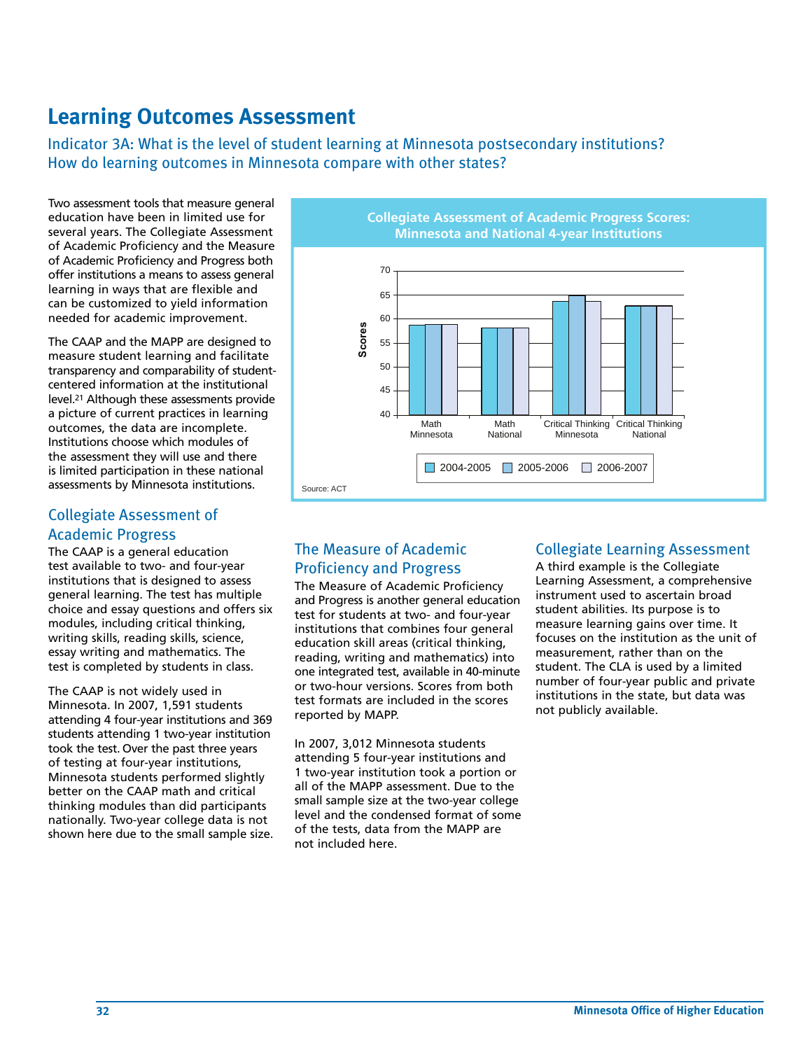# Learning Outcomes Assessment

## Indicator 3A: What is the level of student learning at Minnesota postsecondary institutions? How do learning outcomes in Minnesota compare with other states?

Two assessment tools that measure general education have been in limited use for several years. The Collegiate Assessment of Academic Proficiency and the Measure of Academic Proficiency and Progress both offer institutions a means to assess general learning in ways that are flexible and can be customized to yield information needed for academic improvement.

The CAAP and the MAPP are designed to measure student learning and facilitate transparency and comparability of student-centered information at the institutional level.[21] Although these assessments provide a picture of current practices in learning outcomes, the data are incomplete. Institutions choose which modules of the assessment they will use and there is limited participation in these national assessments by Minnesota institutions.

**Collegiate Assessment of Academic Progress Scores: Minnesota and National 4-year Institutions**

| | 2004-2005 | 2005-2006 | 2006-2007 |
|---|---|---|---|
| Math Minnesota | 58.8 | 59 | 59 |
| Math National | 58.3 | 58.3 | 58.3 |
| Critical Thinking Minnesota | 63.8 | 65 | 63.8 |
| Critical Thinking National | 62.8 | 62.8 | 62.8 |

Source: ACT

### Collegiate Assessment of Academic Progress

The CAAP is a general education test available to two- and four-year institutions that is designed to assess general learning. The test has multiple choice and essay questions and offers six modules, including critical thinking, writing skills, reading skills, science, essay writing and mathematics. The test is completed by students in class.

The CAAP is not widely used in Minnesota. In 2007, 1,591 students attending 4 four-year institutions and 369 students attending 1 two-year institution took the test. Over the past three years of testing at four-year institutions, Minnesota students performed slightly better on the CAAP math and critical thinking modules than did participants nationally. Two-year college data is not shown here due to the small sample size.

### The Measure of Academic Proficiency and Progress

The Measure of Academic Proficiency and Progress is another general education test for students at two- and four-year institutions that combines four general education skill areas (critical thinking, reading, writing and mathematics) into one integrated test, available in 40-minute or two-hour versions. Scores from both test formats are included in the scores reported by MAPP.

In 2007, 3,012 Minnesota students attending 5 four-year institutions and 1 two-year institution took a portion or all of the MAPP assessment. Due to the small sample size at the two-year college level and the condensed format of some of the tests, data from the MAPP are not included here.

### Collegiate Learning Assessment

A third example is the Collegiate Learning Assessment, a comprehensive instrument used to ascertain broad student abilities. Its purpose is to measure learning gains over time. It focuses on the institution as the unit of measurement, rather than on the student. The CLA is used by a limited number of four-year public and private institutions in the state, but data was not publicly available.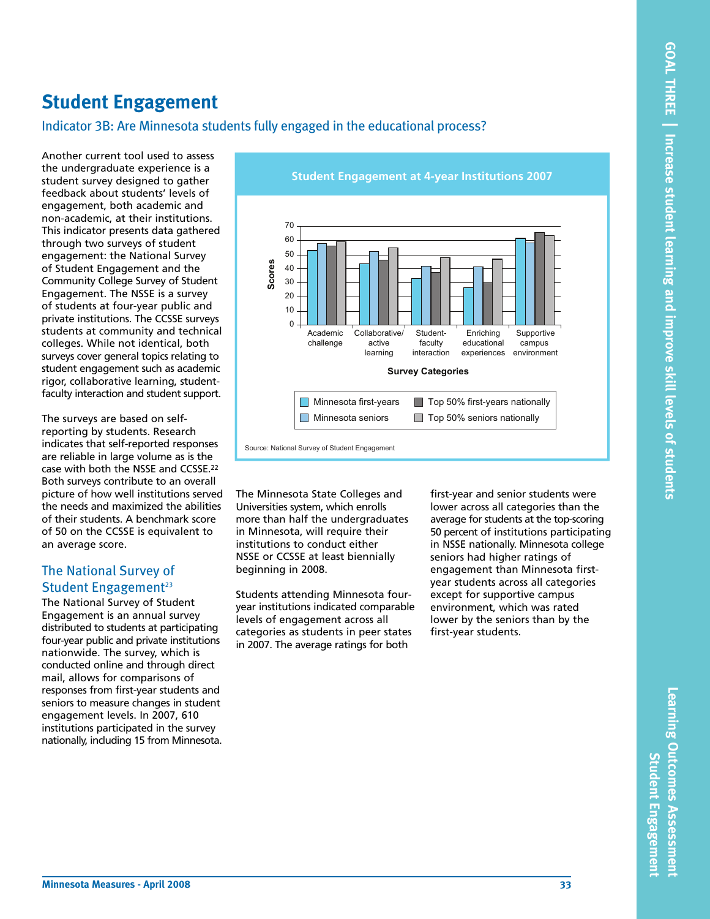# Student Engagement

## Indicator 3B: Are Minnesota students fully engaged in the educational process?

Another current tool used to assess the undergraduate experience is a student survey designed to gather feedback about students' levels of engagement, both academic and non-academic, at their institutions. This indicator presents data gathered through two surveys of student engagement: the National Survey of Student Engagement and the Community College Survey of Student Engagement. The NSSE is a survey of students at four-year public and private institutions. The CCSSE surveys students at community and technical colleges. While not identical, both surveys cover general topics relating to student engagement such as academic rigor, collaborative learning, student-faculty interaction and student support.

The surveys are based on self-reporting by students. Research indicates that self-reported responses are reliable in large volume as is the case with both the NSSE and CCSSE.[22] Both surveys contribute to an overall picture of how well institutions served the needs and maximized the abilities of their students. A benchmark score of 50 on the CCSSE is equivalent to an average score.

### The National Survey of Student Engagement[23]

The National Survey of Student Engagement is an annual survey distributed to students at participating four-year public and private institutions nationwide. The survey, which is conducted online and through direct mail, allows for comparisons of responses from first-year students and seniors to measure changes in student engagement levels. In 2007, 610 institutions participated in the survey nationally, including 15 from Minnesota.

**Student Engagement at 4-year Institutions 2007**

| Survey Categories | Minnesota first-years | Minnesota seniors | Top 50% first-years nationally | Top 50% seniors nationally |
|---|---|---|---|---|
| Academic challenge | 53 | 58 | 56 | 59 |
| Collaborative/active learning | 43 | 52 | 46 | 55 |
| Student-faculty interaction | 33 | 41 | 37 | 48 |
| Enriching educational experiences | 26 | 41 | 30 | 47 |
| Supportive campus environment | 61 | 58 | 65 | 63 |

Source: National Survey of Student Engagement

The Minnesota State Colleges and Universities system, which enrolls more than half the undergraduates in Minnesota, will require their institutions to conduct either NSSE or CCSSE at least biennially beginning in 2008.

Students attending Minnesota four-year institutions indicated comparable levels of engagement across all categories as students in peer states in 2007. The average ratings for both first-year and senior students were lower across all categories than the average for students at the top-scoring 50 percent of institutions participating in NSSE nationally. Minnesota college seniors had higher ratings of engagement than Minnesota first-year students across all categories except for supportive campus environment, which was rated lower by the seniors than by the first-year students.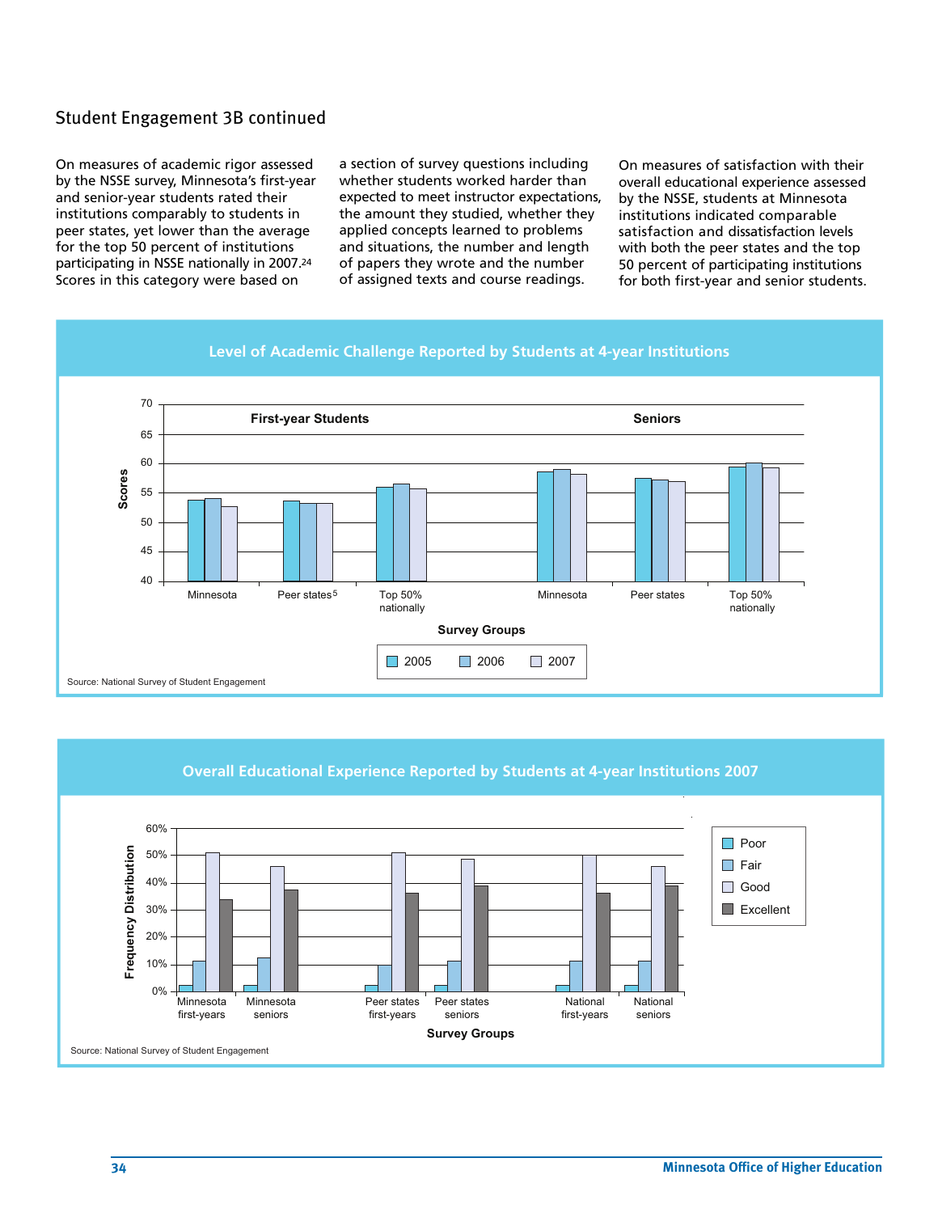## Student Engagement 3B continued

On measures of academic rigor assessed by the NSSE survey, Minnesota's first-year and senior-year students rated their institutions comparably to students in peer states, yet lower than the average for the top 50 percent of institutions participating in NSSE nationally in 2007.[24] Scores in this category were based on a section of survey questions including whether students worked harder than expected to meet instructor expectations, the amount they studied, whether they applied concepts learned to problems and situations, the number and length of papers they wrote and the number of assigned texts and course readings.

On measures of satisfaction with their overall educational experience assessed by the NSSE, students at Minnesota institutions indicated comparable satisfaction and dissatisfaction levels with both the peer states and the top 50 percent of participating institutions for both first-year and senior students.

**Level of Academic Challenge Reported by Students at 4-year Institutions**

Source: National Survey of Student Engagement

**Overall Educational Experience Reported by Students at 4-year Institutions 2007**

Source: National Survey of Student Engagement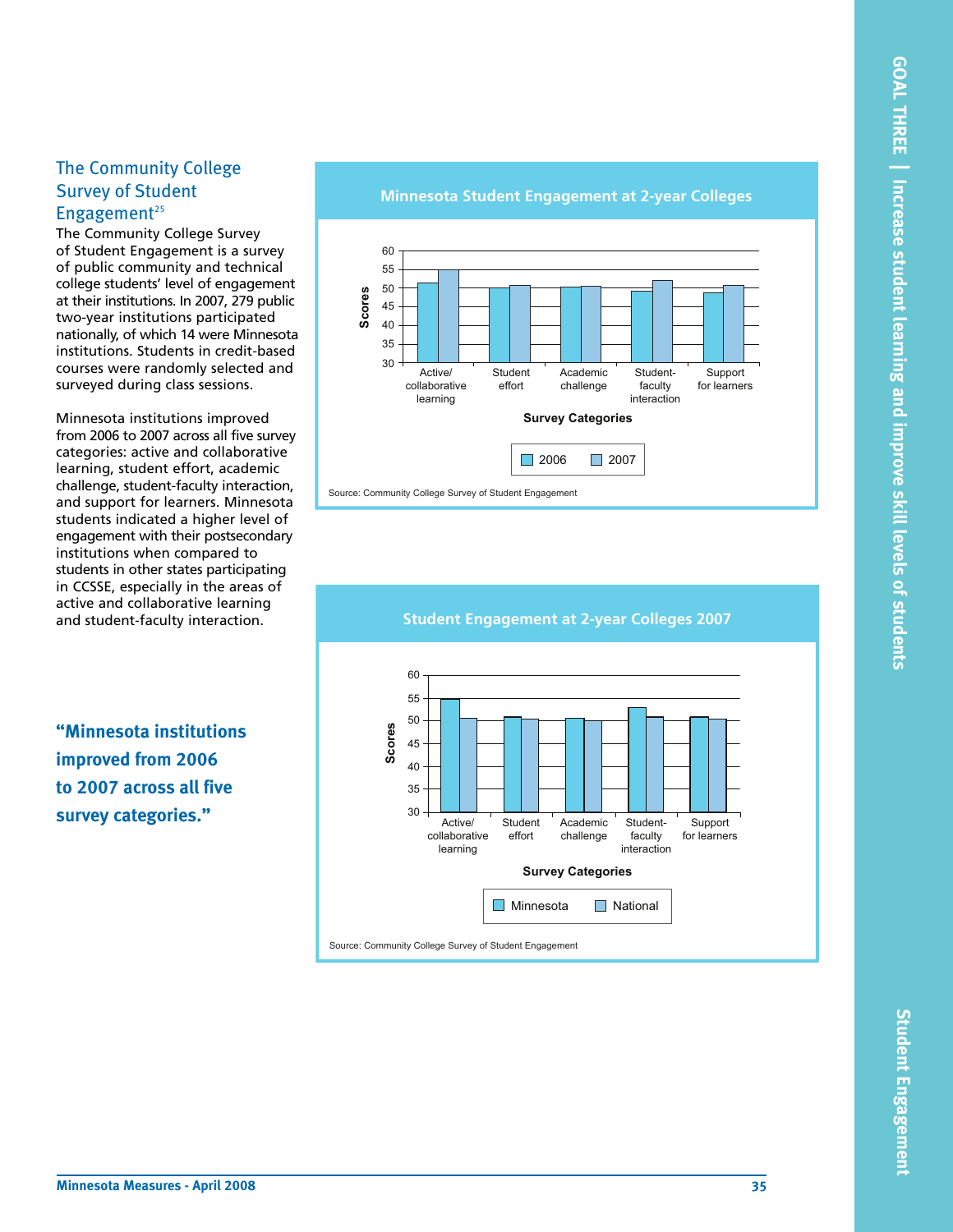## The Community College Survey of Student Engagement[25]

The Community College Survey of Student Engagement is a survey of public community and technical college students' level of engagement at their institutions. In 2007, 279 public two-year institutions participated nationally, of which 14 were Minnesota institutions. Students in credit-based courses were randomly selected and surveyed during class sessions.

Minnesota institutions improved from 2006 to 2007 across all five survey categories: active and collaborative learning, student effort, academic challenge, student-faculty interaction, and support for learners. Minnesota students indicated a higher level of engagement with their postsecondary institutions when compared to students in other states participating in CCSSE, especially in the areas of active and collaborative learning and student-faculty interaction.

**"Minnesota institutions improved from 2006 to 2007 across all five survey categories."**

### Minnesota Student Engagement at 2-year Colleges

Scores by Survey Categories (2006, 2007): Active/collaborative learning; Student effort; Academic challenge; Student-faculty interaction; Support for learners.

Source: Community College Survey of Student Engagement

### Student Engagement at 2-year Colleges 2007

Scores by Survey Categories (Minnesota, National): Active/collaborative learning; Student effort; Academic challenge; Student-faculty interaction; Support for learners.

Source: Community College Survey of Student Engagement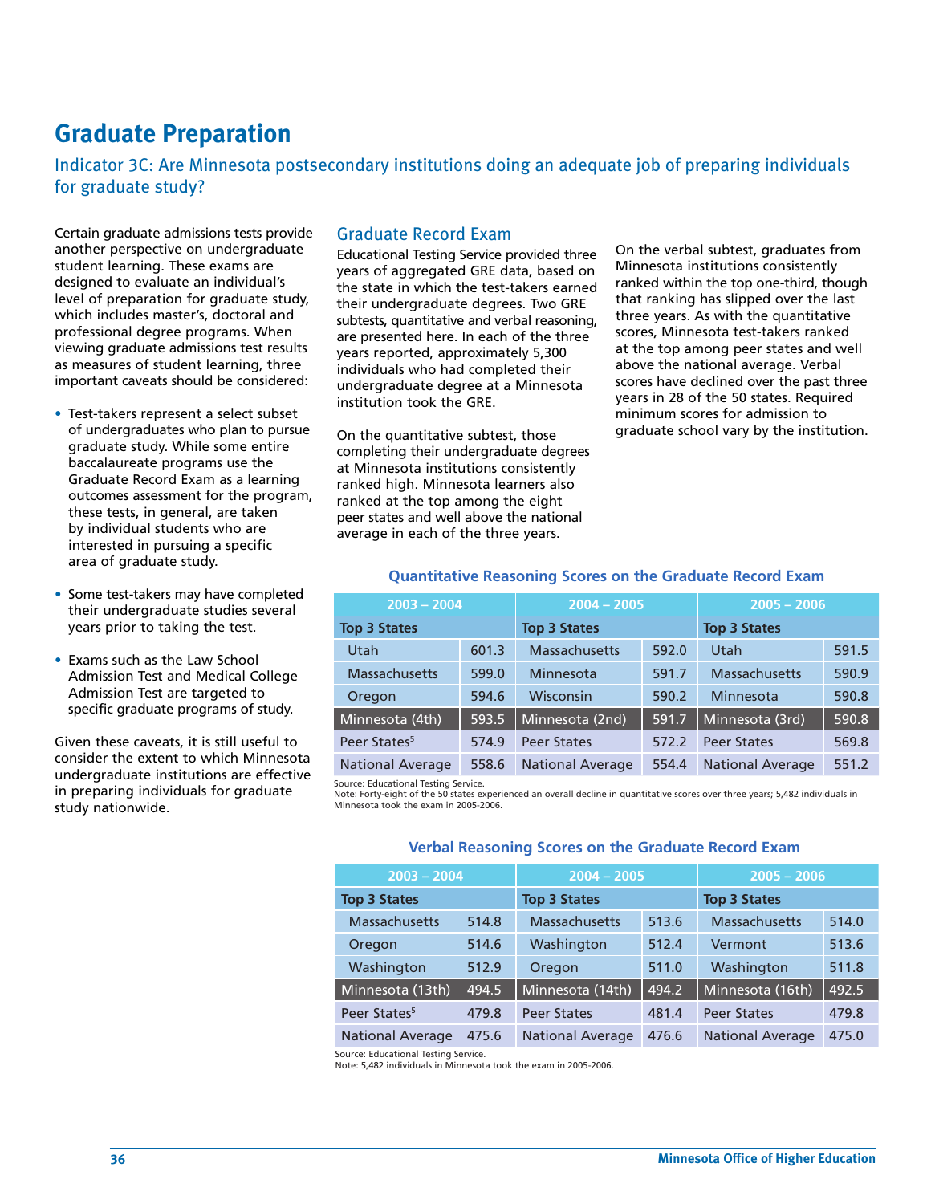# Graduate Preparation

## Indicator 3C: Are Minnesota postsecondary institutions doing an adequate job of preparing individuals for graduate study?

Certain graduate admissions tests provide another perspective on undergraduate student learning. These exams are designed to evaluate an individual's level of preparation for graduate study, which includes master's, doctoral and professional degree programs. When viewing graduate admissions test results as measures of student learning, three important caveats should be considered:

- Test-takers represent a select subset of undergraduates who plan to pursue graduate study. While some entire baccalaureate programs use the Graduate Record Exam as a learning outcomes assessment for the program, these tests, in general, are taken by individual students who are interested in pursuing a specific area of graduate study.
- Some test-takers may have completed their undergraduate studies several years prior to taking the test.
- Exams such as the Law School Admission Test and Medical College Admission Test are targeted to specific graduate programs of study.

Given these caveats, it is still useful to consider the extent to which Minnesota undergraduate institutions are effective in preparing individuals for graduate study nationwide.

### Graduate Record Exam

Educational Testing Service provided three years of aggregated GRE data, based on the state in which the test-takers earned their undergraduate degrees. Two GRE subtests, quantitative and verbal reasoning, are presented here. In each of the three years reported, approximately 5,300 individuals who had completed their undergraduate degree at a Minnesota institution took the GRE.

On the quantitative subtest, those completing their undergraduate degrees at Minnesota institutions consistently ranked high. Minnesota learners also ranked at the top among the eight peer states and well above the national average in each of the three years.

On the verbal subtest, graduates from Minnesota institutions consistently ranked within the top one-third, though that ranking has slipped over the last three years. As with the quantitative scores, Minnesota test-takers ranked at the top among peer states and well above the national average. Verbal scores have declined over the past three years in 28 of the 50 states. Required minimum scores for admission to graduate school vary by the institution.

**Quantitative Reasoning Scores on the Graduate Record Exam**

| 2003 – 2004 | | 2004 – 2005 | | 2005 – 2006 | |
|---|---|---|---|---|---|
| **Top 3 States** | | **Top 3 States** | | **Top 3 States** | |
| Utah | 601.3 | Massachusetts | 592.0 | Utah | 591.5 |
| Massachusetts | 599.0 | Minnesota | 591.7 | Massachusetts | 590.9 |
| Oregon | 594.6 | Wisconsin | 590.2 | Minnesota | 590.8 |
| Minnesota (4th) | 593.5 | Minnesota (2nd) | 591.7 | Minnesota (3rd) | 590.8 |
| Peer States[5] | 574.9 | Peer States | 572.2 | Peer States | 569.8 |
| National Average | 558.6 | National Average | 554.4 | National Average | 551.2 |

Source: Educational Testing Service.
Note: Forty-eight of the 50 states experienced an overall decline in quantitative scores over three years; 5,482 individuals in Minnesota took the exam in 2005-2006.

**Verbal Reasoning Scores on the Graduate Record Exam**

| 2003 – 2004 | | 2004 – 2005 | | 2005 – 2006 | |
|---|---|---|---|---|---|
| **Top 3 States** | | **Top 3 States** | | **Top 3 States** | |
| Massachusetts | 514.8 | Massachusetts | 513.6 | Massachusetts | 514.0 |
| Oregon | 514.6 | Washington | 512.4 | Vermont | 513.6 |
| Washington | 512.9 | Oregon | 511.0 | Washington | 511.8 |
| Minnesota (13th) | 494.5 | Minnesota (14th) | 494.2 | Minnesota (16th) | 492.5 |
| Peer States[5] | 479.8 | Peer States | 481.4 | Peer States | 479.8 |
| National Average | 475.6 | National Average | 476.6 | National Average | 475.0 |

Source: Educational Testing Service.
Note: 5,482 individuals in Minnesota took the exam in 2005-2006.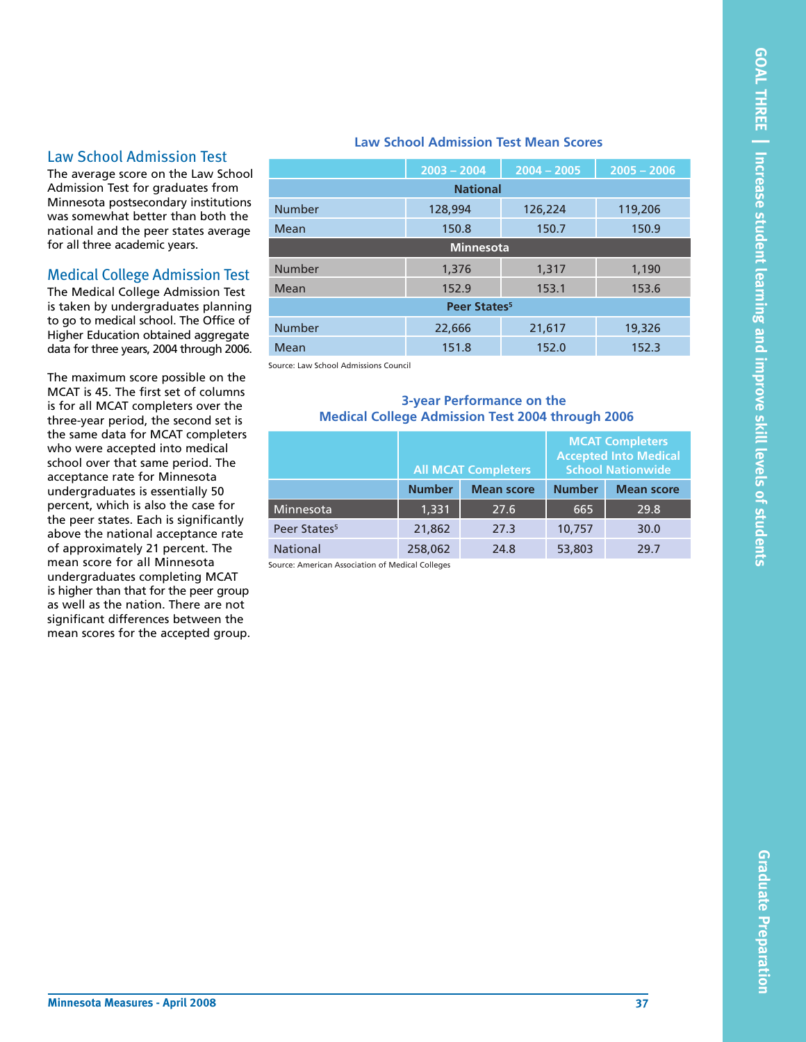## Law School Admission Test

The average score on the Law School Admission Test for graduates from Minnesota postsecondary institutions was somewhat better than both the national and the peer states average for all three academic years.

## Medical College Admission Test

The Medical College Admission Test is taken by undergraduates planning to go to medical school. The Office of Higher Education obtained aggregate data for three years, 2004 through 2006.

The maximum score possible on the MCAT is 45. The first set of columns is for all MCAT completers over the three-year period, the second set is the same data for MCAT completers who were accepted into medical school over that same period. The acceptance rate for Minnesota undergraduates is essentially 50 percent, which is also the case for the peer states. Each is significantly above the national acceptance rate of approximately 21 percent. The mean score for all Minnesota undergraduates completing MCAT is higher than that for the peer group as well as the nation. There are not significant differences between the mean scores for the accepted group.

### Law School Admission Test Mean Scores

| | 2003 – 2004 | 2004 – 2005 | 2005 – 2006 |
|---|---|---|---|
| **National** | | | |
| Number | 128,994 | 126,224 | 119,206 |
| Mean | 150.8 | 150.7 | 150.9 |
| **Minnesota** | | | |
| Number | 1,376 | 1,317 | 1,190 |
| Mean | 152.9 | 153.1 | 153.6 |
| **Peer States[5]** | | | |
| Number | 22,666 | 21,617 | 19,326 |
| Mean | 151.8 | 152.0 | 152.3 |

Source: Law School Admissions Council

### 3-year Performance on the Medical College Admission Test 2004 through 2006

| | All MCAT Completers | | MCAT Completers Accepted Into Medical School Nationwide | |
|---|---|---|---|---|
| | Number | Mean score | Number | Mean score |
| Minnesota | 1,331 | 27.6 | 665 | 29.8 |
| Peer States[5] | 21,862 | 27.3 | 10,757 | 30.0 |
| National | 258,062 | 24.8 | 53,803 | 29.7 |

Source: American Association of Medical Colleges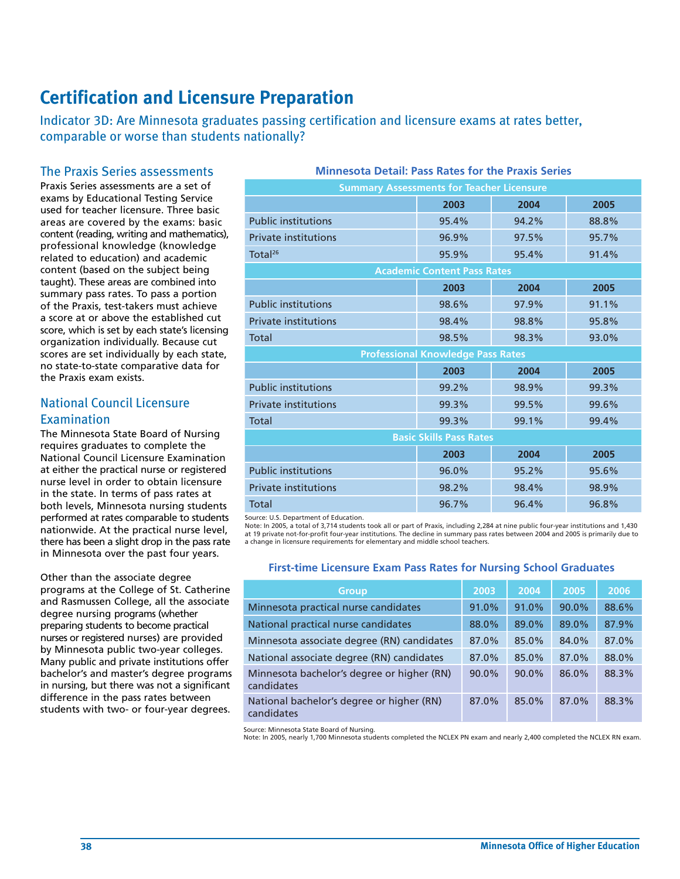# Certification and Licensure Preparation

Indicator 3D: Are Minnesota graduates passing certification and licensure exams at rates better, comparable or worse than students nationally?

## The Praxis Series assessments

Praxis Series assessments are a set of exams by Educational Testing Service used for teacher licensure. Three basic areas are covered by the exams: basic content (reading, writing and mathematics), professional knowledge (knowledge related to education) and academic content (based on the subject being taught). These areas are combined into summary pass rates. To pass a portion of the Praxis, test-takers must achieve a score at or above the established cut score, which is set by each state's licensing organization individually. Because cut scores are set individually by each state, no state-to-state comparative data for the Praxis exam exists.

## National Council Licensure Examination

The Minnesota State Board of Nursing requires graduates to complete the National Council Licensure Examination at either the practical nurse or registered nurse level in order to obtain licensure in the state. In terms of pass rates at both levels, Minnesota nursing students performed at rates comparable to students nationwide. At the practical nurse level, there has been a slight drop in the pass rate in Minnesota over the past four years.

Other than the associate degree programs at the College of St. Catherine and Rasmussen College, all the associate degree nursing programs (whether preparing students to become practical nurses or registered nurses) are provided by Minnesota public two-year colleges. Many public and private institutions offer bachelor's and master's degree programs in nursing, but there was not a significant difference in the pass rates between students with two- or four-year degrees.

**Minnesota Detail: Pass Rates for the Praxis Series**

| Summary Assessments for Teacher Licensure | | | |
|---|---|---|---|
| | 2003 | 2004 | 2005 |
| Public institutions | 95.4% | 94.2% | 88.8% |
| Private institutions | 96.9% | 97.5% | 95.7% |
| Total[26] | 95.9% | 95.4% | 91.4% |
| **Academic Content Pass Rates** | | | |
| | 2003 | 2004 | 2005 |
| Public institutions | 98.6% | 97.9% | 91.1% |
| Private institutions | 98.4% | 98.8% | 95.8% |
| Total | 98.5% | 98.3% | 93.0% |
| **Professional Knowledge Pass Rates** | | | |
| | 2003 | 2004 | 2005 |
| Public institutions | 99.2% | 98.9% | 99.3% |
| Private institutions | 99.3% | 99.5% | 99.6% |
| Total | 99.3% | 99.1% | 99.4% |
| **Basic Skills Pass Rates** | | | |
| | 2003 | 2004 | 2005 |
| Public institutions | 96.0% | 95.2% | 95.6% |
| Private institutions | 98.2% | 98.4% | 98.9% |
| Total | 96.7% | 96.4% | 96.8% |

Source: U.S. Department of Education.
Note: In 2005, a total of 3,714 students took all or part of Praxis, including 2,284 at nine public four-year institutions and 1,430 at 19 private not-for-profit four-year institutions. The decline in summary pass rates between 2004 and 2005 is primarily due to a change in licensure requirements for elementary and middle school teachers.

**First-time Licensure Exam Pass Rates for Nursing School Graduates**

| Group | 2003 | 2004 | 2005 | 2006 |
|---|---|---|---|---|
| Minnesota practical nurse candidates | 91.0% | 91.0% | 90.0% | 88.6% |
| National practical nurse candidates | 88.0% | 89.0% | 89.0% | 87.9% |
| Minnesota associate degree (RN) candidates | 87.0% | 85.0% | 84.0% | 87.0% |
| National associate degree (RN) candidates | 87.0% | 85.0% | 87.0% | 88.0% |
| Minnesota bachelor's degree or higher (RN) candidates | 90.0% | 90.0% | 86.0% | 88.3% |
| National bachelor's degree or higher (RN) candidates | 87.0% | 85.0% | 87.0% | 88.3% |

Source: Minnesota State Board of Nursing.
Note: In 2005, nearly 1,700 Minnesota students completed the NCLEX PN exam and nearly 2,400 completed the NCLEX RN exam.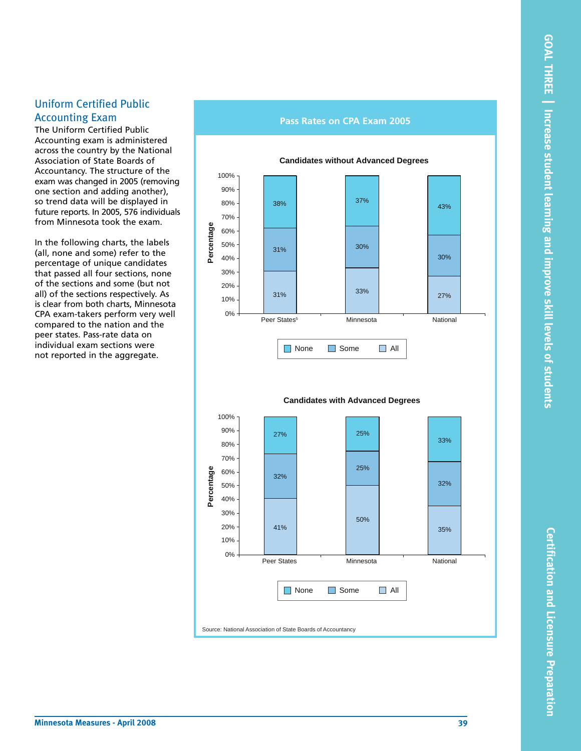## Uniform Certified Public Accounting Exam

The Uniform Certified Public Accounting exam is administered across the country by the National Association of State Boards of Accountancy. The structure of the exam was changed in 2005 (removing one section and adding another), so trend data will be displayed in future reports. In 2005, 576 individuals from Minnesota took the exam.

In the following charts, the labels (all, none and some) refer to the percentage of unique candidates that passed all four sections, none of the sections and some (but not all) of the sections respectively. As is clear from both charts, Minnesota CPA exam-takers perform very well compared to the nation and the peer states. Pass-rate data on individual exam sections were not reported in the aggregate.

### Pass Rates on CPA Exam 2005

**Candidates without Advanced Degrees**

| | Peer States[5] | Minnesota | National |
|---|---|---|---|
| None | 38% | 37% | 43% |
| Some | 31% | 30% | 30% |
| All | 31% | 33% | 27% |

**Candidates with Advanced Degrees**

| | Peer States | Minnesota | National |
|---|---|---|---|
| None | 27% | 25% | 33% |
| Some | 32% | 25% | 32% |
| All | 41% | 50% | 35% |

Source: National Association of State Boards of Accountancy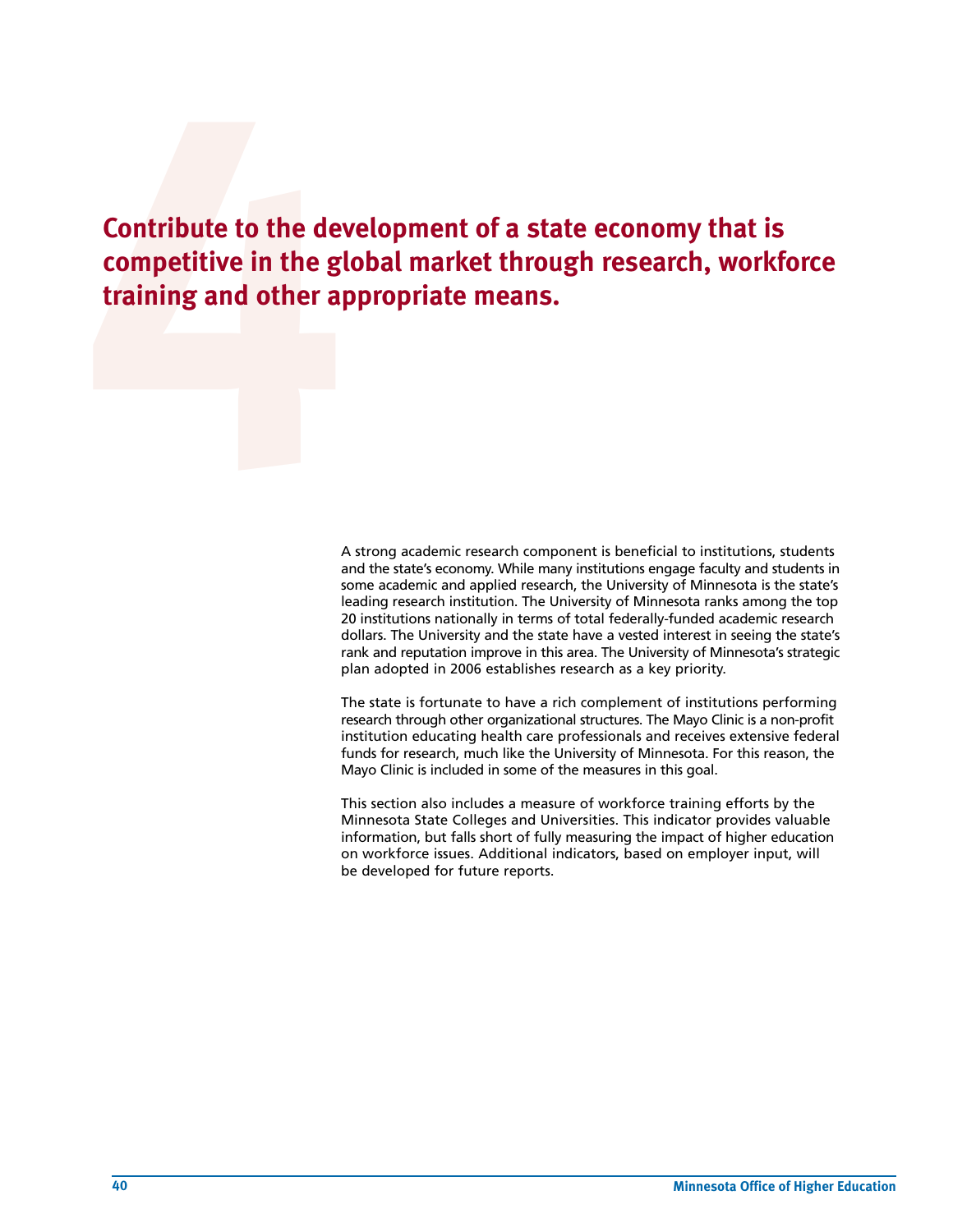# Contribute to the development of a state economy that is competitive in the global market through research, workforce training and other appropriate means.

A strong academic research component is beneficial to institutions, students and the state's economy. While many institutions engage faculty and students in some academic and applied research, the University of Minnesota is the state's leading research institution. The University of Minnesota ranks among the top 20 institutions nationally in terms of total federally-funded academic research dollars. The University and the state have a vested interest in seeing the state's rank and reputation improve in this area. The University of Minnesota's strategic plan adopted in 2006 establishes research as a key priority.

The state is fortunate to have a rich complement of institutions performing research through other organizational structures. The Mayo Clinic is a non-profit institution educating health care professionals and receives extensive federal funds for research, much like the University of Minnesota. For this reason, the Mayo Clinic is included in some of the measures in this goal.

This section also includes a measure of workforce training efforts by the Minnesota State Colleges and Universities. This indicator provides valuable information, but falls short of fully measuring the impact of higher education on workforce issues. Additional indicators, based on employer input, will be developed for future reports.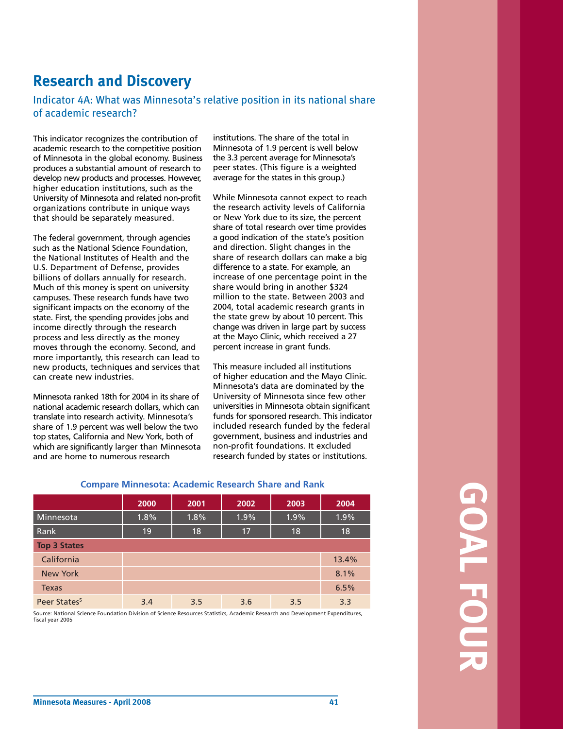# Research and Discovery

## Indicator 4A: What was Minnesota's relative position in its national share of academic research?

This indicator recognizes the contribution of academic research to the competitive position of Minnesota in the global economy. Business produces a substantial amount of research to develop new products and processes. However, higher education institutions, such as the University of Minnesota and related non-profit organizations contribute in unique ways that should be separately measured.

The federal government, through agencies such as the National Science Foundation, the National Institutes of Health and the U.S. Department of Defense, provides billions of dollars annually for research. Much of this money is spent on university campuses. These research funds have two significant impacts on the economy of the state. First, the spending provides jobs and income directly through the research process and less directly as the money moves through the economy. Second, and more importantly, this research can lead to new products, techniques and services that can create new industries.

Minnesota ranked 18th for 2004 in its share of national academic research dollars, which can translate into research activity. Minnesota's share of 1.9 percent was well below the two top states, California and New York, both of which are significantly larger than Minnesota and are home to numerous research institutions. The share of the total in Minnesota of 1.9 percent is well below the 3.3 percent average for Minnesota's peer states. (This figure is a weighted average for the states in this group.)

While Minnesota cannot expect to reach the research activity levels of California or New York due to its size, the percent share of total research over time provides a good indication of the state's position and direction. Slight changes in the share of research dollars can make a big difference to a state. For example, an increase of one percentage point in the share would bring in another $324 million to the state. Between 2003 and 2004, total academic research grants in the state grew by about 10 percent. This change was driven in large part by success at the Mayo Clinic, which received a 27 percent increase in grant funds.

This measure included all institutions of higher education and the Mayo Clinic. Minnesota's data are dominated by the University of Minnesota since few other universities in Minnesota obtain significant funds for sponsored research. This indicator included research funded by the federal government, business and industries and non-profit foundations. It excluded research funded by states or institutions.

### Compare Minnesota: Academic Research Share and Rank

| | 2000 | 2001 | 2002 | 2003 | 2004 |
|---|---|---|---|---|---|
| Minnesota | 1.8% | 1.8% | 1.9% | 1.9% | 1.9% |
| Rank | 19 | 18 | 17 | 18 | 18 |
| **Top 3 States** | | | | | |
| California | | | | | 13.4% |
| New York | | | | | 8.1% |
| Texas | | | | | 6.5% |
| Peer States[5] | 3.4 | 3.5 | 3.6 | 3.5 | 3.3 |

Source: National Science Foundation Division of Science Resources Statistics, Academic Research and Development Expenditures, fiscal year 2005

GOAL FOUR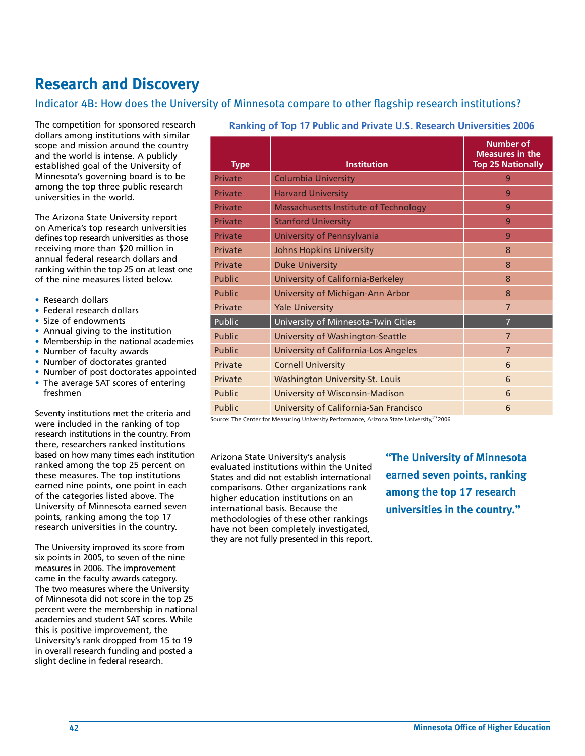# Research and Discovery

## Indicator 4B: How does the University of Minnesota compare to other flagship research institutions?

The competition for sponsored research dollars among institutions with similar scope and mission around the country and the world is intense. A publicly established goal of the University of Minnesota's governing board is to be among the top three public research universities in the world.

The Arizona State University report on America's top research universities defines top research universities as those receiving more than $20 million in annual federal research dollars and ranking within the top 25 on at least one of the nine measures listed below.

- Research dollars
- Federal research dollars
- Size of endowments
- Annual giving to the institution
- Membership in the national academies
- Number of faculty awards
- Number of doctorates granted
- Number of post doctorates appointed
- The average SAT scores of entering freshmen

Seventy institutions met the criteria and were included in the ranking of top research institutions in the country. From there, researchers ranked institutions based on how many times each institution ranked among the top 25 percent on these measures. The top institutions earned nine points, one point in each of the categories listed above. The University of Minnesota earned seven points, ranking among the top 17 research universities in the country.

The University improved its score from six points in 2005, to seven of the nine measures in 2006. The improvement came in the faculty awards category. The two measures where the University of Minnesota did not score in the top 25 percent were the membership in national academies and student SAT scores. While this is positive improvement, the University's rank dropped from 15 to 19 in overall research funding and posted a slight decline in federal research.

**Ranking of Top 17 Public and Private U.S. Research Universities 2006**

| Type | Institution | Number of Measures in the Top 25 Nationally |
|---|---|---|
| Private | Columbia University | 9 |
| Private | Harvard University | 9 |
| Private | Massachusetts Institute of Technology | 9 |
| Private | Stanford University | 9 |
| Private | University of Pennsylvania | 9 |
| Private | Johns Hopkins University | 8 |
| Private | Duke University | 8 |
| Public | University of California-Berkeley | 8 |
| Public | University of Michigan-Ann Arbor | 8 |
| Private | Yale University | 7 |
| Public | University of Minnesota-Twin Cities | 7 |
| Public | University of Washington-Seattle | 7 |
| Public | University of California-Los Angeles | 7 |
| Private | Cornell University | 6 |
| Private | Washington University-St. Louis | 6 |
| Public | University of Wisconsin-Madison | 6 |
| Public | University of California-San Francisco | 6 |

Source: The Center for Measuring University Performance, Arizona State University,[27] 2006

Arizona State University's analysis evaluated institutions within the United States and did not establish international comparisons. Other organizations rank higher education institutions on an international basis. Because the methodologies of these other rankings have not been completely investigated, they are not fully presented in this report.

**"The University of Minnesota earned seven points, ranking among the top 17 research universities in the country."**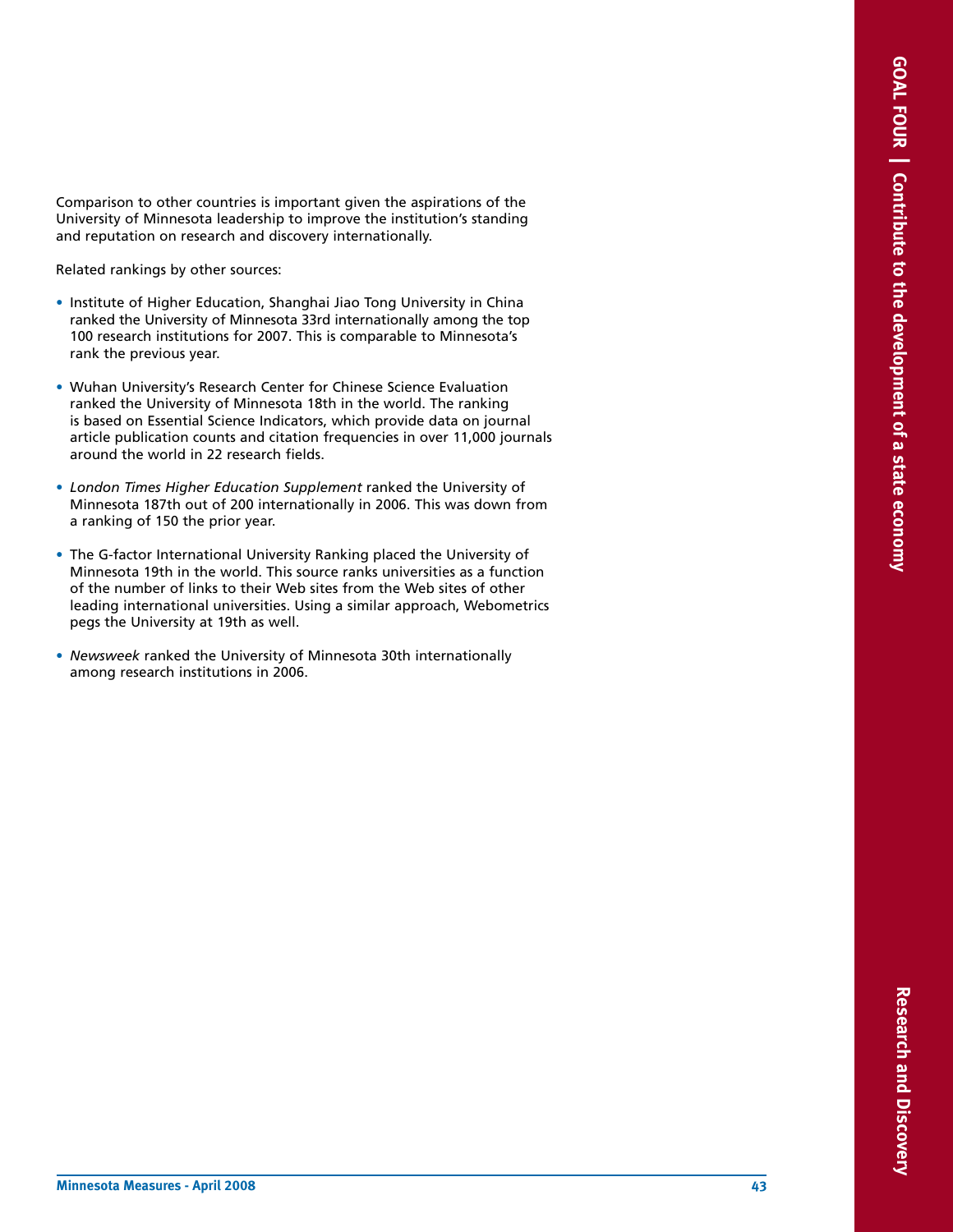Comparison to other countries is important given the aspirations of the University of Minnesota leadership to improve the institution's standing and reputation on research and discovery internationally.

Related rankings by other sources:

- Institute of Higher Education, Shanghai Jiao Tong University in China ranked the University of Minnesota 33rd internationally among the top 100 research institutions for 2007. This is comparable to Minnesota's rank the previous year.

- Wuhan University's Research Center for Chinese Science Evaluation ranked the University of Minnesota 18th in the world. The ranking is based on Essential Science Indicators, which provide data on journal article publication counts and citation frequencies in over 11,000 journals around the world in 22 research fields.

- *London Times Higher Education Supplement* ranked the University of Minnesota 187th out of 200 internationally in 2006. This was down from a ranking of 150 the prior year.

- The G-factor International University Ranking placed the University of Minnesota 19th in the world. This source ranks universities as a function of the number of links to their Web sites from the Web sites of other leading international universities. Using a similar approach, Webometrics pegs the University at 19th as well.

- *Newsweek* ranked the University of Minnesota 30th internationally among research institutions in 2006.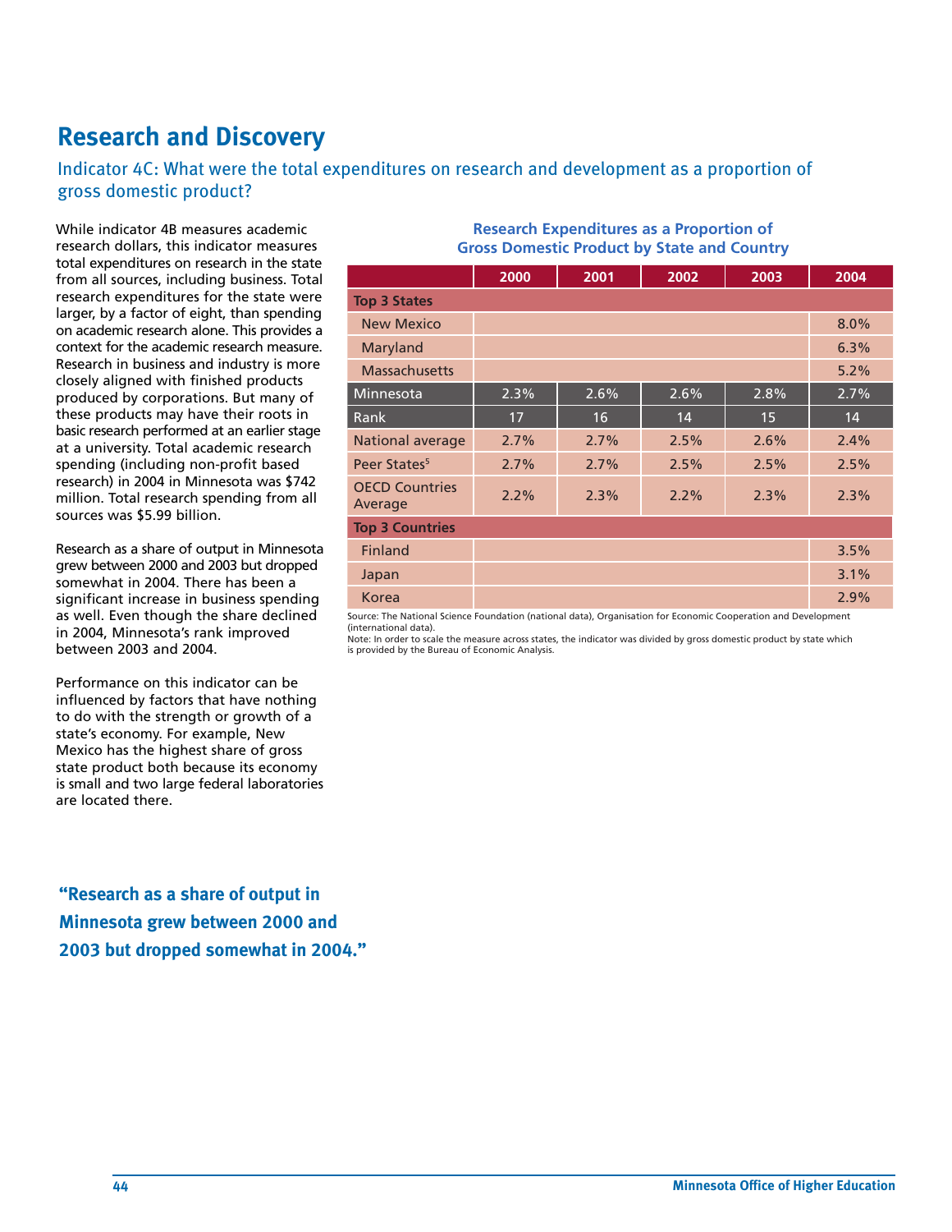# Research and Discovery

## Indicator 4C: What were the total expenditures on research and development as a proportion of gross domestic product?

While indicator 4B measures academic research dollars, this indicator measures total expenditures on research in the state from all sources, including business. Total research expenditures for the state were larger, by a factor of eight, than spending on academic research alone. This provides a context for the academic research measure. Research in business and industry is more closely aligned with finished products produced by corporations. But many of these products may have their roots in basic research performed at an earlier stage at a university. Total academic research spending (including non-profit based research) in 2004 in Minnesota was $742 million. Total research spending from all sources was $5.99 billion.

Research as a share of output in Minnesota grew between 2000 and 2003 but dropped somewhat in 2004. There has been a significant increase in business spending as well. Even though the share declined in 2004, Minnesota's rank improved between 2003 and 2004.

Performance on this indicator can be influenced by factors that have nothing to do with the strength or growth of a state's economy. For example, New Mexico has the highest share of gross state product both because its economy is small and two large federal laboratories are located there.

### Research Expenditures as a Proportion of Gross Domestic Product by State and Country

| | 2000 | 2001 | 2002 | 2003 | 2004 |
|---|---|---|---|---|---|
| **Top 3 States** | | | | | |
| New Mexico | | | | | 8.0% |
| Maryland | | | | | 6.3% |
| Massachusetts | | | | | 5.2% |
| Minnesota | 2.3% | 2.6% | 2.6% | 2.8% | 2.7% |
| Rank | 17 | 16 | 14 | 15 | 14 |
| National average | 2.7% | 2.7% | 2.5% | 2.6% | 2.4% |
| Peer States[5] | 2.7% | 2.7% | 2.5% | 2.5% | 2.5% |
| OECD Countries Average | 2.2% | 2.3% | 2.2% | 2.3% | 2.3% |
| **Top 3 Countries** | | | | | |
| Finland | | | | | 3.5% |
| Japan | | | | | 3.1% |
| Korea | | | | | 2.9% |

Source: The National Science Foundation (national data), Organisation for Economic Cooperation and Development (international data).
Note: In order to scale the measure across states, the indicator was divided by gross domestic product by state which is provided by the Bureau of Economic Analysis.

**"Research as a share of output in Minnesota grew between 2000 and 2003 but dropped somewhat in 2004."**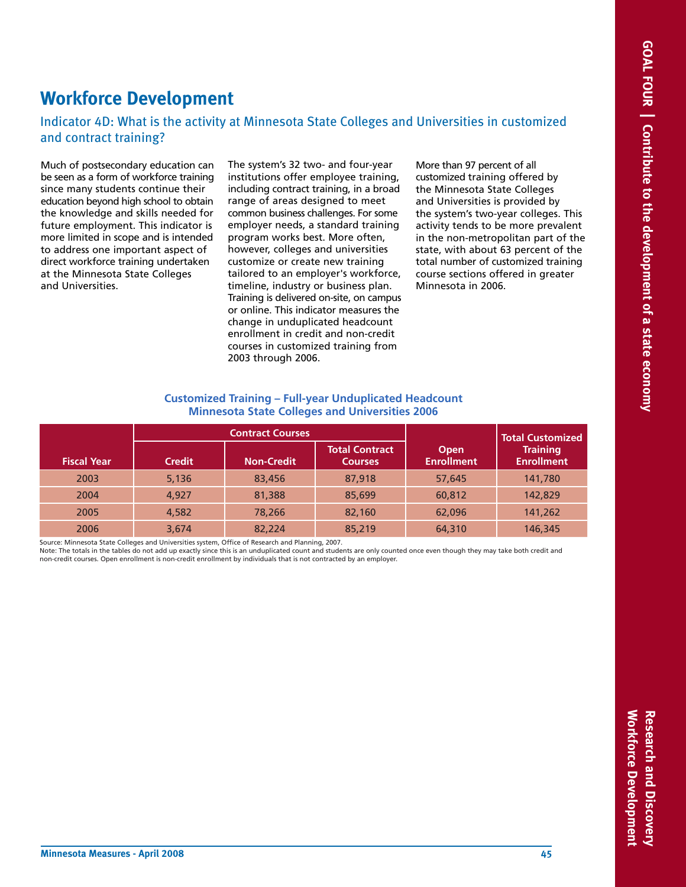# Workforce Development

## Indicator 4D: What is the activity at Minnesota State Colleges and Universities in customized and contract training?

Much of postsecondary education can be seen as a form of workforce training since many students continue their education beyond high school to obtain the knowledge and skills needed for future employment. This indicator is more limited in scope and is intended to address one important aspect of direct workforce training undertaken at the Minnesota State Colleges and Universities.

The system's 32 two- and four-year institutions offer employee training, including contract training, in a broad range of areas designed to meet common business challenges. For some employer needs, a standard training program works best. More often, however, colleges and universities customize or create new training tailored to an employer's workforce, timeline, industry or business plan. Training is delivered on-site, on campus or online. This indicator measures the change in unduplicated headcount enrollment in credit and non-credit courses in customized training from 2003 through 2006.

More than 97 percent of all customized training offered by the Minnesota State Colleges and Universities is provided by the system's two-year colleges. This activity tends to be more prevalent in the non-metropolitan part of the state, with about 63 percent of the total number of customized training course sections offered in greater Minnesota in 2006.

**Customized Training – Full-year Unduplicated Headcount Minnesota State Colleges and Universities 2006**

| Fiscal Year | Contract Courses | | | Open Enrollment | Total Customized Training Enrollment |
|---|---|---|---|---|---|
| | Credit | Non-Credit | Total Contract Courses | | |
| 2003 | 5,136 | 83,456 | 87,918 | 57,645 | 141,780 |
| 2004 | 4,927 | 81,388 | 85,699 | 60,812 | 142,829 |
| 2005 | 4,582 | 78,266 | 82,160 | 62,096 | 141,262 |
| 2006 | 3,674 | 82,224 | 85,219 | 64,310 | 146,345 |

Source: Minnesota State Colleges and Universities system, Office of Research and Planning, 2007.
Note: The totals in the tables do not add up exactly since this is an unduplicated count and students are only counted once even though they may take both credit and non-credit courses. Open enrollment is non-credit enrollment by individuals that is not contracted by an employer.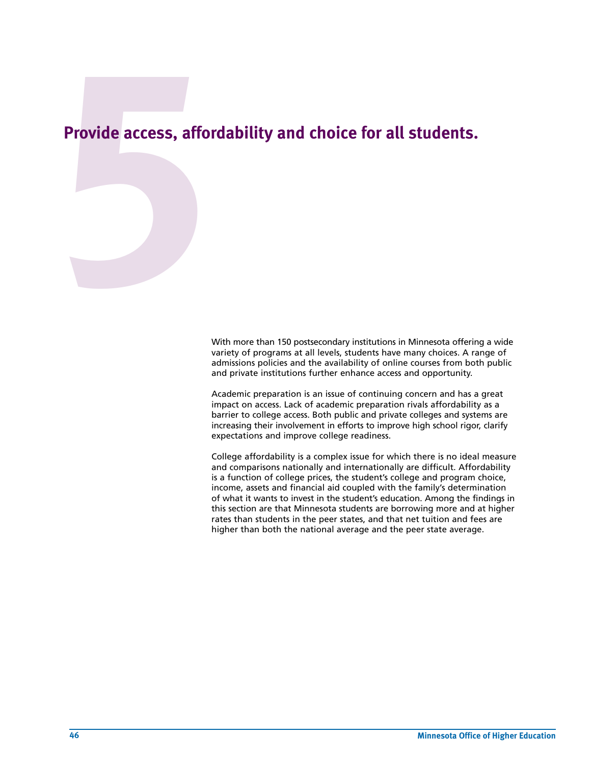# 5 Provide access, affordability and choice for all students.

With more than 150 postsecondary institutions in Minnesota offering a wide variety of programs at all levels, students have many choices. A range of admissions policies and the availability of online courses from both public and private institutions further enhance access and opportunity.

Academic preparation is an issue of continuing concern and has a great impact on access. Lack of academic preparation rivals affordability as a barrier to college access. Both public and private colleges and systems are increasing their involvement in efforts to improve high school rigor, clarify expectations and improve college readiness.

College affordability is a complex issue for which there is no ideal measure and comparisons nationally and internationally are difficult. Affordability is a function of college prices, the student's college and program choice, income, assets and financial aid coupled with the family's determination of what it wants to invest in the student's education. Among the findings in this section are that Minnesota students are borrowing more and at higher rates than students in the peer states, and that net tuition and fees are higher than both the national average and the peer state average.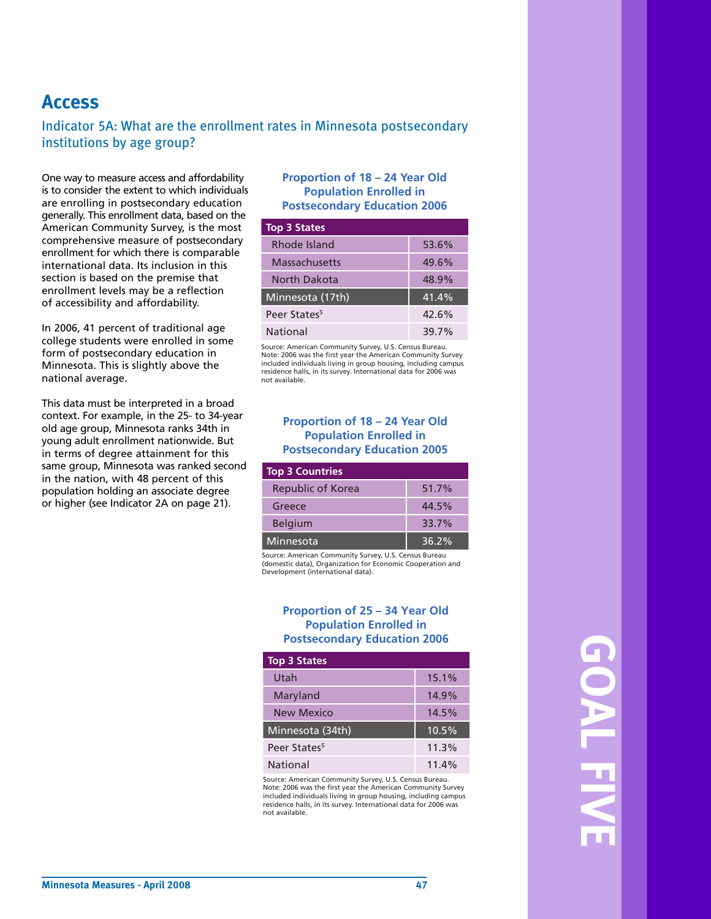# Access

## Indicator 5A: What are the enrollment rates in Minnesota postsecondary institutions by age group?

One way to measure access and affordability is to consider the extent to which individuals are enrolling in postsecondary education generally. This enrollment data, based on the American Community Survey, is the most comprehensive measure of postsecondary enrollment for which there is comparable international data. Its inclusion in this section is based on the premise that enrollment levels may be a reflection of accessibility and affordability.

In 2006, 41 percent of traditional age college students were enrolled in some form of postsecondary education in Minnesota. This is slightly above the national average.

This data must be interpreted in a broad context. For example, in the 25- to 34-year old age group, Minnesota ranks 34th in young adult enrollment nationwide. But in terms of degree attainment for this same group, Minnesota was ranked second in the nation, with 48 percent of this population holding an associate degree or higher (see Indicator 2A on page 21).

### Proportion of 18 – 24 Year Old Population Enrolled in Postsecondary Education 2006

| Top 3 States | |
|---|---|
| Rhode Island | 53.6% |
| Massachusetts | 49.6% |
| North Dakota | 48.9% |
| Minnesota (17th) | 41.4% |
| Peer States[5] | 42.6% |
| National | 39.7% |

Source: American Community Survey, U.S. Census Bureau.
Note: 2006 was the first year the American Community Survey included individuals living in group housing, including campus residence halls, in its survey. International data for 2006 was not available.

### Proportion of 18 – 24 Year Old Population Enrolled in Postsecondary Education 2005

| Top 3 Countries | |
|---|---|
| Republic of Korea | 51.7% |
| Greece | 44.5% |
| Belgium | 33.7% |
| Minnesota | 36.2% |

Source: American Community Survey, U.S. Census Bureau (domestic data), Organization for Economic Cooperation and Development (international data).

### Proportion of 25 – 34 Year Old Population Enrolled in Postsecondary Education 2006

| Top 3 States | |
|---|---|
| Utah | 15.1% |
| Maryland | 14.9% |
| New Mexico | 14.5% |
| Minnesota (34th) | 10.5% |
| Peer States[5] | 11.3% |
| National | 11.4% |

Source: American Community Survey, U.S. Census Bureau.
Note: 2006 was the first year the American Community Survey included individuals living in group housing, including campus residence halls, in its survey. International data for 2006 was not available.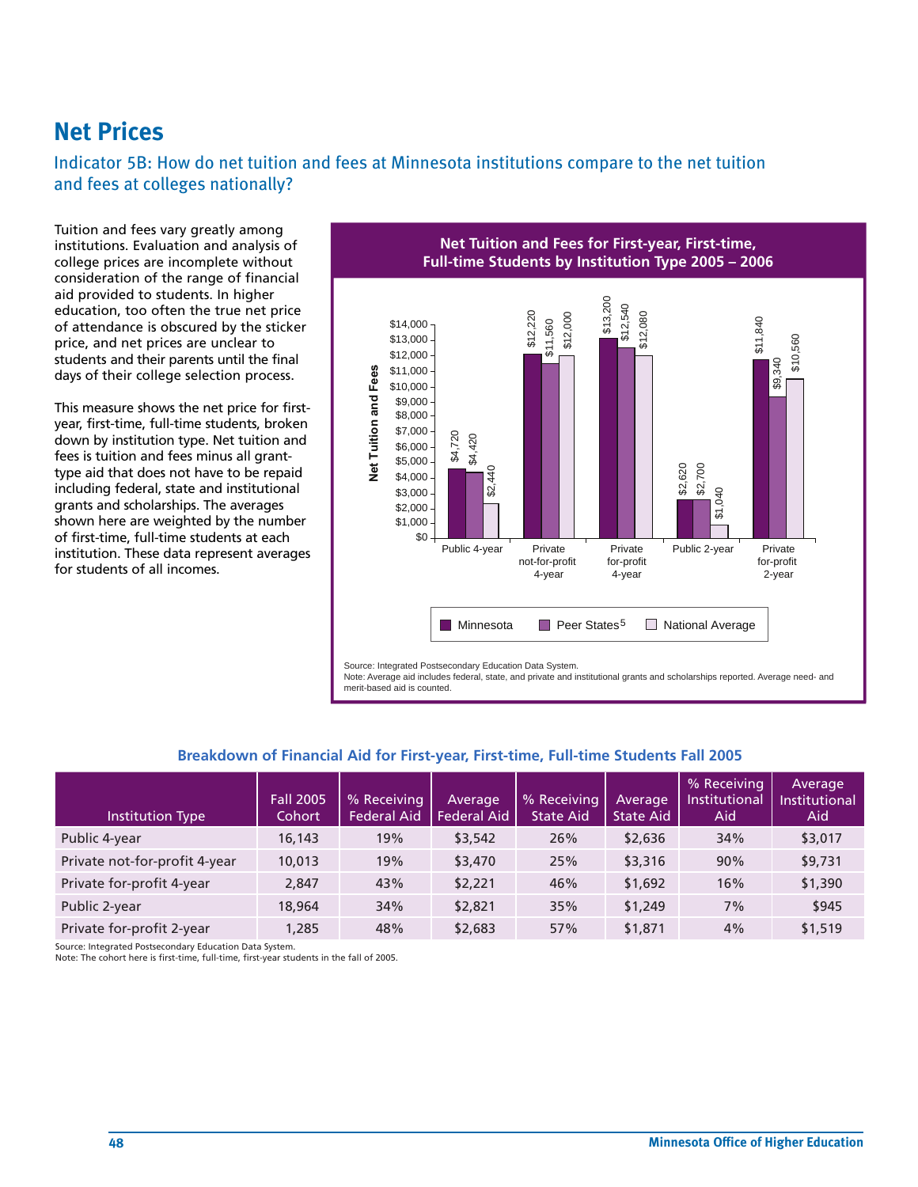# Net Prices

## Indicator 5B: How do net tuition and fees at Minnesota institutions compare to the net tuition and fees at colleges nationally?

Tuition and fees vary greatly among institutions. Evaluation and analysis of college prices are incomplete without consideration of the range of financial aid provided to students. In higher education, too often the true net price of attendance is obscured by the sticker price, and net prices are unclear to students and their parents until the final days of their college selection process.

This measure shows the net price for first-year, first-time, full-time students, broken down by institution type. Net tuition and fees is tuition and fees minus all grant-type aid that does not have to be repaid including federal, state and institutional grants and scholarships. The averages shown here are weighted by the number of first-time, full-time students at each institution. These data represent averages for students of all incomes.

**Net Tuition and Fees for First-year, First-time, Full-time Students by Institution Type 2005 – 2006**

| Institution Type | Minnesota | Peer States[5] | National Average |
|---|---|---|---|
| Public 4-year | $4,720 | $4,420 | $2,440 |
| Private not-for-profit 4-year | $12,220 | $11,560 | $12,000 |
| Private for-profit 4-year | $13,200 | $12,540 | $12,080 |
| Public 2-year | $2,620 | $2,700 | $1,040 |
| Private for-profit 2-year | $11,840 | $9,340 | $10,560 |

Source: Integrated Postsecondary Education Data System.
Note: Average aid includes federal, state, and private and institutional grants and scholarships reported. Average need- and merit-based aid is counted.

**Breakdown of Financial Aid for First-year, First-time, Full-time Students Fall 2005**

| Institution Type | Fall 2005 Cohort | % Receiving Federal Aid | Average Federal Aid | % Receiving State Aid | Average State Aid | % Receiving Institutional Aid | Average Institutional Aid |
|---|---|---|---|---|---|---|---|
| Public 4-year | 16,143 | 19% | $3,542 | 26% | $2,636 | 34% | $3,017 |
| Private not-for-profit 4-year | 10,013 | 19% | $3,470 | 25% | $3,316 | 90% | $9,731 |
| Private for-profit 4-year | 2,847 | 43% | $2,221 | 46% | $1,692 | 16% | $1,390 |
| Public 2-year | 18,964 | 34% | $2,821 | 35% | $1,249 | 7% | $945 |
| Private for-profit 2-year | 1,285 | 48% | $2,683 | 57% | $1,871 | 4% | $1,519 |

Source: Integrated Postsecondary Education Data System.
Note: The cohort here is first-time, full-time, first-year students in the fall of 2005.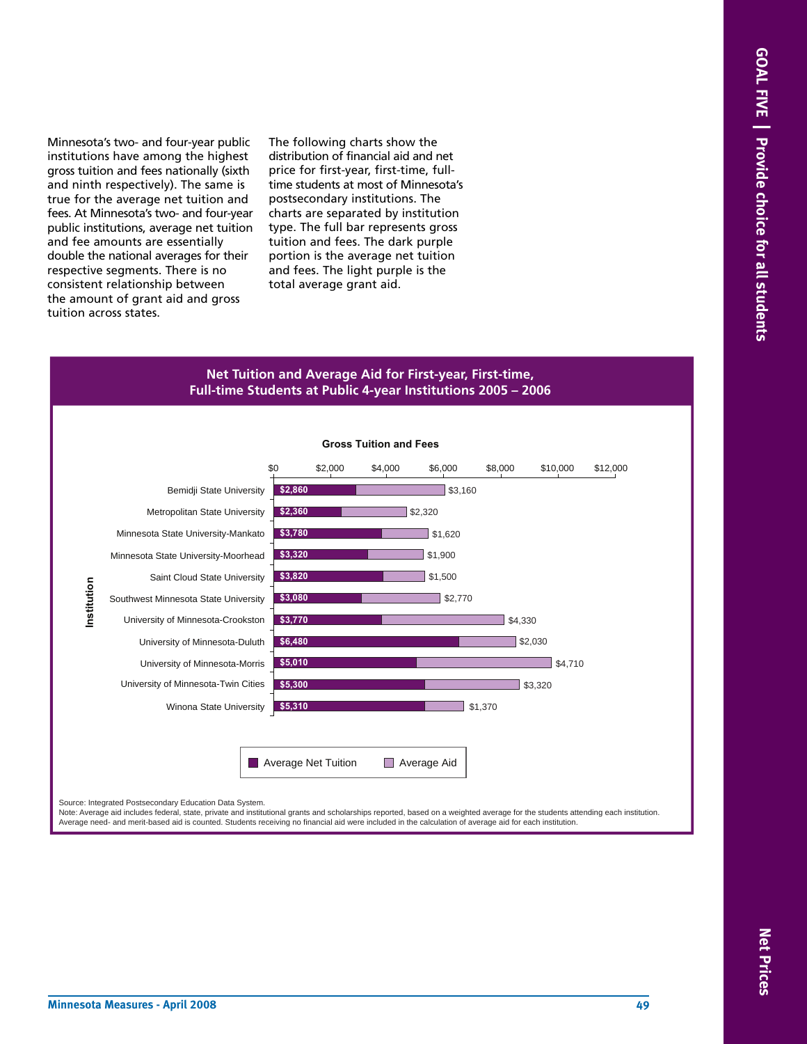Minnesota's two- and four-year public institutions have among the highest gross tuition and fees nationally (sixth and ninth respectively). The same is true for the average net tuition and fees. At Minnesota's two- and four-year public institutions, average net tuition and fee amounts are essentially double the national averages for their respective segments. There is no consistent relationship between the amount of grant aid and gross tuition across states.

The following charts show the distribution of financial aid and net price for first-year, first-time, full-time students at most of Minnesota's postsecondary institutions. The charts are separated by institution type. The full bar represents gross tuition and fees. The dark purple portion is the average net tuition and fees. The light purple is the total average grant aid.

## Net Tuition and Average Aid for First-year, First-time, Full-time Students at Public 4-year Institutions 2005 – 2006

**Gross Tuition and Fees**

| Institution | Average Net Tuition | Average Aid |
|---|---|---|
| Bemidji State University | $2,860 | $3,160 |
| Metropolitan State University | $2,360 | $2,320 |
| Minnesota State University-Mankato | $3,780 | $1,620 |
| Minnesota State University-Moorhead | $3,320 | $1,900 |
| Saint Cloud State University | $3,820 | $1,500 |
| Southwest Minnesota State University | $3,080 | $2,770 |
| University of Minnesota-Crookston | $3,770 | $4,330 |
| University of Minnesota-Duluth | $6,480 | $2,030 |
| University of Minnesota-Morris | $5,010 | $4,710 |
| University of Minnesota-Twin Cities | $5,300 | $3,320 |
| Winona State University | $5,310 | $1,370 |

Source: Integrated Postsecondary Education Data System.
Note: Average aid includes federal, state, private and institutional grants and scholarships reported, based on a weighted average for the students attending each institution. Average need- and merit-based aid is counted. Students receiving no financial aid were included in the calculation of average aid for each institution.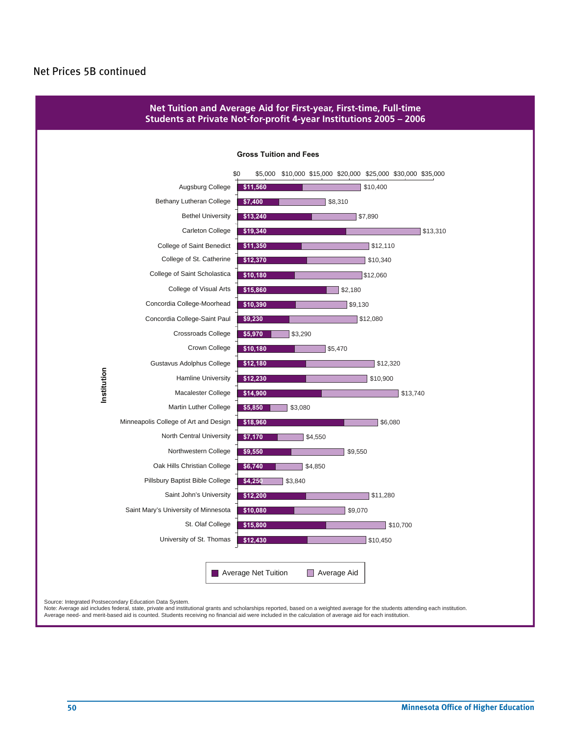Net Prices 5B continued

## Net Tuition and Average Aid for First-year, First-time, Full-time Students at Private Not-for-profit 4-year Institutions 2005 – 2006

Gross Tuition and Fees

| Institution | Average Net Tuition | Average Aid |
| --- | --- | --- |
| Augsburg College | $11,560 | $10,400 |
| Bethany Lutheran College | $7,400 | $8,310 |
| Bethel University | $13,240 | $7,890 |
| Carleton College | $19,340 | $13,310 |
| College of Saint Benedict | $11,350 | $12,110 |
| College of St. Catherine | $12,370 | $10,340 |
| College of Saint Scholastica | $10,180 | $12,060 |
| College of Visual Arts | $15,860 | $2,180 |
| Concordia College-Moorhead | $10,390 | $9,130 |
| Concordia College-Saint Paul | $9,230 | $12,080 |
| Crossroads College | $5,970 | $3,290 |
| Crown College | $10,180 | $5,470 |
| Gustavus Adolphus College | $12,180 | $12,320 |
| Hamline University | $12,230 | $10,900 |
| Macalester College | $14,900 | $13,740 |
| Martin Luther College | $5,850 | $3,080 |
| Minneapolis College of Art and Design | $18,960 | $6,080 |
| North Central University | $7,170 | $4,550 |
| Northwestern College | $9,550 | $9,550 |
| Oak Hills Christian College | $6,740 | $4,850 |
| Pillsbury Baptist Bible College | $4,250 | $3,840 |
| Saint John's University | $12,200 | $11,280 |
| Saint Mary's University of Minnesota | $10,080 | $9,070 |
| St. Olaf College | $15,800 | $10,700 |
| University of St. Thomas | $12,430 | $10,450 |

Source: Integrated Postsecondary Education Data System.
Note: Average aid includes federal, state, private and institutional grants and scholarships reported, based on a weighted average for the students attending each institution. Average need- and merit-based aid is counted. Students receiving no financial aid were included in the calculation of average aid for each institution.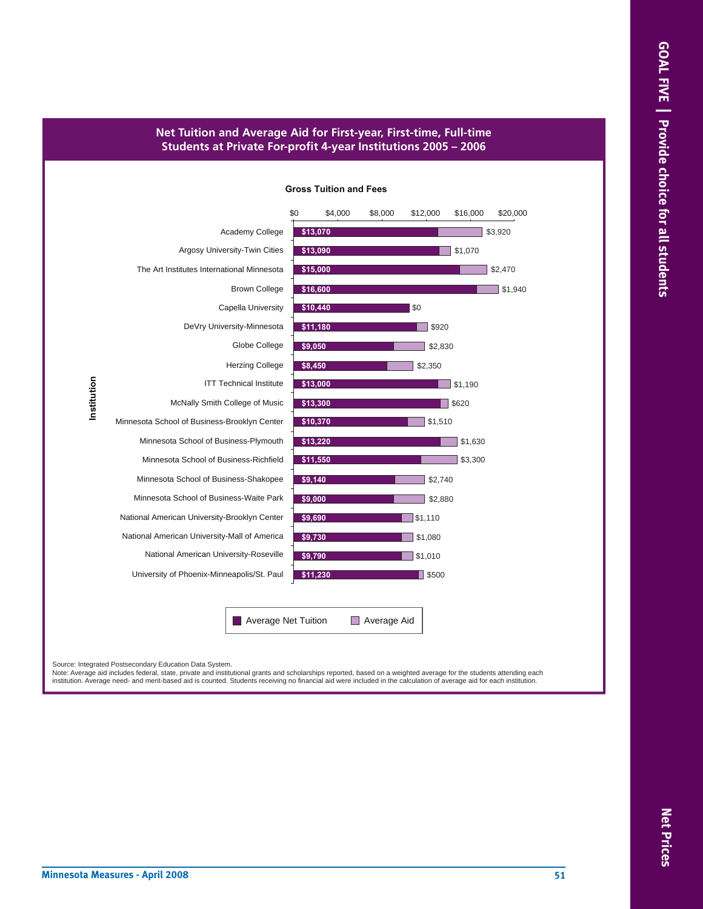## Net Tuition and Average Aid for First-year, First-time, Full-time Students at Private For-profit 4-year Institutions 2005 – 2006

**Gross Tuition and Fees**

| Institution | Average Net Tuition | Average Aid |
|---|---|---|
| Academy College | $13,070 | $3,920 |
| Argosy University-Twin Cities | $13,090 | $1,070 |
| The Art Institutes International Minnesota | $15,000 | $2,470 |
| Brown College | $16,600 | $1,940 |
| Capella University | $10,440 | $0 |
| DeVry University-Minnesota | $11,180 | $920 |
| Globe College | $9,050 | $2,830 |
| Herzing College | $8,450 | $2,350 |
| ITT Technical Institute | $13,000 | $1,190 |
| McNally Smith College of Music | $13,300 | $620 |
| Minnesota School of Business-Brooklyn Center | $10,370 | $1,510 |
| Minnesota School of Business-Plymouth | $13,220 | $1,630 |
| Minnesota School of Business-Richfield | $11,550 | $3,300 |
| Minnesota School of Business-Shakopee | $9,140 | $2,740 |
| Minnesota School of Business-Waite Park | $9,000 | $2,880 |
| National American University-Brooklyn Center | $9,690 | $1,110 |
| National American University-Mall of America | $9,730 | $1,080 |
| National American University-Roseville | $9,790 | $1,010 |
| University of Phoenix-Minneapolis/St. Paul | $11,230 | $500 |

Source: Integrated Postsecondary Education Data System.
Note: Average aid includes federal, state, private and institutional grants and scholarships reported, based on a weighted average for the students attending each institution. Average need- and merit-based aid is counted. Students receiving no financial aid were included in the calculation of average aid for each institution.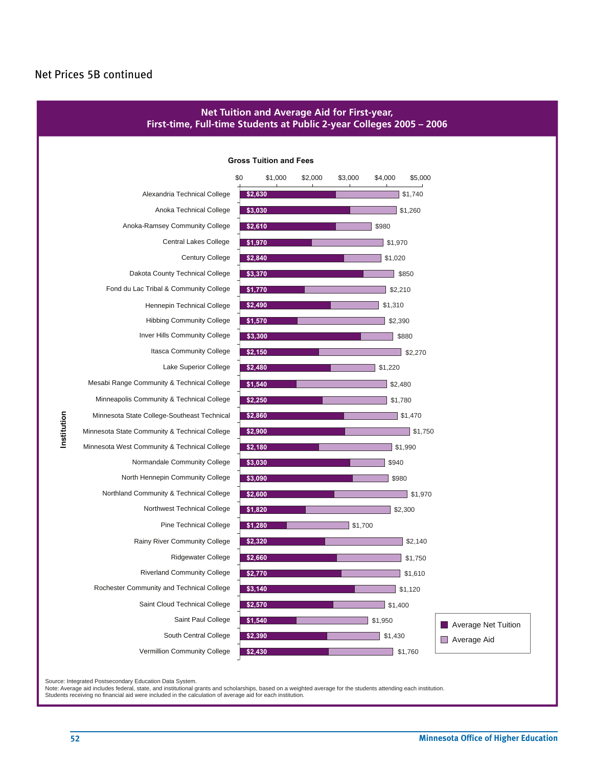Net Prices 5B continued

## Net Tuition and Average Aid for First-year, First-time, Full-time Students at Public 2-year Colleges 2005 – 2006

Gross Tuition and Fees

| Institution | Average Net Tuition | Average Aid |
|---|---|---|
| Alexandria Technical College | $2,630 | $1,740 |
| Anoka Technical College | $3,030 | $1,260 |
| Anoka-Ramsey Community College | $2,610 | $980 |
| Central Lakes College | $1,970 | $1,970 |
| Century College | $2,840 | $1,020 |
| Dakota County Technical College | $3,370 | $850 |
| Fond du Lac Tribal & Community College | $1,770 | $2,210 |
| Hennepin Technical College | $2,490 | $1,310 |
| Hibbing Community College | $1,570 | $2,390 |
| Inver Hills Community College | $3,300 | $880 |
| Itasca Community College | $2,150 | $2,270 |
| Lake Superior College | $2,480 | $1,220 |
| Mesabi Range Community & Technical College | $1,540 | $2,480 |
| Minneapolis Community & Technical College | $2,250 | $1,780 |
| Minnesota State College-Southeast Technical | $2,860 | $1,470 |
| Minnesota State Community & Technical College | $2,900 | $1,750 |
| Minnesota West Community & Technical College | $2,180 | $1,990 |
| Normandale Community College | $3,030 | $940 |
| North Hennepin Community College | $3,090 | $980 |
| Northland Community & Technical College | $2,600 | $1,970 |
| Northwest Technical College | $1,820 | $2,300 |
| Pine Technical College | $1,280 | $1,700 |
| Rainy River Community College | $2,320 | $2,140 |
| Ridgewater College | $2,660 | $1,750 |
| Riverland Community College | $2,770 | $1,610 |
| Rochester Community and Technical College | $3,140 | $1,120 |
| Saint Cloud Technical College | $2,570 | $1,400 |
| Saint Paul College | $1,540 | $1,950 |
| South Central College | $2,390 | $1,430 |
| Vermillion Community College | $2,430 | $1,760 |

Source: Integrated Postsecondary Education Data System.
Note: Average aid includes federal, state, and institutional grants and scholarships, based on a weighted average for the students attending each institution. Students receiving no financial aid were included in the calculation of average aid for each institution.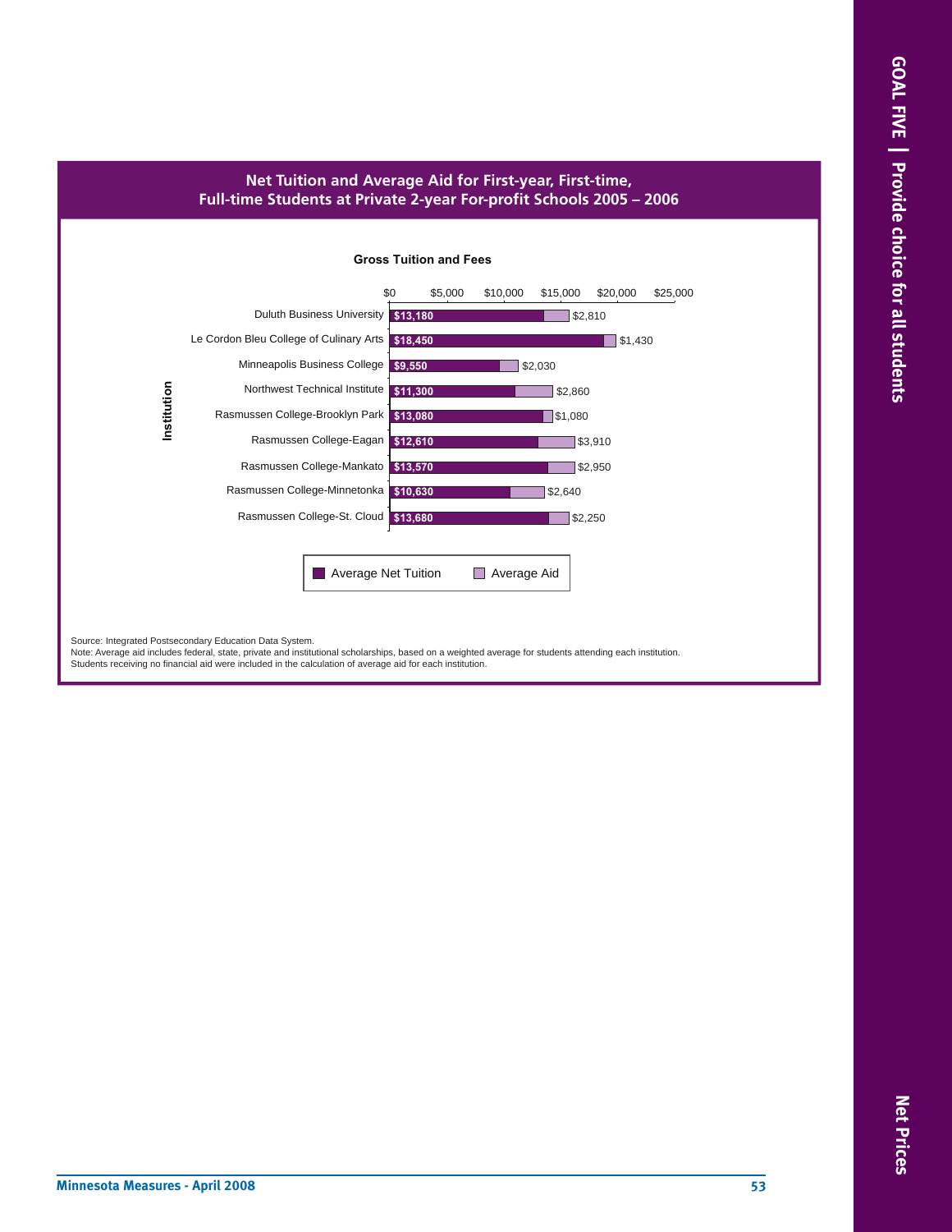## Net Tuition and Average Aid for First-year, First-time, Full-time Students at Private 2-year For-profit Schools 2005 – 2006

**Gross Tuition and Fees**

| Institution | Average Net Tuition | Average Aid |
|---|---|---|
| Duluth Business University | $13,180 | $2,810 |
| Le Cordon Bleu College of Culinary Arts | $18,450 | $1,430 |
| Minneapolis Business College | $9,550 | $2,030 |
| Northwest Technical Institute | $11,300 | $2,860 |
| Rasmussen College-Brooklyn Park | $13,080 | $1,080 |
| Rasmussen College-Eagan | $12,610 | $3,910 |
| Rasmussen College-Mankato | $13,570 | $2,950 |
| Rasmussen College-Minnetonka | $10,630 | $2,640 |
| Rasmussen College-St. Cloud | $13,680 | $2,250 |

Source: Integrated Postsecondary Education Data System.
Note: Average aid includes federal, state, private and institutional scholarships, based on a weighted average for students attending each institution. Students receiving no financial aid were included in the calculation of average aid for each institution.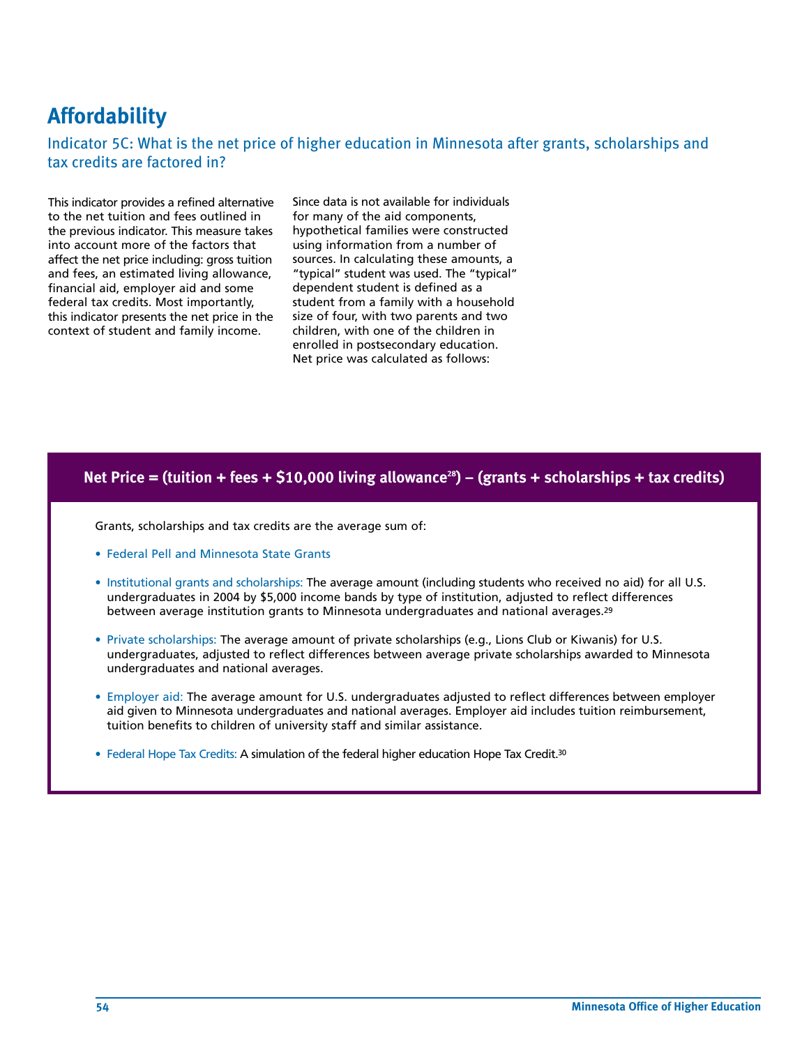# Affordability

## Indicator 5C: What is the net price of higher education in Minnesota after grants, scholarships and tax credits are factored in?

This indicator provides a refined alternative to the net tuition and fees outlined in the previous indicator. This measure takes into account more of the factors that affect the net price including: gross tuition and fees, an estimated living allowance, financial aid, employer aid and some federal tax credits. Most importantly, this indicator presents the net price in the context of student and family income.

Since data is not available for individuals for many of the aid components, hypothetical families were constructed using information from a number of sources. In calculating these amounts, a "typical" student was used. The "typical" dependent student is defined as a student from a family with a household size of four, with two parents and two children, with one of the children in enrolled in postsecondary education. Net price was calculated as follows:

**Net Price = (tuition + fees + $10,000 living allowance[28]) – (grants + scholarships + tax credits)**

Grants, scholarships and tax credits are the average sum of:

- Federal Pell and Minnesota State Grants
- Institutional grants and scholarships: The average amount (including students who received no aid) for all U.S. undergraduates in 2004 by $5,000 income bands by type of institution, adjusted to reflect differences between average institution grants to Minnesota undergraduates and national averages.[29]
- Private scholarships: The average amount of private scholarships (e.g., Lions Club or Kiwanis) for U.S. undergraduates, adjusted to reflect differences between average private scholarships awarded to Minnesota undergraduates and national averages.
- Employer aid: The average amount for U.S. undergraduates adjusted to reflect differences between employer aid given to Minnesota undergraduates and national averages. Employer aid includes tuition reimbursement, tuition benefits to children of university staff and similar assistance.
- Federal Hope Tax Credits: A simulation of the federal higher education Hope Tax Credit.[30]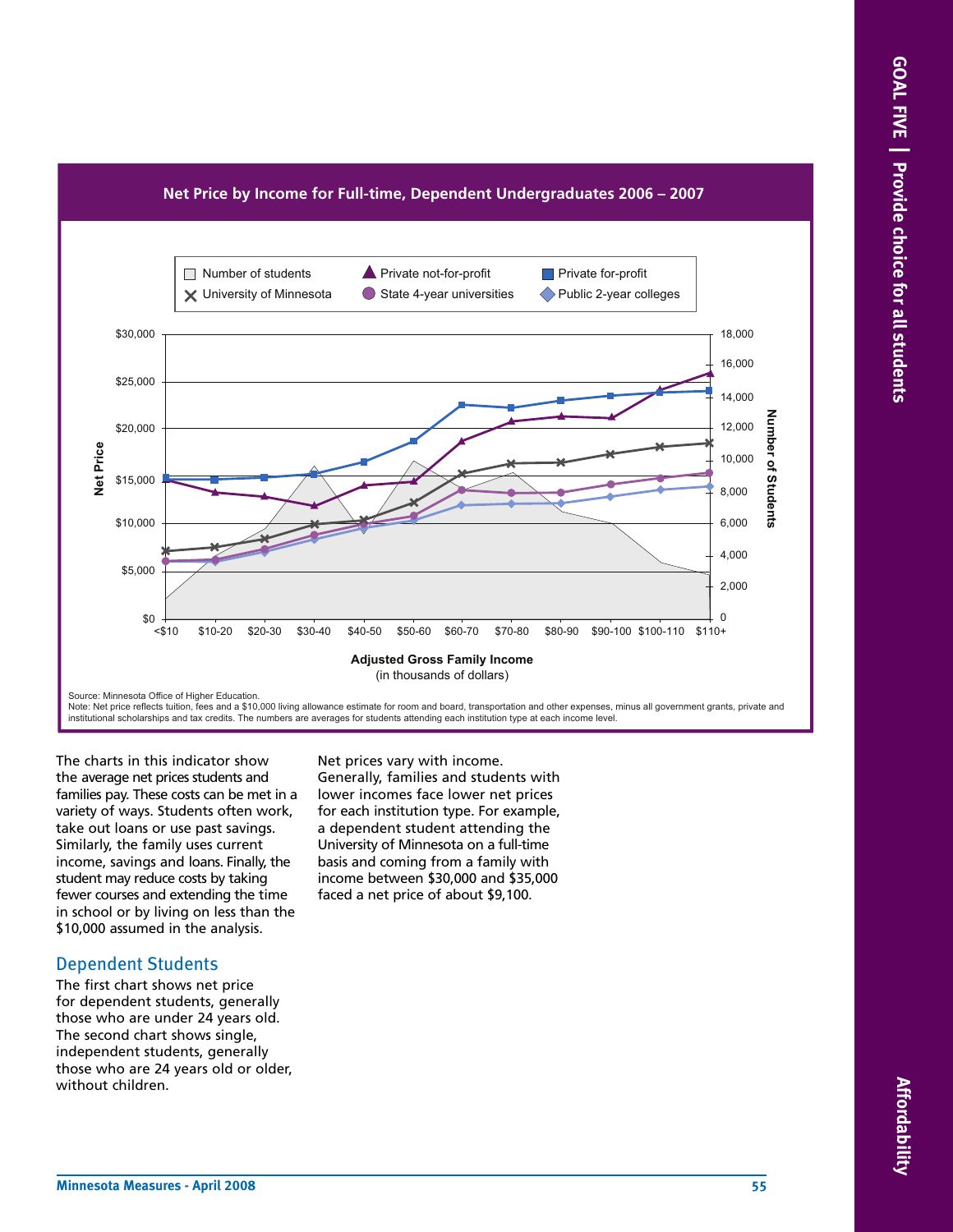**Net Price by Income for Full-time, Dependent Undergraduates 2006 – 2007**

Source: Minnesota Office of Higher Education.
Note: Net price reflects tuition, fees and a $10,000 living allowance estimate for room and board, transportation and other expenses, minus all government grants, private and institutional scholarships and tax credits. The numbers are averages for students attending each institution type at each income level.

The charts in this indicator show the average net prices students and families pay. These costs can be met in a variety of ways. Students often work, take out loans or use past savings. Similarly, the family uses current income, savings and loans. Finally, the student may reduce costs by taking fewer courses and extending the time in school or by living on less than the $10,000 assumed in the analysis.

## Dependent Students

The first chart shows net price for dependent students, generally those who are under 24 years old. The second chart shows single, independent students, generally those who are 24 years old or older, without children.

Net prices vary with income. Generally, families and students with lower incomes face lower net prices for each institution type. For example, a dependent student attending the University of Minnesota on a full-time basis and coming from a family with income between $30,000 and $35,000 faced a net price of about $9,100.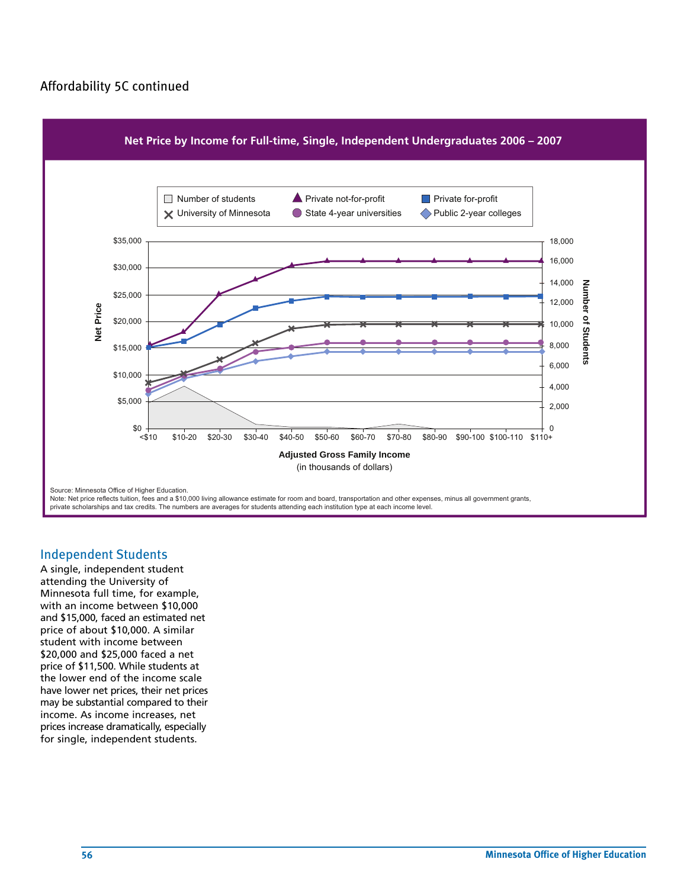## Affordability 5C continued

**Net Price by Income for Full-time, Single, Independent Undergraduates 2006 – 2007**

Legend: Number of students; Private not-for-profit; Private for-profit; University of Minnesota; State 4-year universities; Public 2-year colleges

Net Price: $0, $5,000, $10,000, $15,000, $20,000, $25,000, $30,000, $35,000

Number of Students: 0, 2,000, 4,000, 6,000, 8,000, 10,000, 12,000, 14,000, 16,000, 18,000

<$10, $10-20, $20-30, $30-40, $40-50, $50-60, $60-70, $70-80, $80-90, $90-100, $100-110, $110+

**Adjusted Gross Family Income**
(in thousands of dollars)

Source: Minnesota Office of Higher Education.
Note: Net price reflects tuition, fees and a $10,000 living allowance estimate for room and board, transportation and other expenses, minus all government grants, private scholarships and tax credits. The numbers are averages for students attending each institution type at each income level.

## Independent Students

A single, independent student attending the University of Minnesota full time, for example, with an income between $10,000 and $15,000, faced an estimated net price of about $10,000. A similar student with income between $20,000 and $25,000 faced a net price of $11,500. While students at the lower end of the income scale have lower net prices, their net prices may be substantial compared to their income. As income increases, net prices increase dramatically, especially for single, independent students.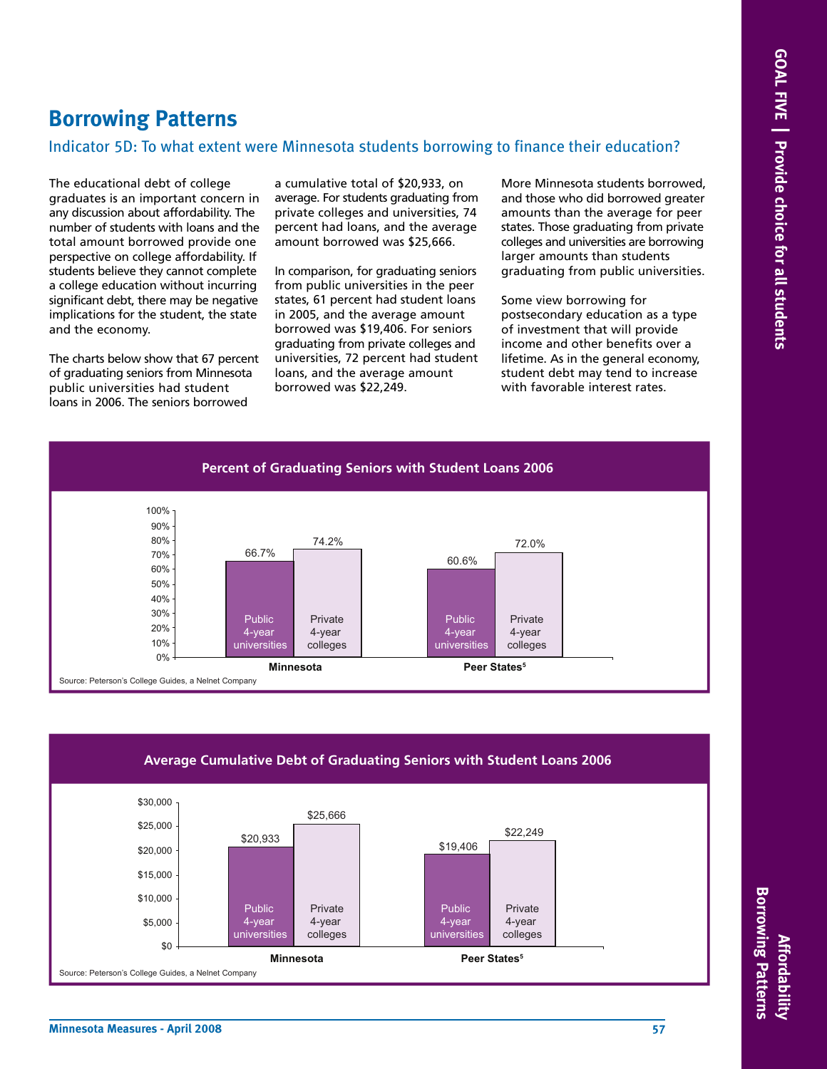# Borrowing Patterns

## Indicator 5D: To what extent were Minnesota students borrowing to finance their education?

The educational debt of college graduates is an important concern in any discussion about affordability. The number of students with loans and the total amount borrowed provide one perspective on college affordability. If students believe they cannot complete a college education without incurring significant debt, there may be negative implications for the student, the state and the economy.

The charts below show that 67 percent of graduating seniors from Minnesota public universities had student loans in 2006. The seniors borrowed a cumulative total of $20,933, on average. For students graduating from private colleges and universities, 74 percent had loans, and the average amount borrowed was $25,666.

In comparison, for graduating seniors from public universities in the peer states, 61 percent had student loans in 2005, and the average amount borrowed was $19,406. For seniors graduating from private colleges and universities, 72 percent had student loans, and the average amount borrowed was $22,249.

More Minnesota students borrowed, and those who did borrowed greater amounts than the average for peer states. Those graduating from private colleges and universities are borrowing larger amounts than students graduating from public universities.

Some view borrowing for postsecondary education as a type of investment that will provide income and other benefits over a lifetime. As in the general economy, student debt may tend to increase with favorable interest rates.

**Percent of Graduating Seniors with Student Loans 2006**

| | Public 4-year universities | Private 4-year colleges |
|---|---|---|
| Minnesota | 66.7% | 74.2% |
| Peer States[5] | 60.6% | 72.0% |

Source: Peterson's College Guides, a Nelnet Company

**Average Cumulative Debt of Graduating Seniors with Student Loans 2006**

| | Public 4-year universities | Private 4-year colleges |
|---|---|---|
| Minnesota | $20,933 | $25,666 |
| Peer States[5] | $19,406 | $22,249 |

Source: Peterson's College Guides, a Nelnet Company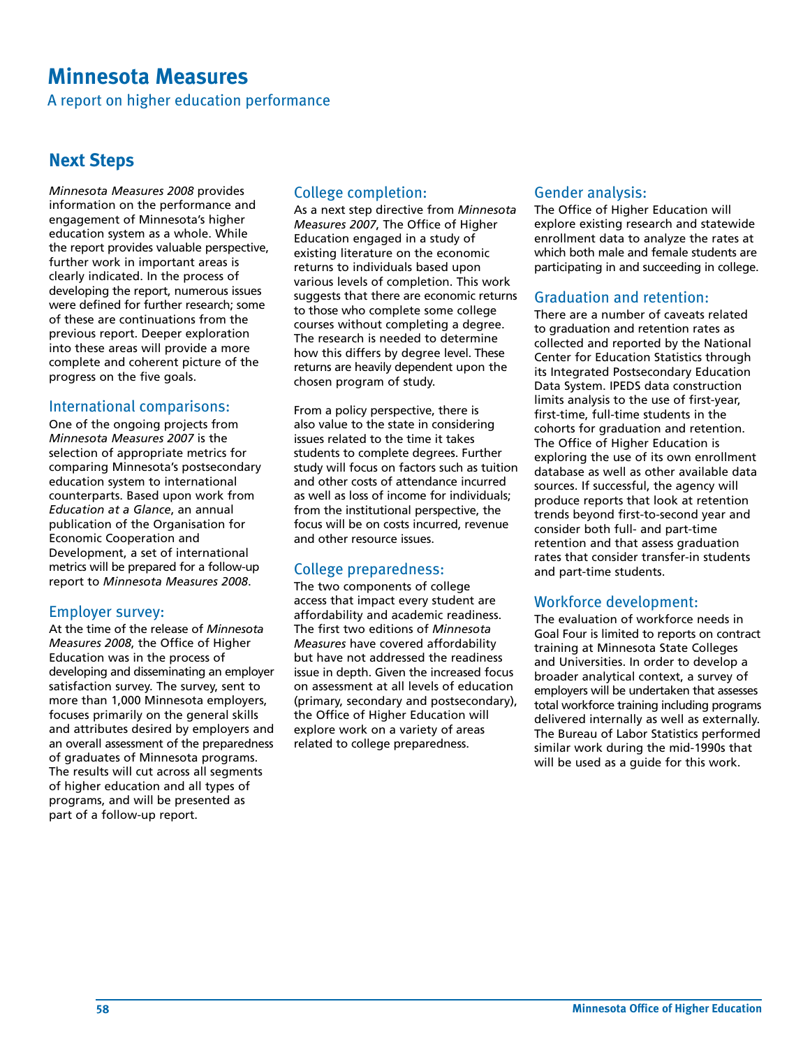# Minnesota Measures

A report on higher education performance

## Next Steps

*Minnesota Measures 2008* provides information on the performance and engagement of Minnesota's higher education system as a whole. While the report provides valuable perspective, further work in important areas is clearly indicated. In the process of developing the report, numerous issues were defined for further research; some of these are continuations from the previous report. Deeper exploration into these areas will provide a more complete and coherent picture of the progress on the five goals.

### International comparisons:

One of the ongoing projects from *Minnesota Measures 2007* is the selection of appropriate metrics for comparing Minnesota's postsecondary education system to international counterparts. Based upon work from *Education at a Glance*, an annual publication of the Organisation for Economic Cooperation and Development, a set of international metrics will be prepared for a follow-up report to *Minnesota Measures 2008*.

### Employer survey:

At the time of the release of *Minnesota Measures 2008*, the Office of Higher Education was in the process of developing and disseminating an employer satisfaction survey. The survey, sent to more than 1,000 Minnesota employers, focuses primarily on the general skills and attributes desired by employers and an overall assessment of the preparedness of graduates of Minnesota programs. The results will cut across all segments of higher education and all types of programs, and will be presented as part of a follow-up report.

### College completion:

As a next step directive from *Minnesota Measures 2007*, The Office of Higher Education engaged in a study of existing literature on the economic returns to individuals based upon various levels of completion. This work suggests that there are economic returns to those who complete some college courses without completing a degree. The research is needed to determine how this differs by degree level. These returns are heavily dependent upon the chosen program of study.

From a policy perspective, there is also value to the state in considering issues related to the time it takes students to complete degrees. Further study will focus on factors such as tuition and other costs of attendance incurred as well as loss of income for individuals; from the institutional perspective, the focus will be on costs incurred, revenue and other resource issues.

### College preparedness:

The two components of college access that impact every student are affordability and academic readiness. The first two editions of *Minnesota Measures* have covered affordability but have not addressed the readiness issue in depth. Given the increased focus on assessment at all levels of education (primary, secondary and postsecondary), the Office of Higher Education will explore work on a variety of areas related to college preparedness.

### Gender analysis:

The Office of Higher Education will explore existing research and statewide enrollment data to analyze the rates at which both male and female students are participating in and succeeding in college.

### Graduation and retention:

There are a number of caveats related to graduation and retention rates as collected and reported by the National Center for Education Statistics through its Integrated Postsecondary Education Data System. IPEDS data construction limits analysis to the use of first-year, first-time, full-time students in the cohorts for graduation and retention. The Office of Higher Education is exploring the use of its own enrollment database as well as other available data sources. If successful, the agency will produce reports that look at retention trends beyond first-to-second year and consider both full- and part-time retention and that assess graduation rates that consider transfer-in students and part-time students.

### Workforce development:

The evaluation of workforce needs in Goal Four is limited to reports on contract training at Minnesota State Colleges and Universities. In order to develop a broader analytical context, a survey of employers will be undertaken that assesses total workforce training including programs delivered internally as well as externally. The Bureau of Labor Statistics performed similar work during the mid-1990s that will be used as a guide for this work.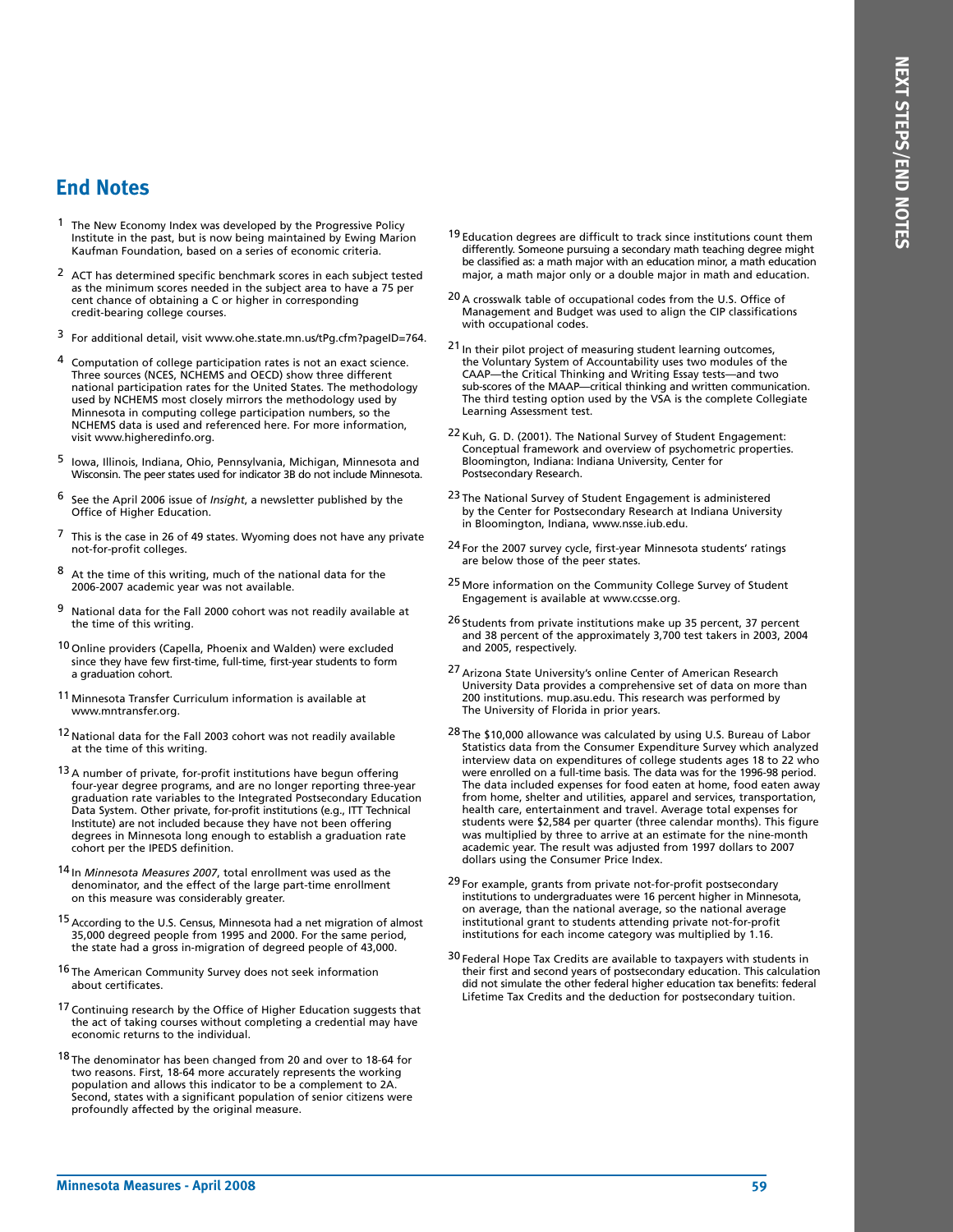## End Notes

1. The New Economy Index was developed by the Progressive Policy Institute in the past, but is now being maintained by Ewing Marion Kaufman Foundation, based on a series of economic criteria.

2. ACT has determined specific benchmark scores in each subject tested as the minimum scores needed in the subject area to have a 75 per cent chance of obtaining a C or higher in corresponding credit-bearing college courses.

3. For additional detail, visit www.ohe.state.mn.us/tPg.cfm?pageID=764.

4. Computation of college participation rates is not an exact science. Three sources (NCES, NCHEMS and OECD) show three different national participation rates for the United States. The methodology used by NCHEMS most closely mirrors the methodology used by Minnesota in computing college participation numbers, so the NCHEMS data is used and referenced here. For more information, visit www.higheredinfo.org.

5. Iowa, Illinois, Indiana, Ohio, Pennsylvania, Michigan, Minnesota and Wisconsin. The peer states used for indicator 3B do not include Minnesota.

6. See the April 2006 issue of *Insight*, a newsletter published by the Office of Higher Education.

7. This is the case in 26 of 49 states. Wyoming does not have any private not-for-profit colleges.

8. At the time of this writing, much of the national data for the 2006-2007 academic year was not available.

9. National data for the Fall 2000 cohort was not readily available at the time of this writing.

10. Online providers (Capella, Phoenix and Walden) were excluded since they have few first-time, full-time, first-year students to form a graduation cohort.

11. Minnesota Transfer Curriculum information is available at www.mntransfer.org.

12. National data for the Fall 2003 cohort was not readily available at the time of this writing.

13. A number of private, for-profit institutions have begun offering four-year degree programs, and are no longer reporting three-year graduation rate variables to the Integrated Postsecondary Education Data System. Other private, for-profit institutions (e.g., ITT Technical Institute) are not included because they have not been offering degrees in Minnesota long enough to establish a graduation rate cohort per the IPEDS definition.

14. In *Minnesota Measures 2007*, total enrollment was used as the denominator, and the effect of the large part-time enrollment on this measure was considerably greater.

15. According to the U.S. Census, Minnesota had a net migration of almost 35,000 degreed people from 1995 and 2000. For the same period, the state had a gross in-migration of degreed people of 43,000.

16. The American Community Survey does not seek information about certificates.

17. Continuing research by the Office of Higher Education suggests that the act of taking courses without completing a credential may have economic returns to the individual.

18. The denominator has been changed from 20 and over to 18-64 for two reasons. First, 18-64 more accurately represents the working population and allows this indicator to be a complement to 2A. Second, states with a significant population of senior citizens were profoundly affected by the original measure.

19. Education degrees are difficult to track since institutions count them differently. Someone pursuing a secondary math teaching degree might be classified as: a math major with an education minor, a math education major, a math major only or a double major in math and education.

20. A crosswalk table of occupational codes from the U.S. Office of Management and Budget was used to align the CIP classifications with occupational codes.

21. In their pilot project of measuring student learning outcomes, the Voluntary System of Accountability uses two modules of the CAAP—the Critical Thinking and Writing Essay tests—and two sub-scores of the MAAP—critical thinking and written communication. The third testing option used by the VSA is the complete Collegiate Learning Assessment test.

22. Kuh, G. D. (2001). The National Survey of Student Engagement: Conceptual framework and overview of psychometric properties. Bloomington, Indiana: Indiana University, Center for Postsecondary Research.

23. The National Survey of Student Engagement is administered by the Center for Postsecondary Research at Indiana University in Bloomington, Indiana, www.nsse.iub.edu.

24. For the 2007 survey cycle, first-year Minnesota students' ratings are below those of the peer states.

25. More information on the Community College Survey of Student Engagement is available at www.ccsse.org.

26. Students from private institutions make up 35 percent, 37 percent and 38 percent of the approximately 3,700 test takers in 2003, 2004 and 2005, respectively.

27. Arizona State University's online Center of American Research University Data provides a comprehensive set of data on more than 200 institutions. mup.asu.edu. This research was performed by The University of Florida in prior years.

28. The $10,000 allowance was calculated by using U.S. Bureau of Labor Statistics data from the Consumer Expenditure Survey which analyzed interview data on expenditures of college students ages 18 to 22 who were enrolled on a full-time basis. The data was for the 1996-98 period. The data included expenses for food eaten at home, food eaten away from home, shelter and utilities, apparel and services, transportation, health care, entertainment and travel. Average total expenses for students were $2,584 per quarter (three calendar months). This figure was multiplied by three to arrive at an estimate for the nine-month academic year. The result was adjusted from 1997 dollars to 2007 dollars using the Consumer Price Index.

29. For example, grants from private not-for-profit postsecondary institutions to undergraduates were 16 percent higher in Minnesota, on average, than the national average, so the national average institutional grant to students attending private not-for-profit institutions for each income category was multiplied by 1.16.

30. Federal Hope Tax Credits are available to taxpayers with students in their first and second years of postsecondary education. This calculation did not simulate the other federal higher education tax benefits: federal Lifetime Tax Credits and the deduction for postsecondary tuition.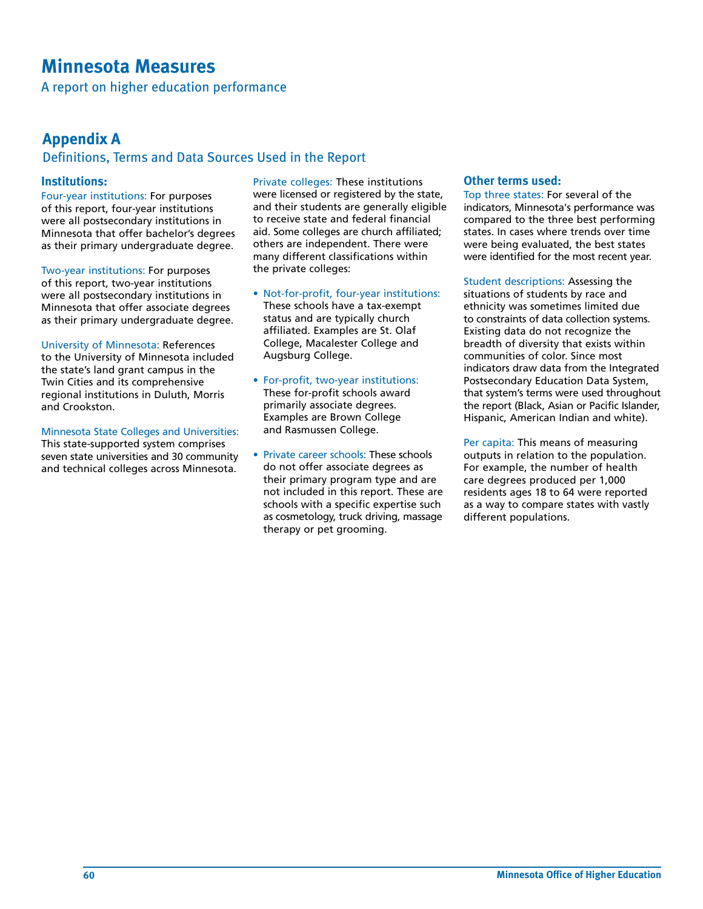# Minnesota Measures

A report on higher education performance

## Appendix A

### Definitions, Terms and Data Sources Used in the Report

### Institutions:

Four-year institutions: For purposes of this report, four-year institutions were all postsecondary institutions in Minnesota that offer bachelor's degrees as their primary undergraduate degree.

Two-year institutions: For purposes of this report, two-year institutions were all postsecondary institutions in Minnesota that offer associate degrees as their primary undergraduate degree.

University of Minnesota: References to the University of Minnesota included the state's land grant campus in the Twin Cities and its comprehensive regional institutions in Duluth, Morris and Crookston.

Minnesota State Colleges and Universities: This state-supported system comprises seven state universities and 30 community and technical colleges across Minnesota.

Private colleges: These institutions were licensed or registered by the state, and their students are generally eligible to receive state and federal financial aid. Some colleges are church affiliated; others are independent. There were many different classifications within the private colleges:

- Not-for-profit, four-year institutions: These schools have a tax-exempt status and are typically church affiliated. Examples are St. Olaf College, Macalester College and Augsburg College.
- For-profit, two-year institutions: These for-profit schools award primarily associate degrees. Examples are Brown College and Rasmussen College.
- Private career schools: These schools do not offer associate degrees as their primary program type and are not included in this report. These are schools with a specific expertise such as cosmetology, truck driving, massage therapy or pet grooming.

### Other terms used:

Top three states: For several of the indicators, Minnesota's performance was compared to the three best performing states. In cases where trends over time were being evaluated, the best states were identified for the most recent year.

Student descriptions: Assessing the situations of students by race and ethnicity was sometimes limited due to constraints of data collection systems. Existing data do not recognize the breadth of diversity that exists within communities of color. Since most indicators draw data from the Integrated Postsecondary Education Data System, that system's terms were used throughout the report (Black, Asian or Pacific Islander, Hispanic, American Indian and white).

Per capita: This means of measuring outputs in relation to the population. For example, the number of health care degrees produced per 1,000 residents ages 18 to 64 were reported as a way to compare states with vastly different populations.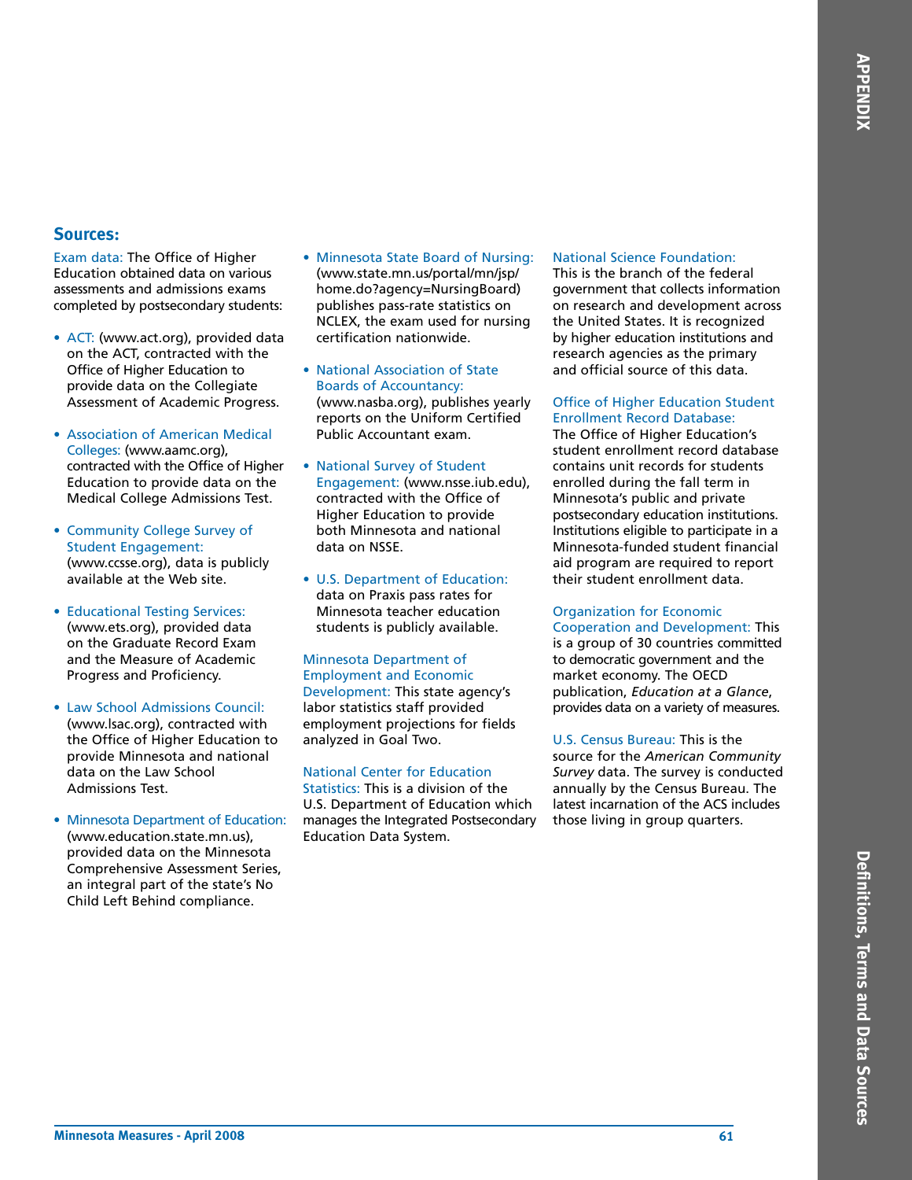## Sources:

Exam data: The Office of Higher Education obtained data on various assessments and admissions exams completed by postsecondary students:

- ACT: (www.act.org), provided data on the ACT, contracted with the Office of Higher Education to provide data on the Collegiate Assessment of Academic Progress.
- Association of American Medical Colleges: (www.aamc.org), contracted with the Office of Higher Education to provide data on the Medical College Admissions Test.
- Community College Survey of Student Engagement: (www.ccsse.org), data is publicly available at the Web site.
- Educational Testing Services: (www.ets.org), provided data on the Graduate Record Exam and the Measure of Academic Progress and Proficiency.
- Law School Admissions Council: (www.lsac.org), contracted with the Office of Higher Education to provide Minnesota and national data on the Law School Admissions Test.
- Minnesota Department of Education: (www.education.state.mn.us), provided data on the Minnesota Comprehensive Assessment Series, an integral part of the state's No Child Left Behind compliance.
- Minnesota State Board of Nursing: (www.state.mn.us/portal/mn/jsp/home.do?agency=NursingBoard) publishes pass-rate statistics on NCLEX, the exam used for nursing certification nationwide.
- National Association of State Boards of Accountancy: (www.nasba.org), publishes yearly reports on the Uniform Certified Public Accountant exam.
- National Survey of Student Engagement: (www.nsse.iub.edu), contracted with the Office of Higher Education to provide both Minnesota and national data on NSSE.
- U.S. Department of Education: data on Praxis pass rates for Minnesota teacher education students is publicly available.

Minnesota Department of Employment and Economic Development: This state agency's labor statistics staff provided employment projections for fields analyzed in Goal Two.

National Center for Education Statistics: This is a division of the U.S. Department of Education which manages the Integrated Postsecondary Education Data System.

National Science Foundation: This is the branch of the federal government that collects information on research and development across the United States. It is recognized by higher education institutions and research agencies as the primary and official source of this data.

Office of Higher Education Student Enrollment Record Database: The Office of Higher Education's student enrollment record database contains unit records for students enrolled during the fall term in Minnesota's public and private postsecondary education institutions. Institutions eligible to participate in a Minnesota-funded student financial aid program are required to report their student enrollment data.

Organization for Economic Cooperation and Development: This is a group of 30 countries committed to democratic government and the market economy. The OECD publication, *Education at a Glance*, provides data on a variety of measures.

U.S. Census Bureau: This is the source for the *American Community Survey* data. The survey is conducted annually by the Census Bureau. The latest incarnation of the ACS includes those living in group quarters.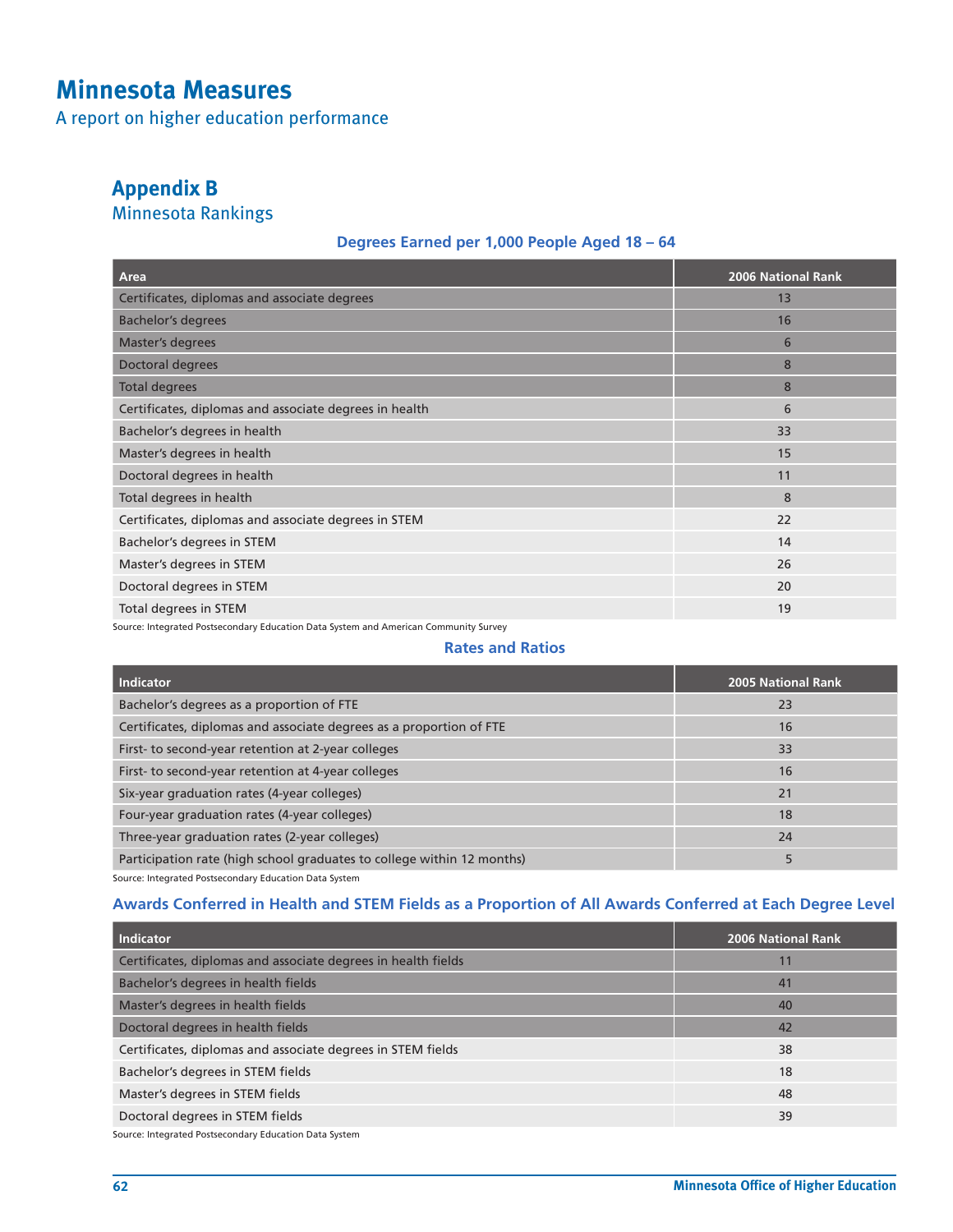# Minnesota Measures

A report on higher education performance

## Appendix B

### Minnesota Rankings

#### Degrees Earned per 1,000 People Aged 18 – 64

| Area | 2006 National Rank |
|---|---|
| Certificates, diplomas and associate degrees | 13 |
| Bachelor's degrees | 16 |
| Master's degrees | 6 |
| Doctoral degrees | 8 |
| Total degrees | 8 |
| Certificates, diplomas and associate degrees in health | 6 |
| Bachelor's degrees in health | 33 |
| Master's degrees in health | 15 |
| Doctoral degrees in health | 11 |
| Total degrees in health | 8 |
| Certificates, diplomas and associate degrees in STEM | 22 |
| Bachelor's degrees in STEM | 14 |
| Master's degrees in STEM | 26 |
| Doctoral degrees in STEM | 20 |
| Total degrees in STEM | 19 |

Source: Integrated Postsecondary Education Data System and American Community Survey

#### Rates and Ratios

| Indicator | 2005 National Rank |
|---|---|
| Bachelor's degrees as a proportion of FTE | 23 |
| Certificates, diplomas and associate degrees as a proportion of FTE | 16 |
| First- to second-year retention at 2-year colleges | 33 |
| First- to second-year retention at 4-year colleges | 16 |
| Six-year graduation rates (4-year colleges) | 21 |
| Four-year graduation rates (4-year colleges) | 18 |
| Three-year graduation rates (2-year colleges) | 24 |
| Participation rate (high school graduates to college within 12 months) | 5 |

Source: Integrated Postsecondary Education Data System

#### Awards Conferred in Health and STEM Fields as a Proportion of All Awards Conferred at Each Degree Level

| Indicator | 2006 National Rank |
|---|---|
| Certificates, diplomas and associate degrees in health fields | 11 |
| Bachelor's degrees in health fields | 41 |
| Master's degrees in health fields | 40 |
| Doctoral degrees in health fields | 42 |
| Certificates, diplomas and associate degrees in STEM fields | 38 |
| Bachelor's degrees in STEM fields | 18 |
| Master's degrees in STEM fields | 48 |
| Doctoral degrees in STEM fields | 39 |

Source: Integrated Postsecondary Education Data System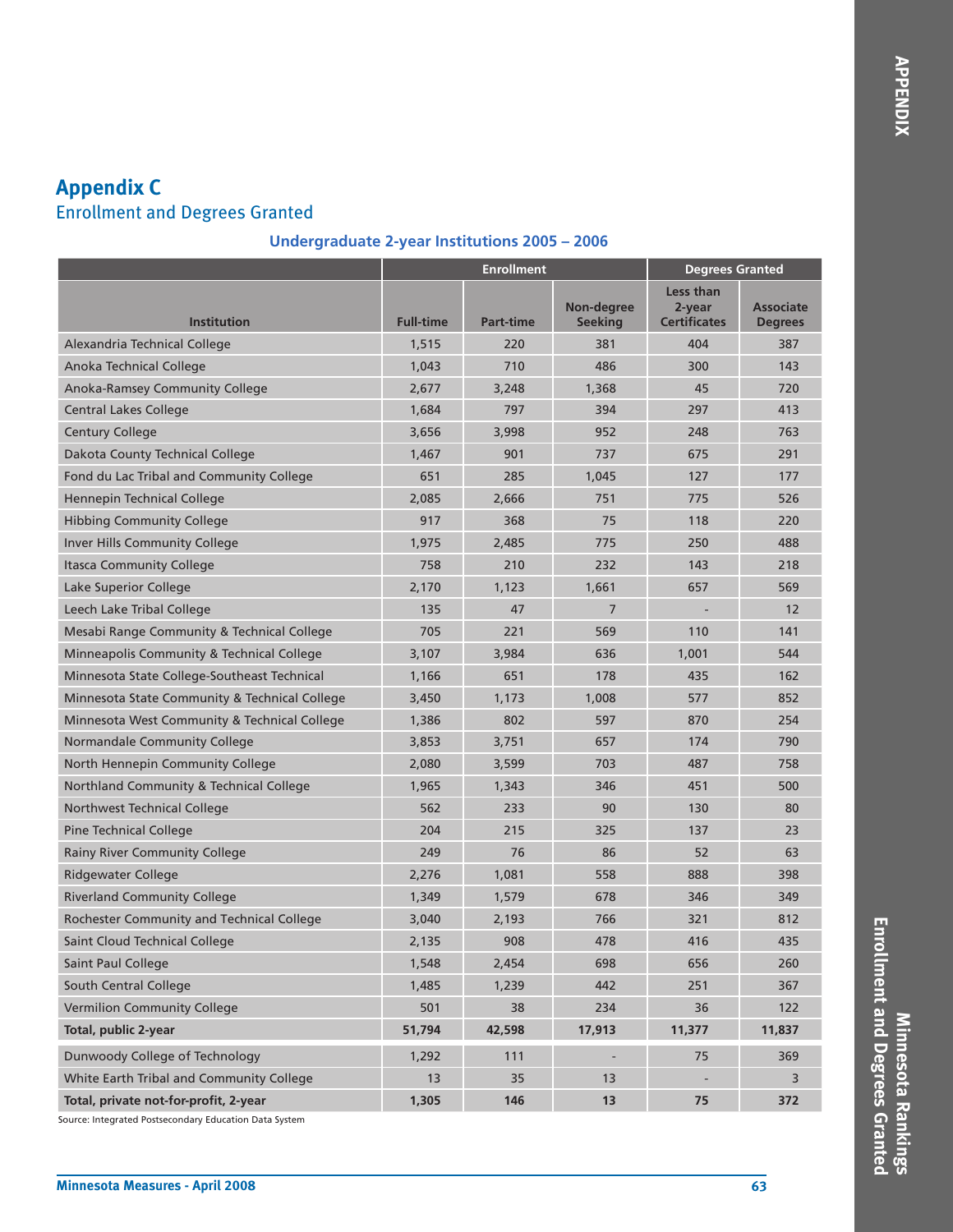## Appendix C

### Enrollment and Degrees Granted

**Undergraduate 2-year Institutions 2005 – 2006**

| Institution | Enrollment | | | Degrees Granted | |
|---|---|---|---|---|---|
| | Full-time | Part-time | Non-degree Seeking | Less than 2-year Certificates | Associate Degrees |
| Alexandria Technical College | 1,515 | 220 | 381 | 404 | 387 |
| Anoka Technical College | 1,043 | 710 | 486 | 300 | 143 |
| Anoka-Ramsey Community College | 2,677 | 3,248 | 1,368 | 45 | 720 |
| Central Lakes College | 1,684 | 797 | 394 | 297 | 413 |
| Century College | 3,656 | 3,998 | 952 | 248 | 763 |
| Dakota County Technical College | 1,467 | 901 | 737 | 675 | 291 |
| Fond du Lac Tribal and Community College | 651 | 285 | 1,045 | 127 | 177 |
| Hennepin Technical College | 2,085 | 2,666 | 751 | 775 | 526 |
| Hibbing Community College | 917 | 368 | 75 | 118 | 220 |
| Inver Hills Community College | 1,975 | 2,485 | 775 | 250 | 488 |
| Itasca Community College | 758 | 210 | 232 | 143 | 218 |
| Lake Superior College | 2,170 | 1,123 | 1,661 | 657 | 569 |
| Leech Lake Tribal College | 135 | 47 | 7 | - | 12 |
| Mesabi Range Community & Technical College | 705 | 221 | 569 | 110 | 141 |
| Minneapolis Community & Technical College | 3,107 | 3,984 | 636 | 1,001 | 544 |
| Minnesota State College-Southeast Technical | 1,166 | 651 | 178 | 435 | 162 |
| Minnesota State Community & Technical College | 3,450 | 1,173 | 1,008 | 577 | 852 |
| Minnesota West Community & Technical College | 1,386 | 802 | 597 | 870 | 254 |
| Normandale Community College | 3,853 | 3,751 | 657 | 174 | 790 |
| North Hennepin Community College | 2,080 | 3,599 | 703 | 487 | 758 |
| Northland Community & Technical College | 1,965 | 1,343 | 346 | 451 | 500 |
| Northwest Technical College | 562 | 233 | 90 | 130 | 80 |
| Pine Technical College | 204 | 215 | 325 | 137 | 23 |
| Rainy River Community College | 249 | 76 | 86 | 52 | 63 |
| Ridgewater College | 2,276 | 1,081 | 558 | 888 | 398 |
| Riverland Community College | 1,349 | 1,579 | 678 | 346 | 349 |
| Rochester Community and Technical College | 3,040 | 2,193 | 766 | 321 | 812 |
| Saint Cloud Technical College | 2,135 | 908 | 478 | 416 | 435 |
| Saint Paul College | 1,548 | 2,454 | 698 | 656 | 260 |
| South Central College | 1,485 | 1,239 | 442 | 251 | 367 |
| Vermilion Community College | 501 | 38 | 234 | 36 | 122 |
| **Total, public 2-year** | **51,794** | **42,598** | **17,913** | **11,377** | **11,837** |
| Dunwoody College of Technology | 1,292 | 111 | - | 75 | 369 |
| White Earth Tribal and Community College | 13 | 35 | 13 | - | 3 |
| **Total, private not-for-profit, 2-year** | **1,305** | **146** | **13** | **75** | **372** |

Source: Integrated Postsecondary Education Data System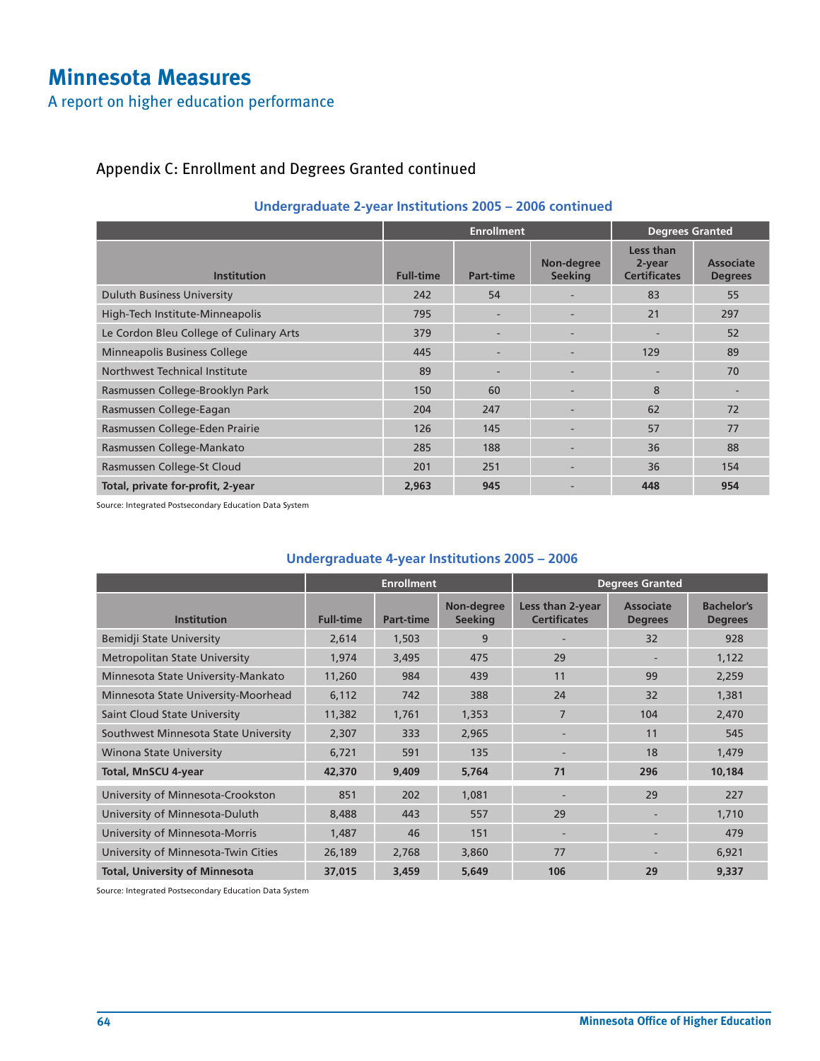# Minnesota Measures

A report on higher education performance

## Appendix C: Enrollment and Degrees Granted continued

### Undergraduate 2-year Institutions 2005 – 2006 continued

| Institution | Enrollment | | | Degrees Granted | |
|---|---|---|---|---|---|
| | Full-time | Part-time | Non-degree Seeking | Less than 2-year Certificates | Associate Degrees |
| Duluth Business University | 242 | 54 | - | 83 | 55 |
| High-Tech Institute-Minneapolis | 795 | - | - | 21 | 297 |
| Le Cordon Bleu College of Culinary Arts | 379 | - | - | - | 52 |
| Minneapolis Business College | 445 | - | - | 129 | 89 |
| Northwest Technical Institute | 89 | - | - | - | 70 |
| Rasmussen College-Brooklyn Park | 150 | 60 | - | 8 | - |
| Rasmussen College-Eagan | 204 | 247 | - | 62 | 72 |
| Rasmussen College-Eden Prairie | 126 | 145 | - | 57 | 77 |
| Rasmussen College-Mankato | 285 | 188 | - | 36 | 88 |
| Rasmussen College-St Cloud | 201 | 251 | - | 36 | 154 |
| **Total, private for-profit, 2-year** | **2,963** | **945** | - | **448** | **954** |

Source: Integrated Postsecondary Education Data System

### Undergraduate 4-year Institutions 2005 – 2006

| Institution | Enrollment | | | Degrees Granted | | |
|---|---|---|---|---|---|---|
| | Full-time | Part-time | Non-degree Seeking | Less than 2-year Certificates | Associate Degrees | Bachelor's Degrees |
| Bemidji State University | 2,614 | 1,503 | 9 | - | 32 | 928 |
| Metropolitan State University | 1,974 | 3,495 | 475 | 29 | - | 1,122 |
| Minnesota State University-Mankato | 11,260 | 984 | 439 | 11 | 99 | 2,259 |
| Minnesota State University-Moorhead | 6,112 | 742 | 388 | 24 | 32 | 1,381 |
| Saint Cloud State University | 11,382 | 1,761 | 1,353 | 7 | 104 | 2,470 |
| Southwest Minnesota State University | 2,307 | 333 | 2,965 | - | 11 | 545 |
| Winona State University | 6,721 | 591 | 135 | - | 18 | 1,479 |
| **Total, MnSCU 4-year** | **42,370** | **9,409** | **5,764** | **71** | **296** | **10,184** |
| University of Minnesota-Crookston | 851 | 202 | 1,081 | - | 29 | 227 |
| University of Minnesota-Duluth | 8,488 | 443 | 557 | 29 | - | 1,710 |
| University of Minnesota-Morris | 1,487 | 46 | 151 | - | - | 479 |
| University of Minnesota-Twin Cities | 26,189 | 2,768 | 3,860 | 77 | - | 6,921 |
| **Total, University of Minnesota** | **37,015** | **3,459** | **5,649** | **106** | **29** | **9,337** |

Source: Integrated Postsecondary Education Data System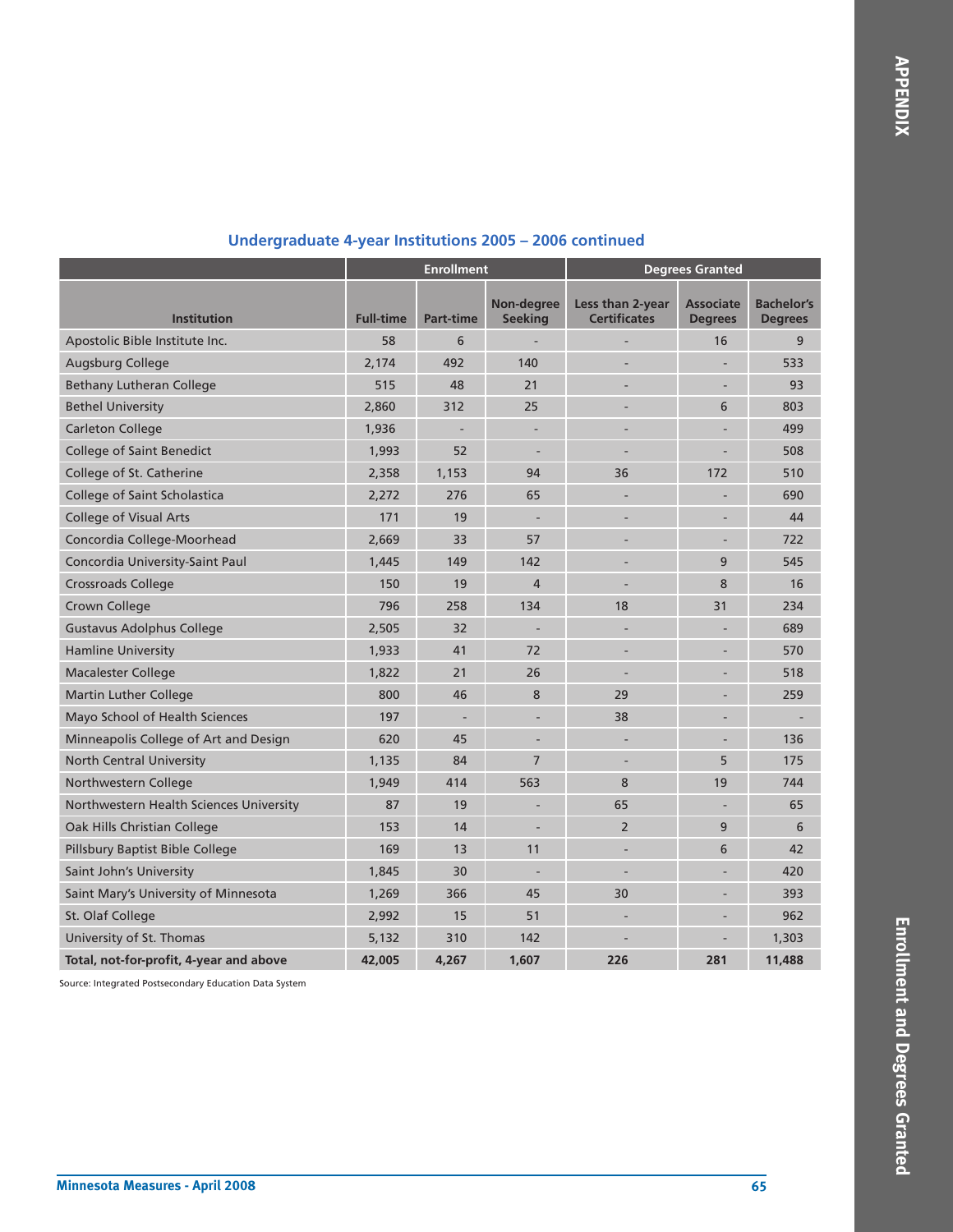## Undergraduate 4-year Institutions 2005 – 2006 continued

| Institution | Enrollment | | | Degrees Granted | | |
|---|---|---|---|---|---|---|
| | Full-time | Part-time | Non-degree Seeking | Less than 2-year Certificates | Associate Degrees | Bachelor's Degrees |
| Apostolic Bible Institute Inc. | 58 | 6 | - | - | 16 | 9 |
| Augsburg College | 2,174 | 492 | 140 | - | - | 533 |
| Bethany Lutheran College | 515 | 48 | 21 | - | - | 93 |
| Bethel University | 2,860 | 312 | 25 | - | 6 | 803 |
| Carleton College | 1,936 | - | - | - | - | 499 |
| College of Saint Benedict | 1,993 | 52 | - | - | - | 508 |
| College of St. Catherine | 2,358 | 1,153 | 94 | 36 | 172 | 510 |
| College of Saint Scholastica | 2,272 | 276 | 65 | - | - | 690 |
| College of Visual Arts | 171 | 19 | - | - | - | 44 |
| Concordia College-Moorhead | 2,669 | 33 | 57 | - | - | 722 |
| Concordia University-Saint Paul | 1,445 | 149 | 142 | - | 9 | 545 |
| Crossroads College | 150 | 19 | 4 | - | 8 | 16 |
| Crown College | 796 | 258 | 134 | 18 | 31 | 234 |
| Gustavus Adolphus College | 2,505 | 32 | - | - | - | 689 |
| Hamline University | 1,933 | 41 | 72 | - | - | 570 |
| Macalester College | 1,822 | 21 | 26 | - | - | 518 |
| Martin Luther College | 800 | 46 | 8 | 29 | - | 259 |
| Mayo School of Health Sciences | 197 | - | - | 38 | - | - |
| Minneapolis College of Art and Design | 620 | 45 | - | - | - | 136 |
| North Central University | 1,135 | 84 | 7 | - | 5 | 175 |
| Northwestern College | 1,949 | 414 | 563 | 8 | 19 | 744 |
| Northwestern Health Sciences University | 87 | 19 | - | 65 | - | 65 |
| Oak Hills Christian College | 153 | 14 | - | 2 | 9 | 6 |
| Pillsbury Baptist Bible College | 169 | 13 | 11 | - | 6 | 42 |
| Saint John's University | 1,845 | 30 | - | - | - | 420 |
| Saint Mary's University of Minnesota | 1,269 | 366 | 45 | 30 | - | 393 |
| St. Olaf College | 2,992 | 15 | 51 | - | - | 962 |
| University of St. Thomas | 5,132 | 310 | 142 | - | - | 1,303 |
| **Total, not-for-profit, 4-year and above** | **42,005** | **4,267** | **1,607** | **226** | **281** | **11,488** |

Source: Integrated Postsecondary Education Data System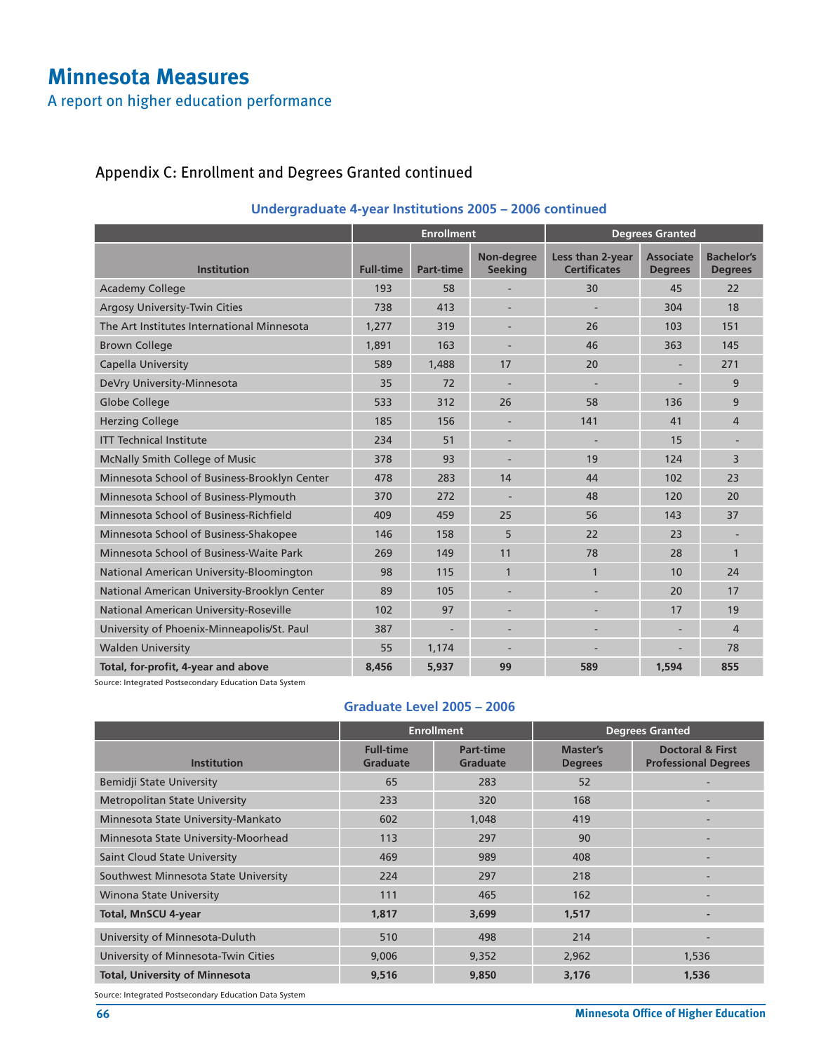# Minnesota Measures

A report on higher education performance

## Appendix C: Enrollment and Degrees Granted continued

### Undergraduate 4-year Institutions 2005 – 2006 continued

| Institution | Enrollment | | | Degrees Granted | | |
|---|---|---|---|---|---|---|
| | Full-time | Part-time | Non-degree Seeking | Less than 2-year Certificates | Associate Degrees | Bachelor's Degrees |
| Academy College | 193 | 58 | - | 30 | 45 | 22 |
| Argosy University-Twin Cities | 738 | 413 | - | - | 304 | 18 |
| The Art Institutes International Minnesota | 1,277 | 319 | - | 26 | 103 | 151 |
| Brown College | 1,891 | 163 | - | 46 | 363 | 145 |
| Capella University | 589 | 1,488 | 17 | 20 | - | 271 |
| DeVry University-Minnesota | 35 | 72 | - | - | - | 9 |
| Globe College | 533 | 312 | 26 | 58 | 136 | 9 |
| Herzing College | 185 | 156 | - | 141 | 41 | 4 |
| ITT Technical Institute | 234 | 51 | - | - | 15 | - |
| McNally Smith College of Music | 378 | 93 | - | 19 | 124 | 3 |
| Minnesota School of Business-Brooklyn Center | 478 | 283 | 14 | 44 | 102 | 23 |
| Minnesota School of Business-Plymouth | 370 | 272 | - | 48 | 120 | 20 |
| Minnesota School of Business-Richfield | 409 | 459 | 25 | 56 | 143 | 37 |
| Minnesota School of Business-Shakopee | 146 | 158 | 5 | 22 | 23 | - |
| Minnesota School of Business-Waite Park | 269 | 149 | 11 | 78 | 28 | 1 |
| National American University-Bloomington | 98 | 115 | 1 | 1 | 10 | 24 |
| National American University-Brooklyn Center | 89 | 105 | - | - | 20 | 17 |
| National American University-Roseville | 102 | 97 | - | - | 17 | 19 |
| University of Phoenix-Minneapolis/St. Paul | 387 | - | - | - | - | 4 |
| Walden University | 55 | 1,174 | - | - | - | 78 |
| **Total, for-profit, 4-year and above** | **8,456** | **5,937** | **99** | **589** | **1,594** | **855** |

Source: Integrated Postsecondary Education Data System

### Graduate Level 2005 – 2006

| Institution | Enrollment | | Degrees Granted | |
|---|---|---|---|---|
| | Full-time Graduate | Part-time Graduate | Master's Degrees | Doctoral & First Professional Degrees |
| Bemidji State University | 65 | 283 | 52 | - |
| Metropolitan State University | 233 | 320 | 168 | - |
| Minnesota State University-Mankato | 602 | 1,048 | 419 | - |
| Minnesota State University-Moorhead | 113 | 297 | 90 | - |
| Saint Cloud State University | 469 | 989 | 408 | - |
| Southwest Minnesota State University | 224 | 297 | 218 | - |
| Winona State University | 111 | 465 | 162 | - |
| **Total, MnSCU 4-year** | **1,817** | **3,699** | **1,517** | **-** |
| University of Minnesota-Duluth | 510 | 498 | 214 | - |
| University of Minnesota-Twin Cities | 9,006 | 9,352 | 2,962 | 1,536 |
| **Total, University of Minnesota** | **9,516** | **9,850** | **3,176** | **1,536** |

Source: Integrated Postsecondary Education Data System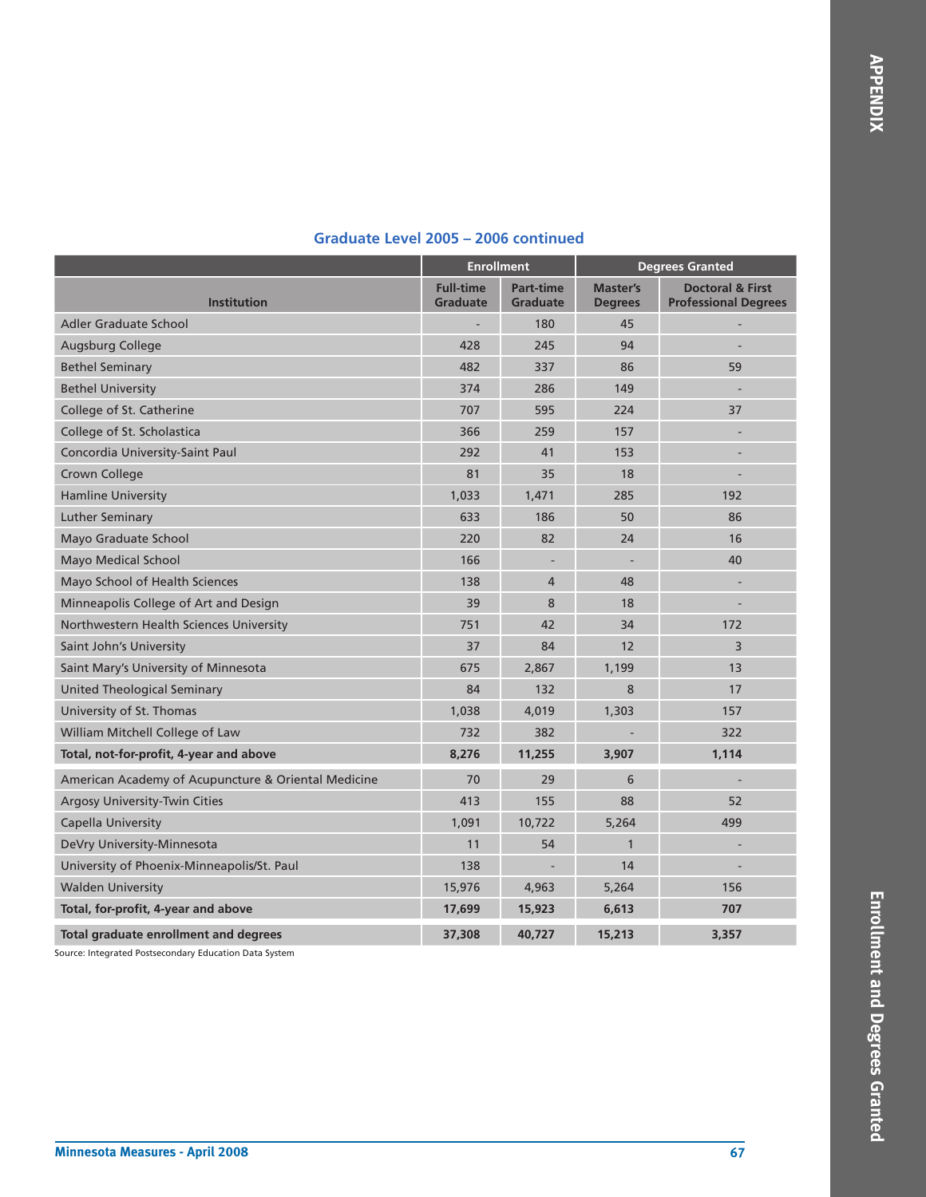## Graduate Level 2005 – 2006 continued

| Institution | Enrollment | | Degrees Granted | |
|---|---|---|---|---|
| | Full-time Graduate | Part-time Graduate | Master's Degrees | Doctoral & First Professional Degrees |
| Adler Graduate School | - | 180 | 45 | - |
| Augsburg College | 428 | 245 | 94 | - |
| Bethel Seminary | 482 | 337 | 86 | 59 |
| Bethel University | 374 | 286 | 149 | - |
| College of St. Catherine | 707 | 595 | 224 | 37 |
| College of St. Scholastica | 366 | 259 | 157 | - |
| Concordia University-Saint Paul | 292 | 41 | 153 | - |
| Crown College | 81 | 35 | 18 | - |
| Hamline University | 1,033 | 1,471 | 285 | 192 |
| Luther Seminary | 633 | 186 | 50 | 86 |
| Mayo Graduate School | 220 | 82 | 24 | 16 |
| Mayo Medical School | 166 | - | - | 40 |
| Mayo School of Health Sciences | 138 | 4 | 48 | - |
| Minneapolis College of Art and Design | 39 | 8 | 18 | - |
| Northwestern Health Sciences University | 751 | 42 | 34 | 172 |
| Saint John's University | 37 | 84 | 12 | 3 |
| Saint Mary's University of Minnesota | 675 | 2,867 | 1,199 | 13 |
| United Theological Seminary | 84 | 132 | 8 | 17 |
| University of St. Thomas | 1,038 | 4,019 | 1,303 | 157 |
| William Mitchell College of Law | 732 | 382 | - | 322 |
| **Total, not-for-profit, 4-year and above** | **8,276** | **11,255** | **3,907** | **1,114** |
| American Academy of Acupuncture & Oriental Medicine | 70 | 29 | 6 | - |
| Argosy University-Twin Cities | 413 | 155 | 88 | 52 |
| Capella University | 1,091 | 10,722 | 5,264 | 499 |
| DeVry University-Minnesota | 11 | 54 | 1 | - |
| University of Phoenix-Minneapolis/St. Paul | 138 | - | 14 | - |
| Walden University | 15,976 | 4,963 | 5,264 | 156 |
| **Total, for-profit, 4-year and above** | **17,699** | **15,923** | **6,613** | **707** |
| **Total graduate enrollment and degrees** | **37,308** | **40,727** | **15,213** | **3,357** |

Source: Integrated Postsecondary Education Data System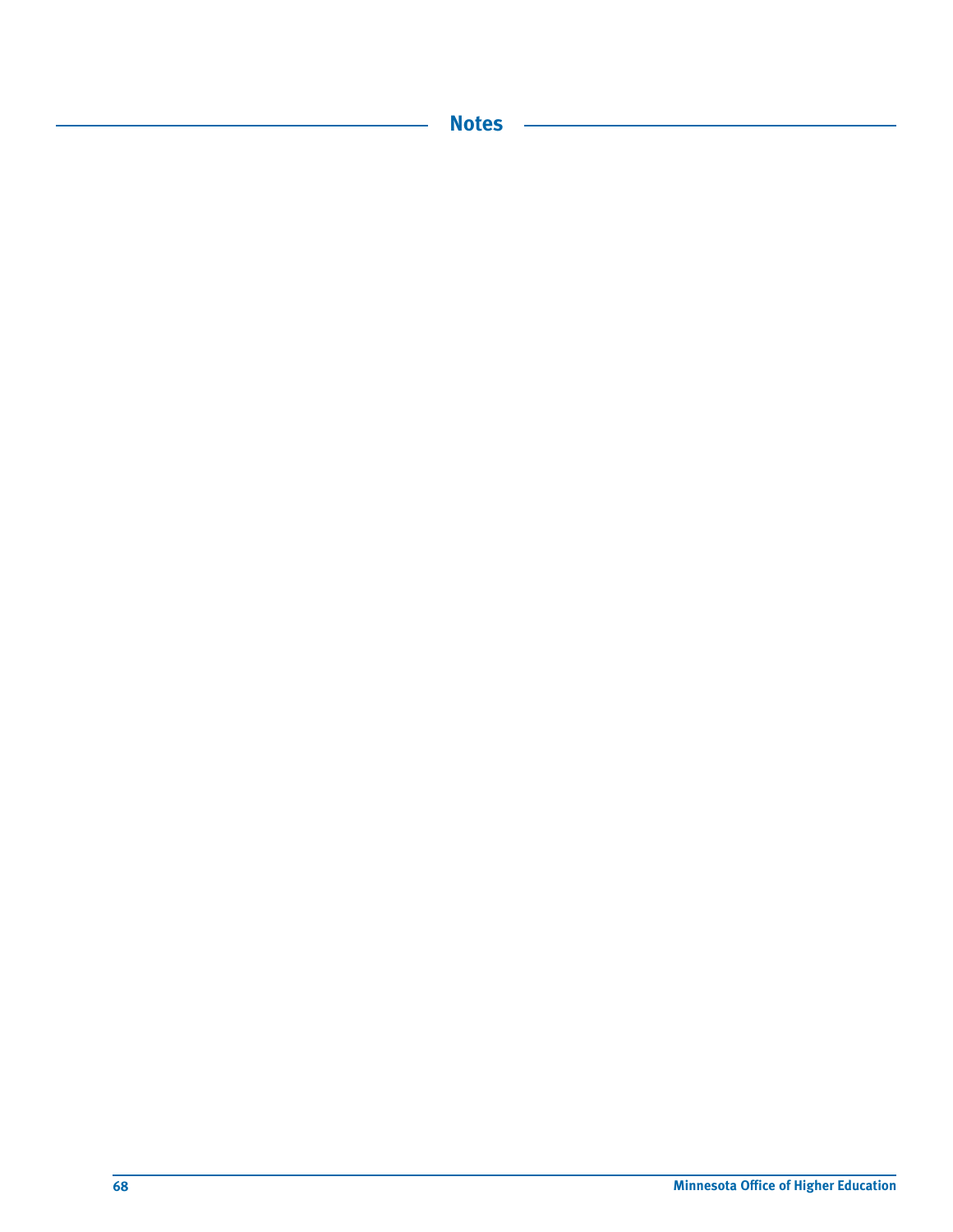## Notes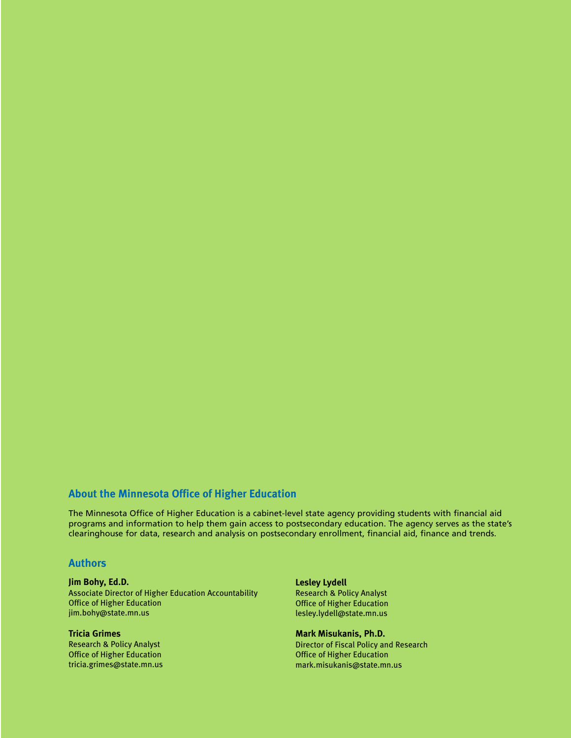## About the Minnesota Office of Higher Education

The Minnesota Office of Higher Education is a cabinet-level state agency providing students with financial aid programs and information to help them gain access to postsecondary education. The agency serves as the state's clearinghouse for data, research and analysis on postsecondary enrollment, financial aid, finance and trends.

## Authors

**Jim Bohy, Ed.D.**
Associate Director of Higher Education Accountability
Office of Higher Education
jim.bohy@state.mn.us

**Tricia Grimes**
Research & Policy Analyst
Office of Higher Education
tricia.grimes@state.mn.us

**Lesley Lydell**
Research & Policy Analyst
Office of Higher Education
lesley.lydell@state.mn.us

**Mark Misukanis, Ph.D.**
Director of Fiscal Policy and Research
Office of Higher Education
mark.misukanis@state.mn.us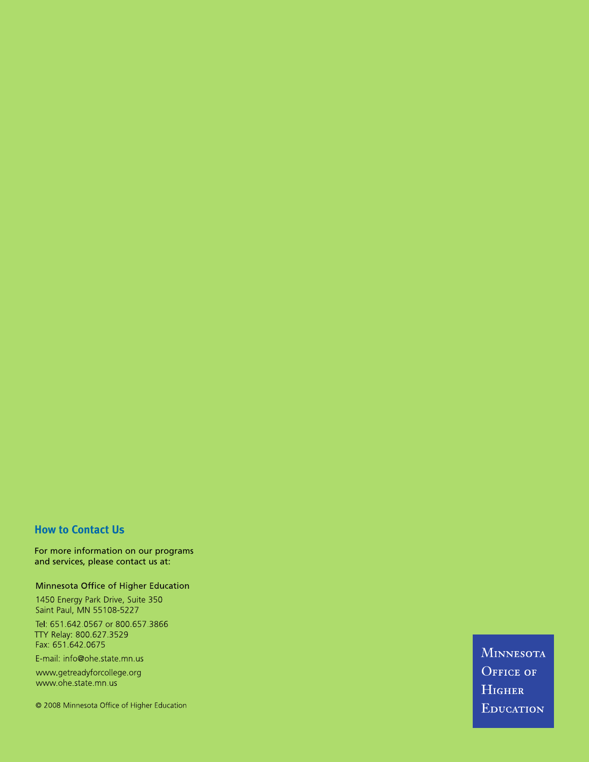## How to Contact Us

For more information on our programs and services, please contact us at:

Minnesota Office of Higher Education

1450 Energy Park Drive, Suite 350
Saint Paul, MN 55108-5227

Tel: 651.642.0567 or 800.657.3866
TTY Relay: 800.627.3529
Fax: 651.642.0675

E-mail: info@ohe.state.mn.us

www.getreadyforcollege.org
www.ohe.state.mn.us

© 2008 Minnesota Office of Higher Education

Minnesota Office of Higher Education